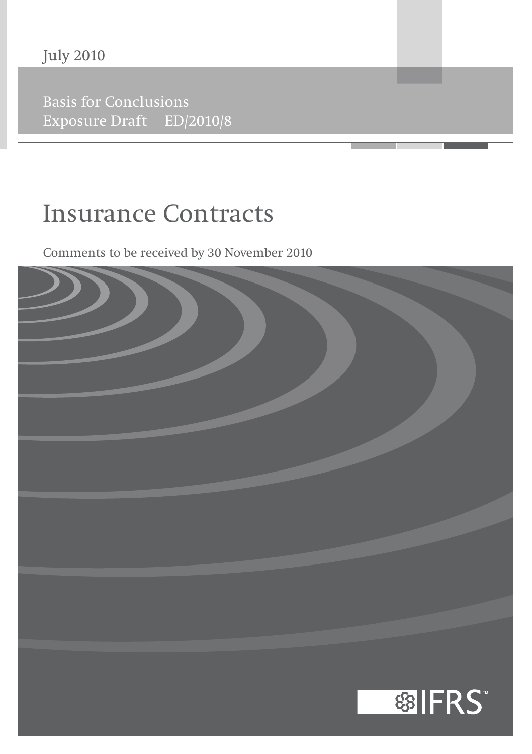July 2010

Basis for Conclusions
Exposure Draft ED/2010/8

# Insurance Contracts

Comments to be received by 30 November 2010

IFRS™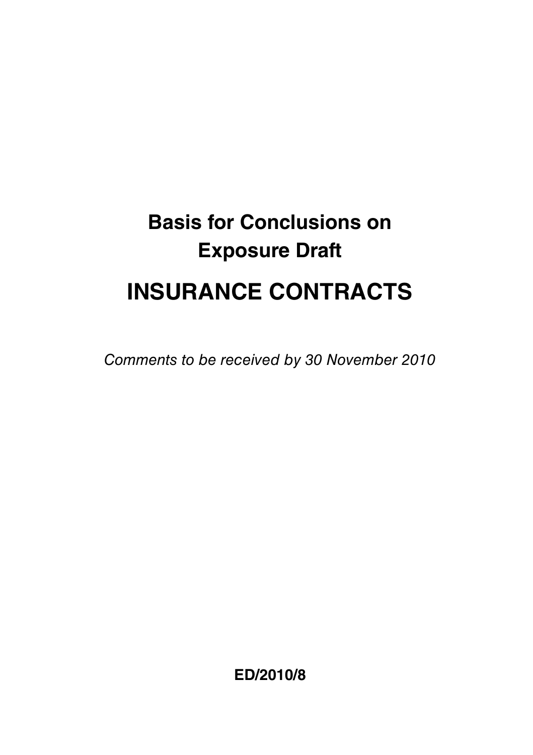# Basis for Conclusions on Exposure Draft

# INSURANCE CONTRACTS

*Comments to be received by 30 November 2010*

**ED/2010/8**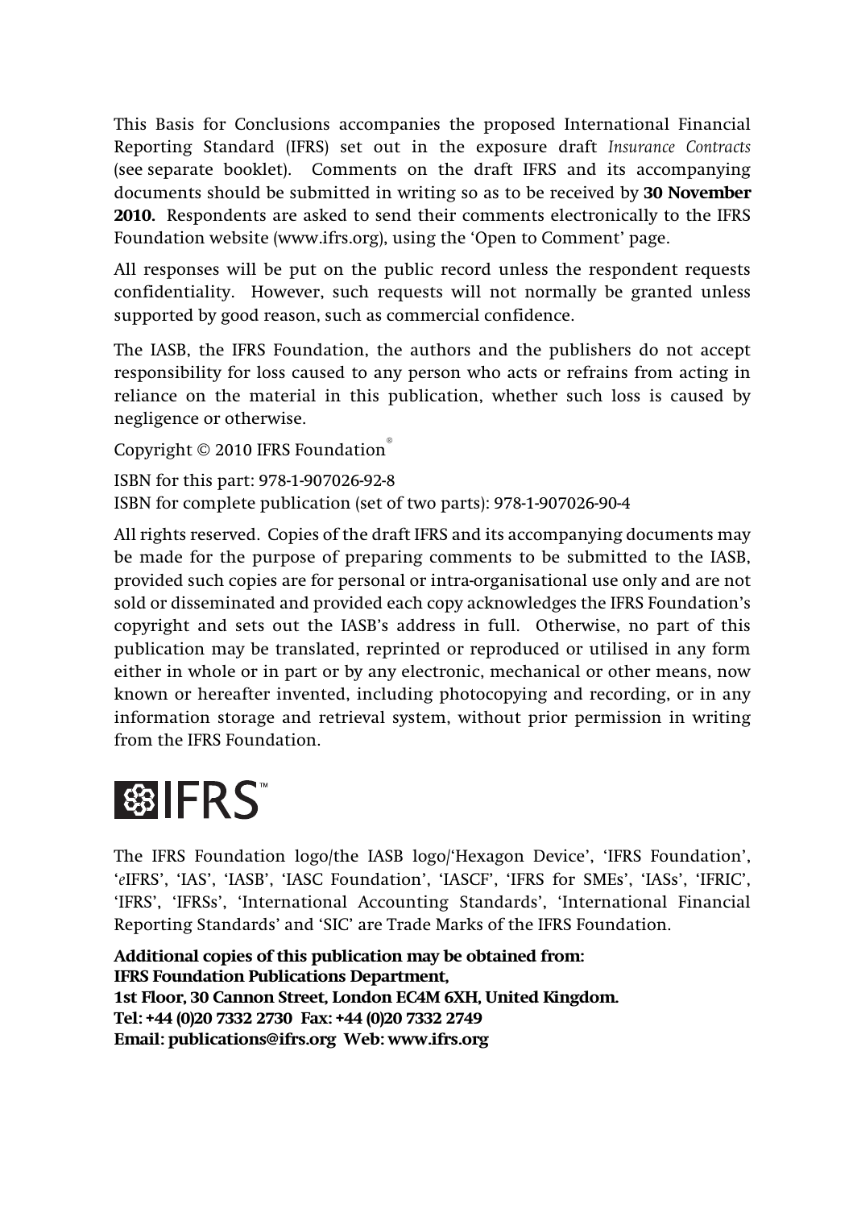This Basis for Conclusions accompanies the proposed International Financial Reporting Standard (IFRS) set out in the exposure draft *Insurance Contracts* (see separate booklet). Comments on the draft IFRS and its accompanying documents should be submitted in writing so as to be received by **30 November 2010.** Respondents are asked to send their comments electronically to the IFRS Foundation website (www.ifrs.org), using the 'Open to Comment' page.

All responses will be put on the public record unless the respondent requests confidentiality. However, such requests will not normally be granted unless supported by good reason, such as commercial confidence.

The IASB, the IFRS Foundation, the authors and the publishers do not accept responsibility for loss caused to any person who acts or refrains from acting in reliance on the material in this publication, whether such loss is caused by negligence or otherwise.

Copyright © 2010 IFRS Foundation®

ISBN for this part: 978-1-907026-92-8
ISBN for complete publication (set of two parts): 978-1-907026-90-4

All rights reserved. Copies of the draft IFRS and its accompanying documents may be made for the purpose of preparing comments to be submitted to the IASB, provided such copies are for personal or intra-organisational use only and are not sold or disseminated and provided each copy acknowledges the IFRS Foundation's copyright and sets out the IASB's address in full. Otherwise, no part of this publication may be translated, reprinted or reproduced or utilised in any form either in whole or in part or by any electronic, mechanical or other means, now known or hereafter invented, including photocopying and recording, or in any information storage and retrieval system, without prior permission in writing from the IFRS Foundation.

IFRS™

The IFRS Foundation logo/the IASB logo/'Hexagon Device', 'IFRS Foundation', '*e*IFRS', 'IAS', 'IASB', 'IASC Foundation', 'IASCF', 'IFRS for SMEs', 'IASs', 'IFRIC', 'IFRS', 'IFRSs', 'International Accounting Standards', 'International Financial Reporting Standards' and 'SIC' are Trade Marks of the IFRS Foundation.

**Additional copies of this publication may be obtained from:**
**IFRS Foundation Publications Department,**
**1st Floor, 30 Cannon Street, London EC4M 6XH, United Kingdom.**
**Tel: +44 (0)20 7332 2730 Fax: +44 (0)20 7332 2749**
**Email: publications@ifrs.org Web: www.ifrs.org**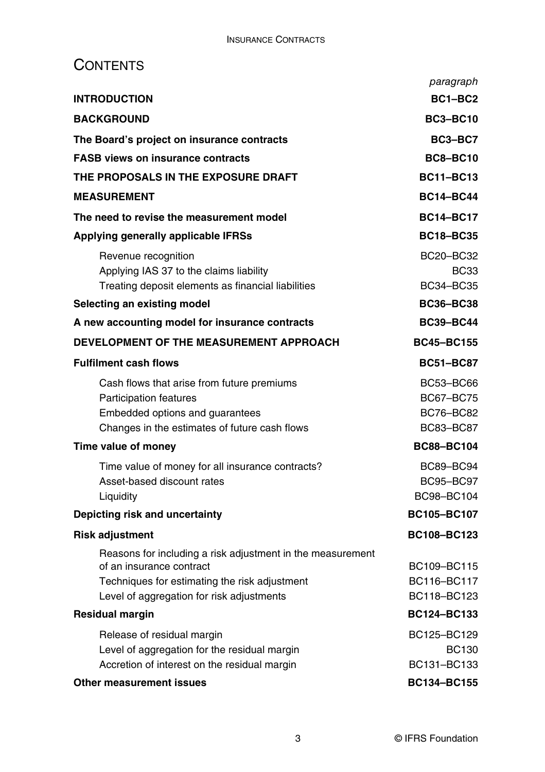# CONTENTS

| | *paragraph* |
|---|---|
| **INTRODUCTION** | **BC1–BC2** |
| **BACKGROUND** | **BC3–BC10** |
| **The Board's project on insurance contracts** | **BC3–BC7** |
| **FASB views on insurance contracts** | **BC8–BC10** |
| **THE PROPOSALS IN THE EXPOSURE DRAFT** | **BC11–BC13** |
| **MEASUREMENT** | **BC14–BC44** |
| **The need to revise the measurement model** | **BC14–BC17** |
| **Applying generally applicable IFRSs** | **BC18–BC35** |
| Revenue recognition | BC20–BC32 |
| Applying IAS 37 to the claims liability | BC33 |
| Treating deposit elements as financial liabilities | BC34–BC35 |
| **Selecting an existing model** | **BC36–BC38** |
| **A new accounting model for insurance contracts** | **BC39–BC44** |
| **DEVELOPMENT OF THE MEASUREMENT APPROACH** | **BC45–BC155** |
| **Fulfilment cash flows** | **BC51–BC87** |
| Cash flows that arise from future premiums | BC53–BC66 |
| Participation features | BC67–BC75 |
| Embedded options and guarantees | BC76–BC82 |
| Changes in the estimates of future cash flows | BC83–BC87 |
| **Time value of money** | **BC88–BC104** |
| Time value of money for all insurance contracts? | BC89–BC94 |
| Asset-based discount rates | BC95–BC97 |
| Liquidity | BC98–BC104 |
| **Depicting risk and uncertainty** | **BC105–BC107** |
| **Risk adjustment** | **BC108–BC123** |
| Reasons for including a risk adjustment in the measurement of an insurance contract | BC109–BC115 |
| Techniques for estimating the risk adjustment | BC116–BC117 |
| Level of aggregation for risk adjustments | BC118–BC123 |
| **Residual margin** | **BC124–BC133** |
| Release of residual margin | BC125–BC129 |
| Level of aggregation for the residual margin | BC130 |
| Accretion of interest on the residual margin | BC131–BC133 |
| **Other measurement issues** | **BC134–BC155** |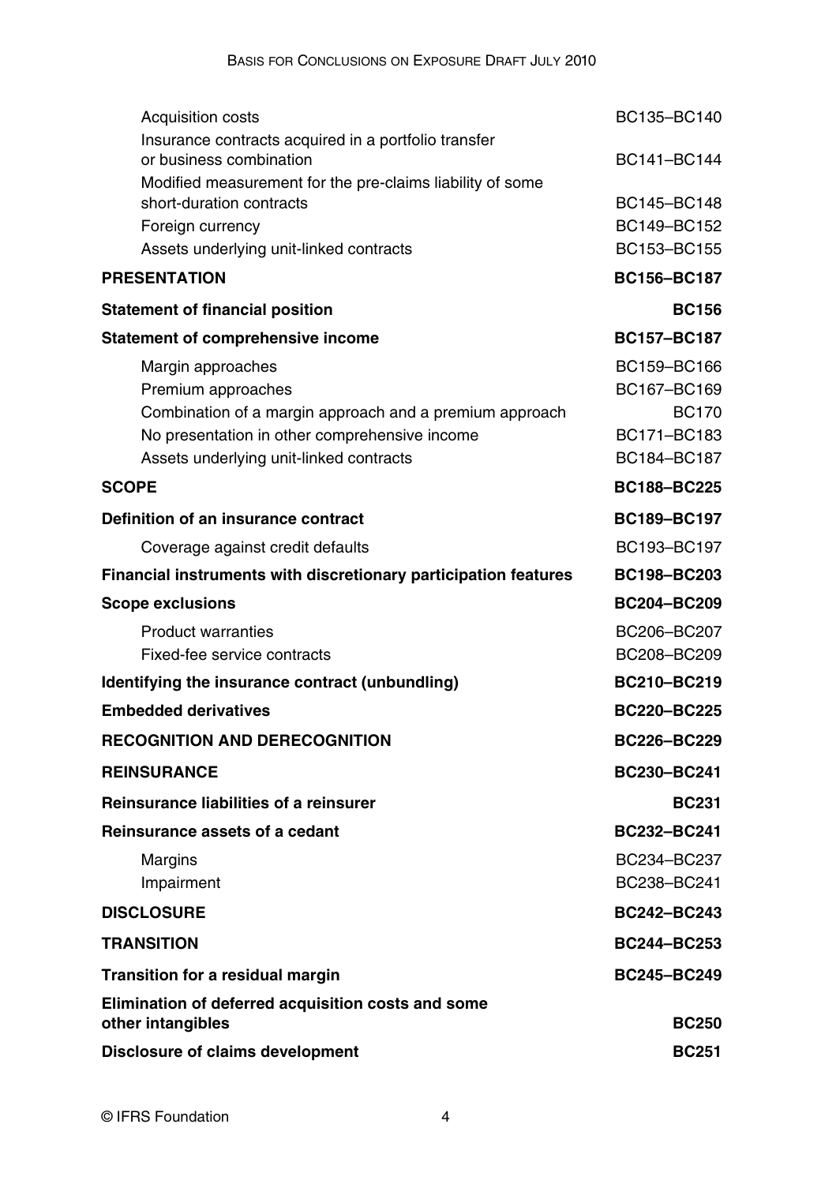| | |
|---|---|
| Acquisition costs | BC135–BC140 |
| Insurance contracts acquired in a portfolio transfer or business combination | BC141–BC144 |
| Modified measurement for the pre-claims liability of some short-duration contracts | BC145–BC148 |
| Foreign currency | BC149–BC152 |
| Assets underlying unit-linked contracts | BC153–BC155 |
| **PRESENTATION** | **BC156–BC187** |
| **Statement of financial position** | **BC156** |
| **Statement of comprehensive income** | **BC157–BC187** |
| Margin approaches | BC159–BC166 |
| Premium approaches | BC167–BC169 |
| Combination of a margin approach and a premium approach | BC170 |
| No presentation in other comprehensive income | BC171–BC183 |
| Assets underlying unit-linked contracts | BC184–BC187 |
| **SCOPE** | **BC188–BC225** |
| **Definition of an insurance contract** | **BC189–BC197** |
| Coverage against credit defaults | BC193–BC197 |
| **Financial instruments with discretionary participation features** | **BC198–BC203** |
| **Scope exclusions** | **BC204–BC209** |
| Product warranties | BC206–BC207 |
| Fixed-fee service contracts | BC208–BC209 |
| **Identifying the insurance contract (unbundling)** | **BC210–BC219** |
| **Embedded derivatives** | **BC220–BC225** |
| **RECOGNITION AND DERECOGNITION** | **BC226–BC229** |
| **REINSURANCE** | **BC230–BC241** |
| **Reinsurance liabilities of a reinsurer** | **BC231** |
| **Reinsurance assets of a cedant** | **BC232–BC241** |
| Margins | BC234–BC237 |
| Impairment | BC238–BC241 |
| **DISCLOSURE** | **BC242–BC243** |
| **TRANSITION** | **BC244–BC253** |
| **Transition for a residual margin** | **BC245–BC249** |
| **Elimination of deferred acquisition costs and some other intangibles** | **BC250** |
| **Disclosure of claims development** | **BC251** |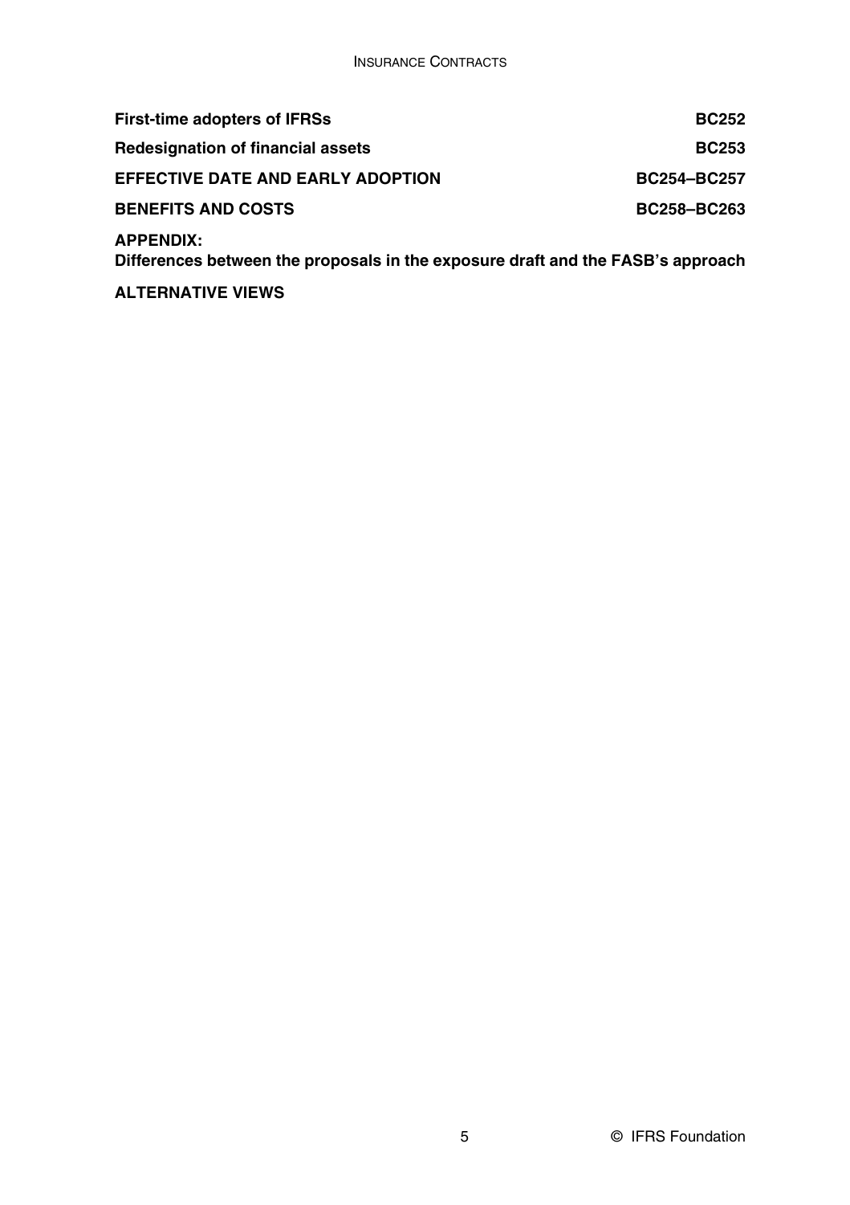| | |
|---|---|
| **First-time adopters of IFRSs** | **BC252** |
| **Redesignation of financial assets** | **BC253** |
| **EFFECTIVE DATE AND EARLY ADOPTION** | **BC254–BC257** |
| **BENEFITS AND COSTS** | **BC258–BC263** |

**APPENDIX:**
**Differences between the proposals in the exposure draft and the FASB's approach**

**ALTERNATIVE VIEWS**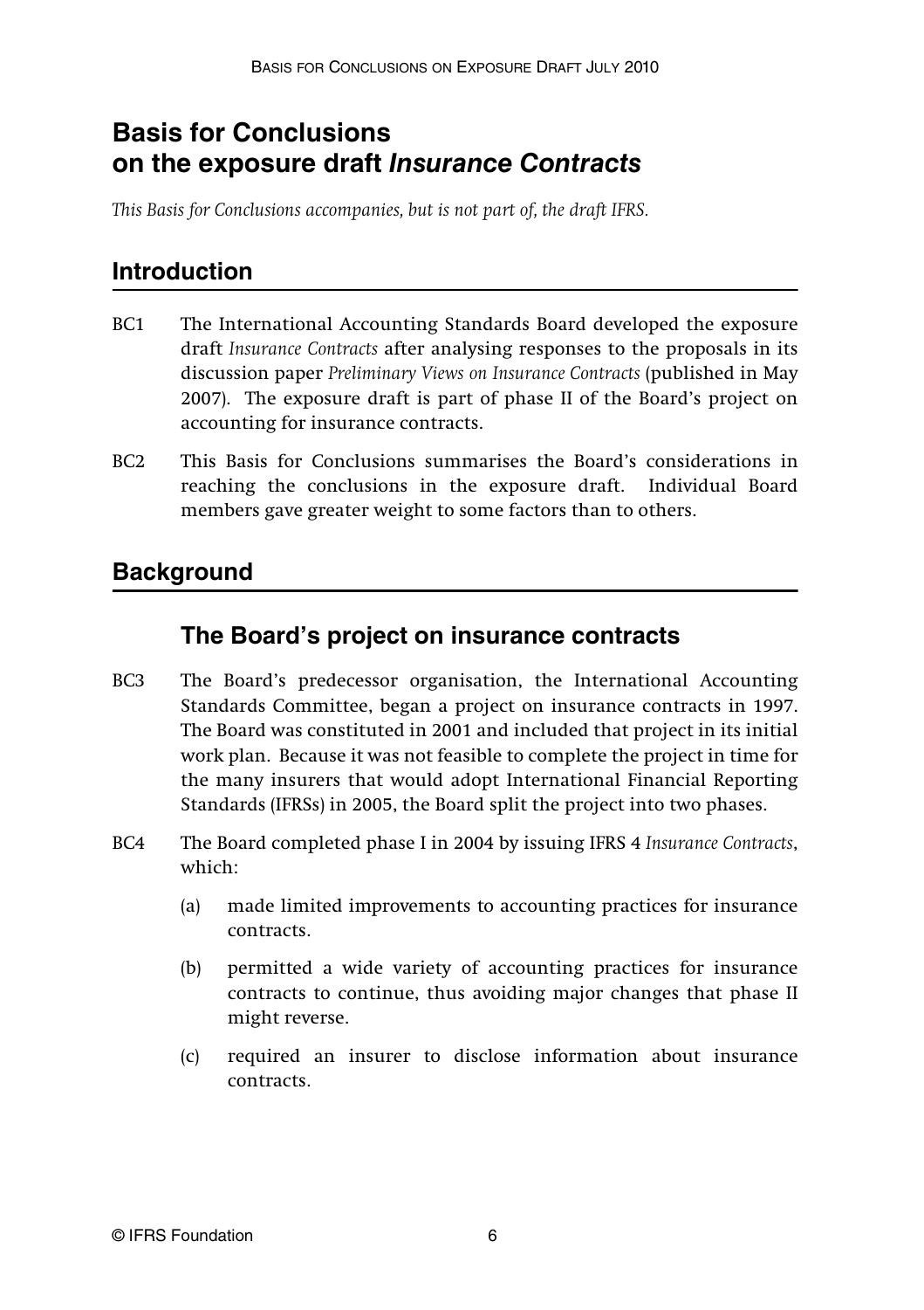# Basis for Conclusions on the exposure draft *Insurance Contracts*

*This Basis for Conclusions accompanies, but is not part of, the draft IFRS.*

## Introduction

BC1 The International Accounting Standards Board developed the exposure draft *Insurance Contracts* after analysing responses to the proposals in its discussion paper *Preliminary Views on Insurance Contracts* (published in May 2007). The exposure draft is part of phase II of the Board's project on accounting for insurance contracts.

BC2 This Basis for Conclusions summarises the Board's considerations in reaching the conclusions in the exposure draft. Individual Board members gave greater weight to some factors than to others.

## Background

### The Board's project on insurance contracts

BC3 The Board's predecessor organisation, the International Accounting Standards Committee, began a project on insurance contracts in 1997. The Board was constituted in 2001 and included that project in its initial work plan. Because it was not feasible to complete the project in time for the many insurers that would adopt International Financial Reporting Standards (IFRSs) in 2005, the Board split the project into two phases.

BC4 The Board completed phase I in 2004 by issuing IFRS 4 *Insurance Contracts*, which:

(a) made limited improvements to accounting practices for insurance contracts.

(b) permitted a wide variety of accounting practices for insurance contracts to continue, thus avoiding major changes that phase II might reverse.

(c) required an insurer to disclose information about insurance contracts.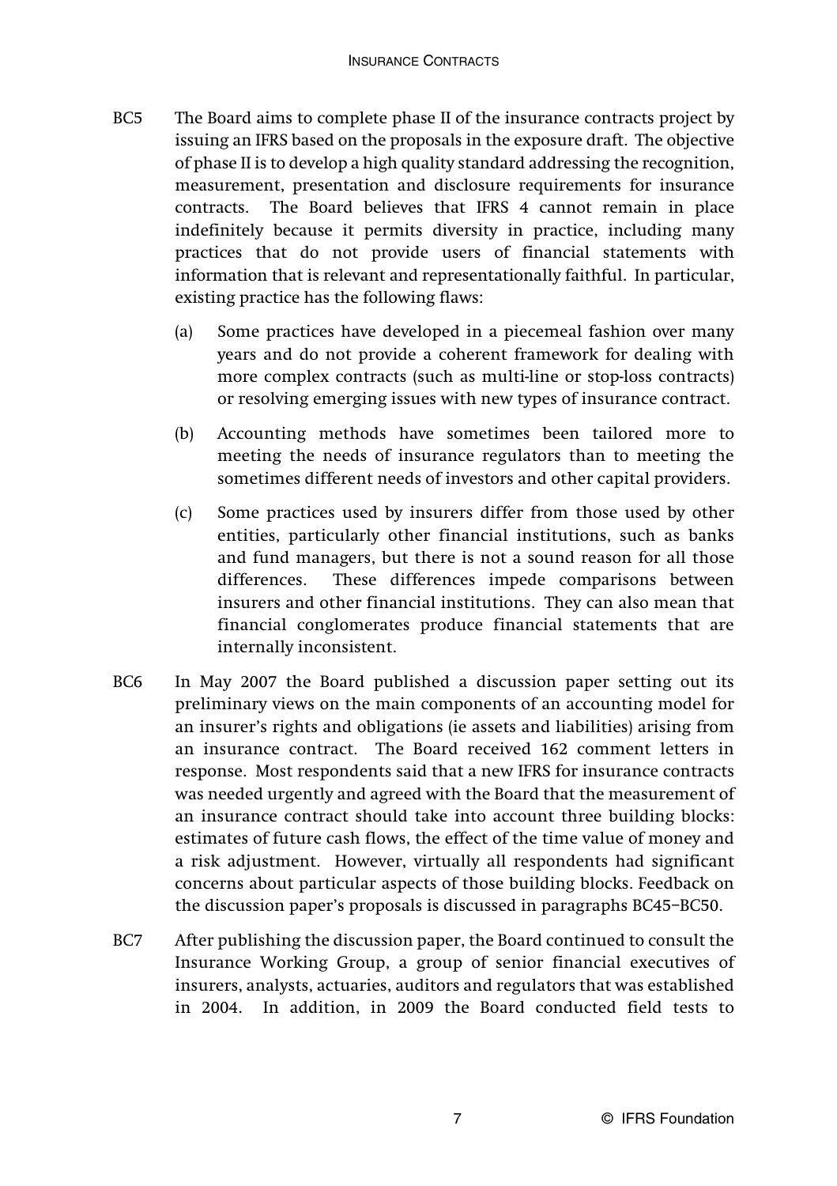BC5 The Board aims to complete phase II of the insurance contracts project by issuing an IFRS based on the proposals in the exposure draft. The objective of phase II is to develop a high quality standard addressing the recognition, measurement, presentation and disclosure requirements for insurance contracts. The Board believes that IFRS 4 cannot remain in place indefinitely because it permits diversity in practice, including many practices that do not provide users of financial statements with information that is relevant and representationally faithful. In particular, existing practice has the following flaws:

(a) Some practices have developed in a piecemeal fashion over many years and do not provide a coherent framework for dealing with more complex contracts (such as multi-line or stop-loss contracts) or resolving emerging issues with new types of insurance contract.

(b) Accounting methods have sometimes been tailored more to meeting the needs of insurance regulators than to meeting the sometimes different needs of investors and other capital providers.

(c) Some practices used by insurers differ from those used by other entities, particularly other financial institutions, such as banks and fund managers, but there is not a sound reason for all those differences. These differences impede comparisons between insurers and other financial institutions. They can also mean that financial conglomerates produce financial statements that are internally inconsistent.

BC6 In May 2007 the Board published a discussion paper setting out its preliminary views on the main components of an accounting model for an insurer's rights and obligations (ie assets and liabilities) arising from an insurance contract. The Board received 162 comment letters in response. Most respondents said that a new IFRS for insurance contracts was needed urgently and agreed with the Board that the measurement of an insurance contract should take into account three building blocks: estimates of future cash flows, the effect of the time value of money and a risk adjustment. However, virtually all respondents had significant concerns about particular aspects of those building blocks. Feedback on the discussion paper's proposals is discussed in paragraphs BC45–BC50.

BC7 After publishing the discussion paper, the Board continued to consult the Insurance Working Group, a group of senior financial executives of insurers, analysts, actuaries, auditors and regulators that was established in 2004. In addition, in 2009 the Board conducted field tests to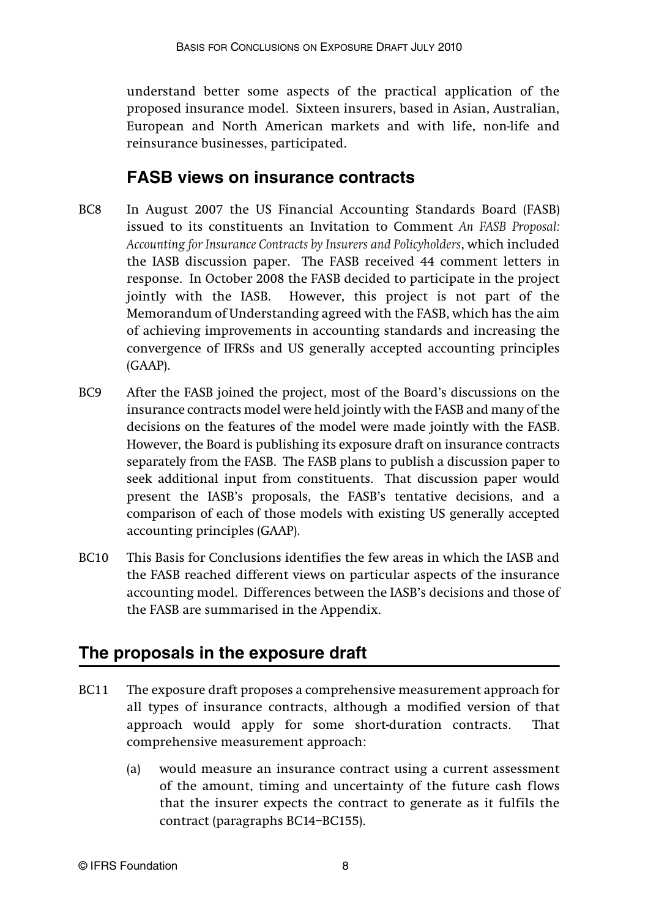understand better some aspects of the practical application of the proposed insurance model. Sixteen insurers, based in Asian, Australian, European and North American markets and with life, non-life and reinsurance businesses, participated.

### FASB views on insurance contracts

BC8 In August 2007 the US Financial Accounting Standards Board (FASB) issued to its constituents an Invitation to Comment *An FASB Proposal: Accounting for Insurance Contracts by Insurers and Policyholders*, which included the IASB discussion paper. The FASB received 44 comment letters in response. In October 2008 the FASB decided to participate in the project jointly with the IASB. However, this project is not part of the Memorandum of Understanding agreed with the FASB, which has the aim of achieving improvements in accounting standards and increasing the convergence of IFRSs and US generally accepted accounting principles (GAAP).

BC9 After the FASB joined the project, most of the Board's discussions on the insurance contracts model were held jointly with the FASB and many of the decisions on the features of the model were made jointly with the FASB. However, the Board is publishing its exposure draft on insurance contracts separately from the FASB. The FASB plans to publish a discussion paper to seek additional input from constituents. That discussion paper would present the IASB's proposals, the FASB's tentative decisions, and a comparison of each of those models with existing US generally accepted accounting principles (GAAP).

BC10 This Basis for Conclusions identifies the few areas in which the IASB and the FASB reached different views on particular aspects of the insurance accounting model. Differences between the IASB's decisions and those of the FASB are summarised in the Appendix.

## The proposals in the exposure draft

BC11 The exposure draft proposes a comprehensive measurement approach for all types of insurance contracts, although a modified version of that approach would apply for some short-duration contracts. That comprehensive measurement approach:

(a) would measure an insurance contract using a current assessment of the amount, timing and uncertainty of the future cash flows that the insurer expects the contract to generate as it fulfils the contract (paragraphs BC14–BC155).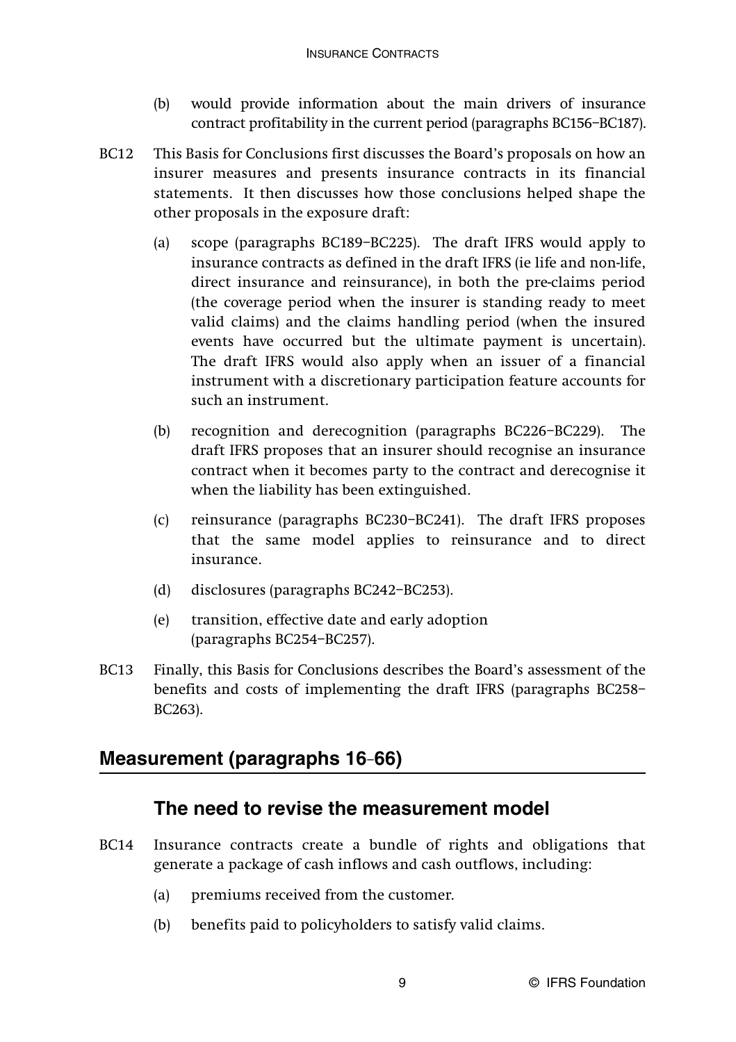(b) would provide information about the main drivers of insurance contract profitability in the current period (paragraphs BC156–BC187).

BC12 This Basis for Conclusions first discusses the Board's proposals on how an insurer measures and presents insurance contracts in its financial statements. It then discusses how those conclusions helped shape the other proposals in the exposure draft:

(a) scope (paragraphs BC189–BC225). The draft IFRS would apply to insurance contracts as defined in the draft IFRS (ie life and non-life, direct insurance and reinsurance), in both the pre-claims period (the coverage period when the insurer is standing ready to meet valid claims) and the claims handling period (when the insured events have occurred but the ultimate payment is uncertain). The draft IFRS would also apply when an issuer of a financial instrument with a discretionary participation feature accounts for such an instrument.

(b) recognition and derecognition (paragraphs BC226–BC229). The draft IFRS proposes that an insurer should recognise an insurance contract when it becomes party to the contract and derecognise it when the liability has been extinguished.

(c) reinsurance (paragraphs BC230–BC241). The draft IFRS proposes that the same model applies to reinsurance and to direct insurance.

(d) disclosures (paragraphs BC242–BC253).

(e) transition, effective date and early adoption (paragraphs BC254–BC257).

BC13 Finally, this Basis for Conclusions describes the Board's assessment of the benefits and costs of implementing the draft IFRS (paragraphs BC258–BC263).

## Measurement (paragraphs 16-66)

### The need to revise the measurement model

BC14 Insurance contracts create a bundle of rights and obligations that generate a package of cash inflows and cash outflows, including:

(a) premiums received from the customer.

(b) benefits paid to policyholders to satisfy valid claims.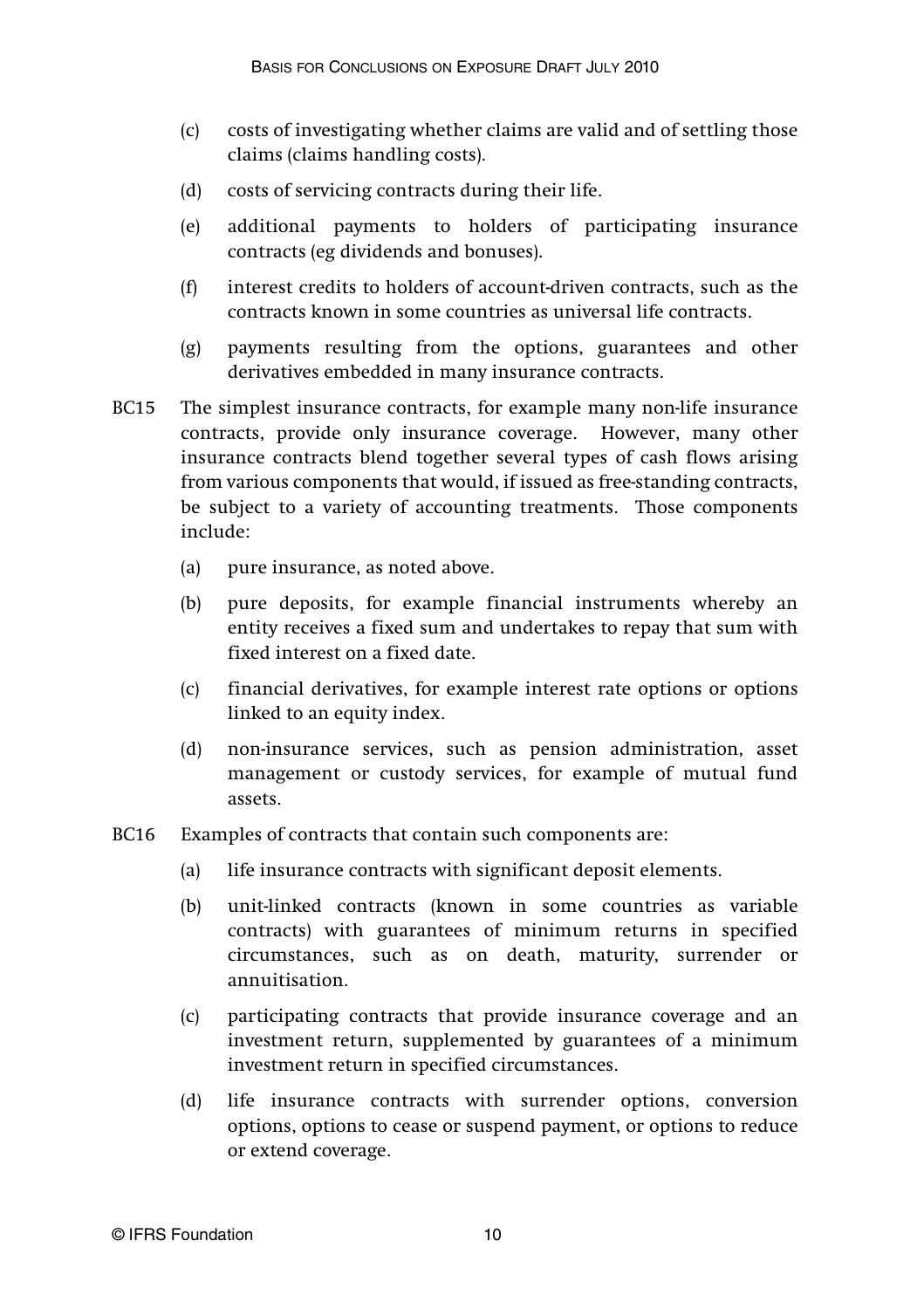(c) costs of investigating whether claims are valid and of settling those claims (claims handling costs).

(d) costs of servicing contracts during their life.

(e) additional payments to holders of participating insurance contracts (eg dividends and bonuses).

(f) interest credits to holders of account-driven contracts, such as the contracts known in some countries as universal life contracts.

(g) payments resulting from the options, guarantees and other derivatives embedded in many insurance contracts.

BC15 The simplest insurance contracts, for example many non-life insurance contracts, provide only insurance coverage. However, many other insurance contracts blend together several types of cash flows arising from various components that would, if issued as free-standing contracts, be subject to a variety of accounting treatments. Those components include:

(a) pure insurance, as noted above.

(b) pure deposits, for example financial instruments whereby an entity receives a fixed sum and undertakes to repay that sum with fixed interest on a fixed date.

(c) financial derivatives, for example interest rate options or options linked to an equity index.

(d) non-insurance services, such as pension administration, asset management or custody services, for example of mutual fund assets.

BC16 Examples of contracts that contain such components are:

(a) life insurance contracts with significant deposit elements.

(b) unit-linked contracts (known in some countries as variable contracts) with guarantees of minimum returns in specified circumstances, such as on death, maturity, surrender or annuitisation.

(c) participating contracts that provide insurance coverage and an investment return, supplemented by guarantees of a minimum investment return in specified circumstances.

(d) life insurance contracts with surrender options, conversion options, options to cease or suspend payment, or options to reduce or extend coverage.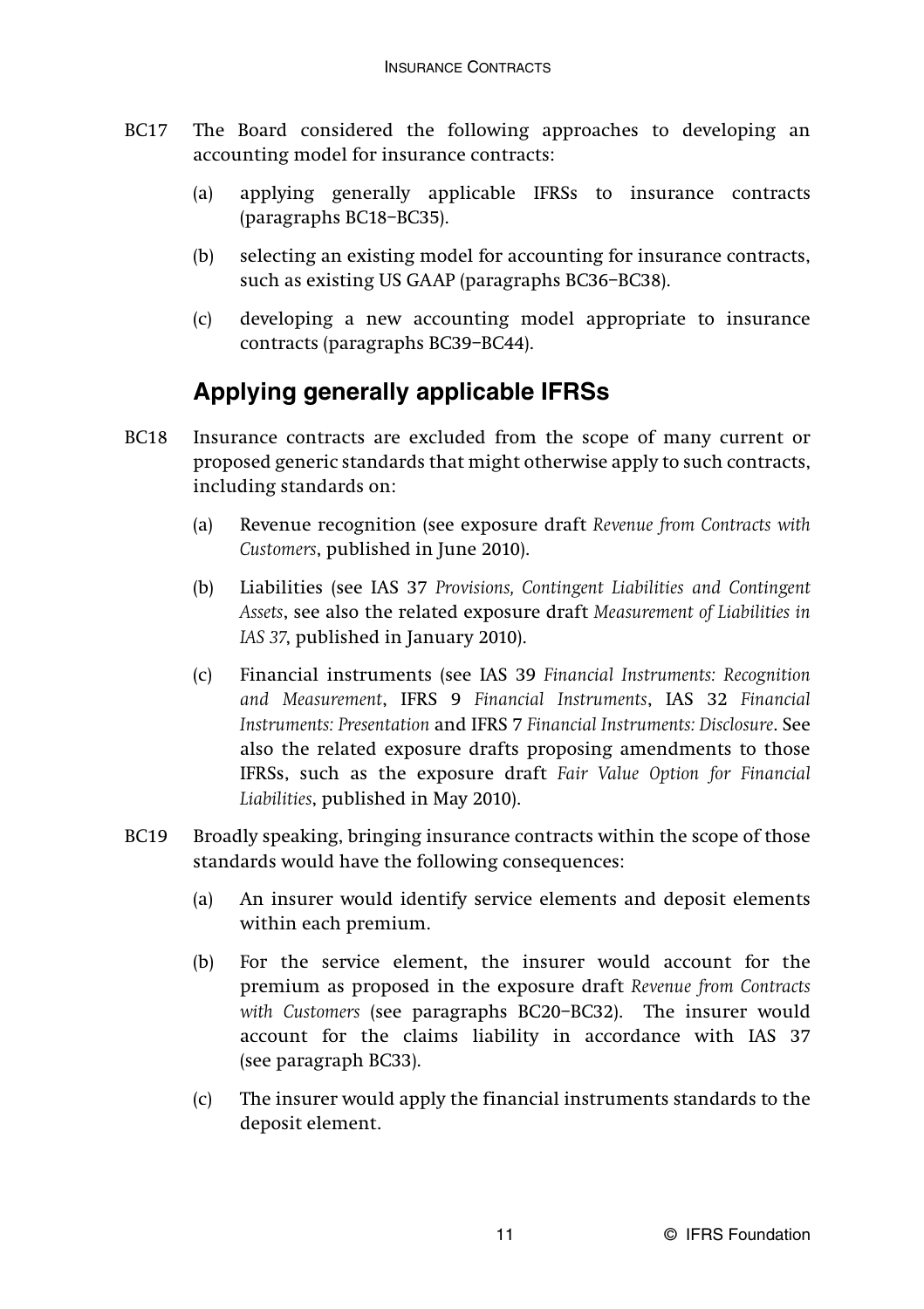BC17 The Board considered the following approaches to developing an accounting model for insurance contracts:

(a) applying generally applicable IFRSs to insurance contracts (paragraphs BC18–BC35).

(b) selecting an existing model for accounting for insurance contracts, such as existing US GAAP (paragraphs BC36–BC38).

(c) developing a new accounting model appropriate to insurance contracts (paragraphs BC39–BC44).

## Applying generally applicable IFRSs

BC18 Insurance contracts are excluded from the scope of many current or proposed generic standards that might otherwise apply to such contracts, including standards on:

(a) Revenue recognition (see exposure draft *Revenue from Contracts with Customers*, published in June 2010).

(b) Liabilities (see IAS 37 *Provisions, Contingent Liabilities and Contingent Assets*, see also the related exposure draft *Measurement of Liabilities in IAS 37*, published in January 2010).

(c) Financial instruments (see IAS 39 *Financial Instruments: Recognition and Measurement*, IFRS 9 *Financial Instruments*, IAS 32 *Financial Instruments: Presentation* and IFRS 7 *Financial Instruments: Disclosure*. See also the related exposure drafts proposing amendments to those IFRSs, such as the exposure draft *Fair Value Option for Financial Liabilities*, published in May 2010).

BC19 Broadly speaking, bringing insurance contracts within the scope of those standards would have the following consequences:

(a) An insurer would identify service elements and deposit elements within each premium.

(b) For the service element, the insurer would account for the premium as proposed in the exposure draft *Revenue from Contracts with Customers* (see paragraphs BC20–BC32). The insurer would account for the claims liability in accordance with IAS 37 (see paragraph BC33).

(c) The insurer would apply the financial instruments standards to the deposit element.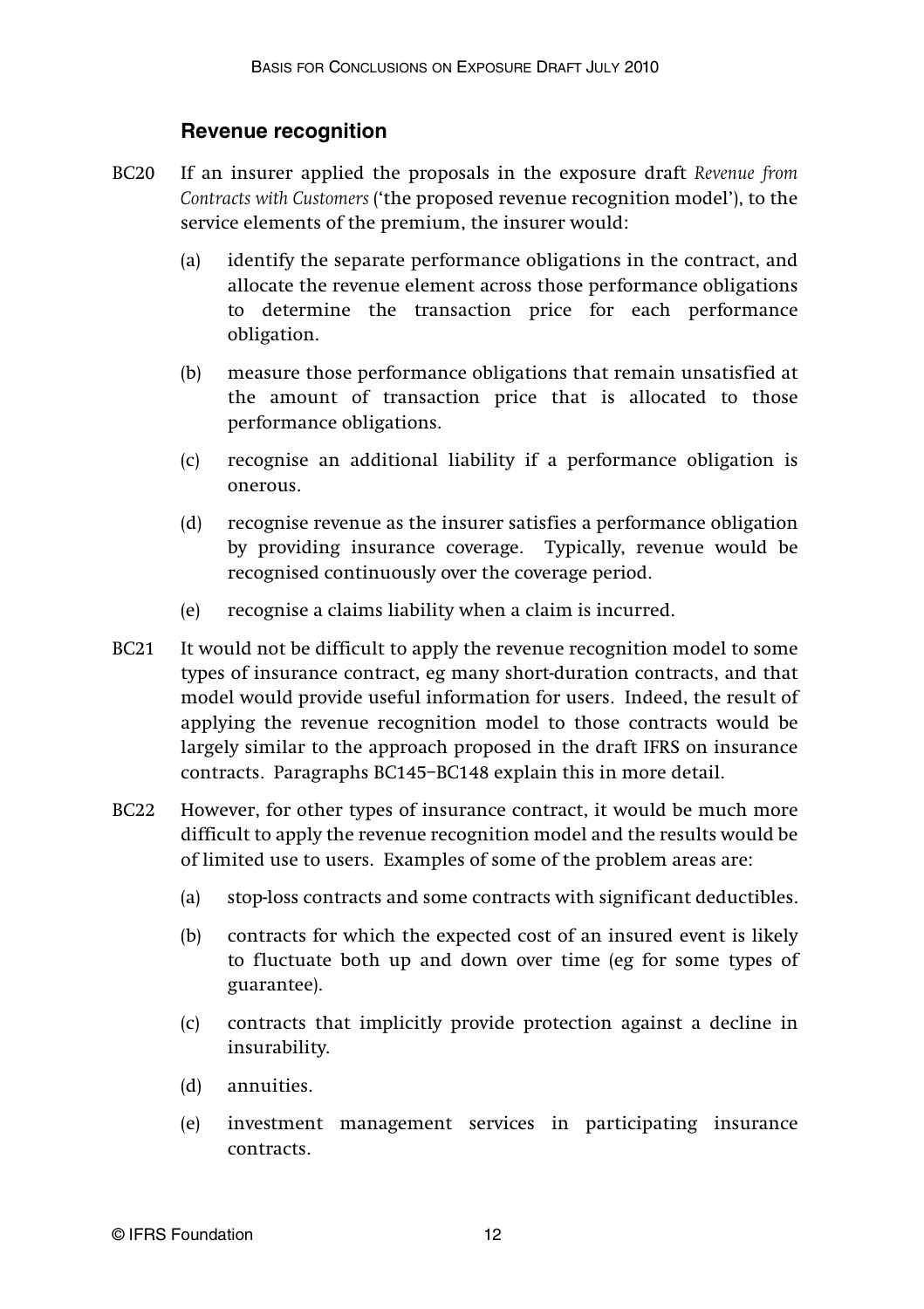## Revenue recognition

BC20 If an insurer applied the proposals in the exposure draft *Revenue from Contracts with Customers* ('the proposed revenue recognition model'), to the service elements of the premium, the insurer would:

(a) identify the separate performance obligations in the contract, and allocate the revenue element across those performance obligations to determine the transaction price for each performance obligation.

(b) measure those performance obligations that remain unsatisfied at the amount of transaction price that is allocated to those performance obligations.

(c) recognise an additional liability if a performance obligation is onerous.

(d) recognise revenue as the insurer satisfies a performance obligation by providing insurance coverage. Typically, revenue would be recognised continuously over the coverage period.

(e) recognise a claims liability when a claim is incurred.

BC21 It would not be difficult to apply the revenue recognition model to some types of insurance contract, eg many short-duration contracts, and that model would provide useful information for users. Indeed, the result of applying the revenue recognition model to those contracts would be largely similar to the approach proposed in the draft IFRS on insurance contracts. Paragraphs BC145–BC148 explain this in more detail.

BC22 However, for other types of insurance contract, it would be much more difficult to apply the revenue recognition model and the results would be of limited use to users. Examples of some of the problem areas are:

(a) stop-loss contracts and some contracts with significant deductibles.

(b) contracts for which the expected cost of an insured event is likely to fluctuate both up and down over time (eg for some types of guarantee).

(c) contracts that implicitly provide protection against a decline in insurability.

(d) annuities.

(e) investment management services in participating insurance contracts.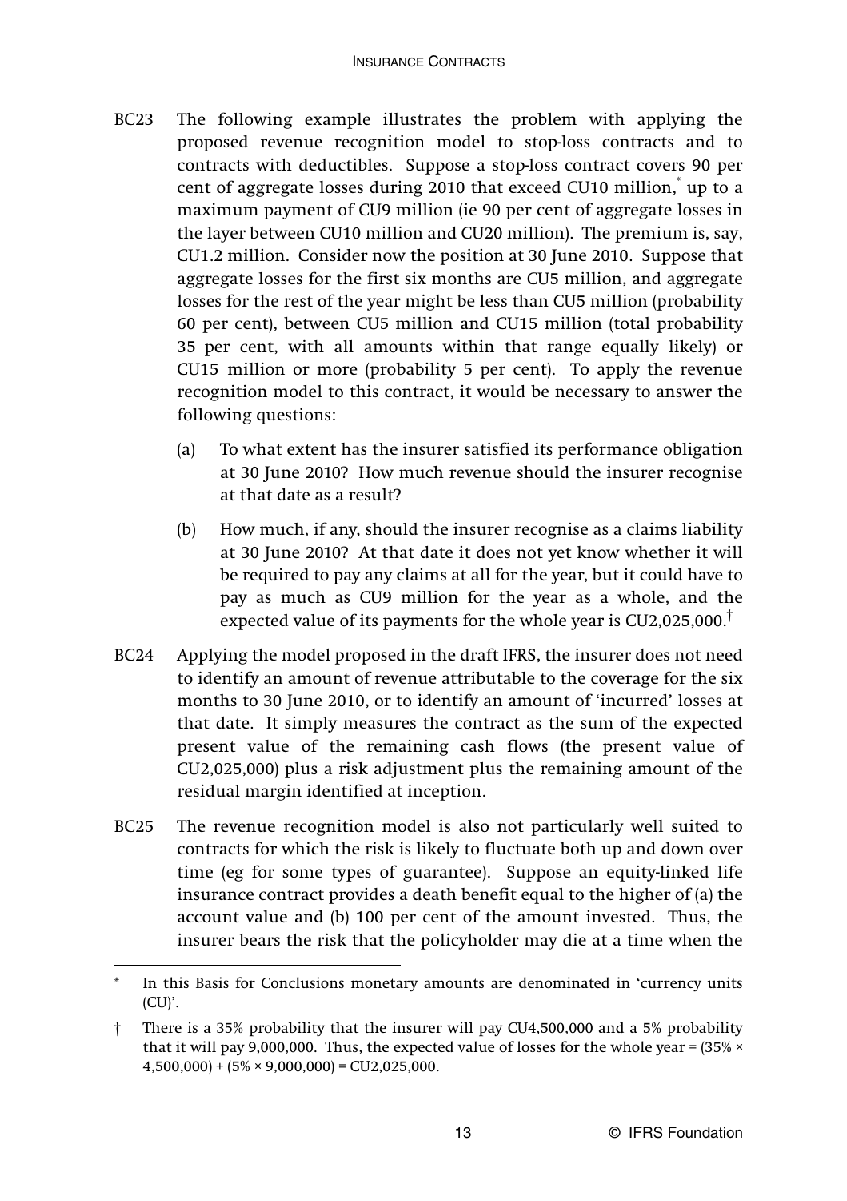BC23 The following example illustrates the problem with applying the proposed revenue recognition model to stop-loss contracts and to contracts with deductibles. Suppose a stop-loss contract covers 90 per cent of aggregate losses during 2010 that exceed CU10 million,[*] up to a maximum payment of CU9 million (ie 90 per cent of aggregate losses in the layer between CU10 million and CU20 million). The premium is, say, CU1.2 million. Consider now the position at 30 June 2010. Suppose that aggregate losses for the first six months are CU5 million, and aggregate losses for the rest of the year might be less than CU5 million (probability 60 per cent), between CU5 million and CU15 million (total probability 35 per cent, with all amounts within that range equally likely) or CU15 million or more (probability 5 per cent). To apply the revenue recognition model to this contract, it would be necessary to answer the following questions:

(a) To what extent has the insurer satisfied its performance obligation at 30 June 2010? How much revenue should the insurer recognise at that date as a result?

(b) How much, if any, should the insurer recognise as a claims liability at 30 June 2010? At that date it does not yet know whether it will be required to pay any claims at all for the year, but it could have to pay as much as CU9 million for the year as a whole, and the expected value of its payments for the whole year is CU2,025,000.[†]

BC24 Applying the model proposed in the draft IFRS, the insurer does not need to identify an amount of revenue attributable to the coverage for the six months to 30 June 2010, or to identify an amount of 'incurred' losses at that date. It simply measures the contract as the sum of the expected present value of the remaining cash flows (the present value of CU2,025,000) plus a risk adjustment plus the remaining amount of the residual margin identified at inception.

BC25 The revenue recognition model is also not particularly well suited to contracts for which the risk is likely to fluctuate both up and down over time (eg for some types of guarantee). Suppose an equity-linked life insurance contract provides a death benefit equal to the higher of (a) the account value and (b) 100 per cent of the amount invested. Thus, the insurer bears the risk that the policyholder may die at a time when the

---

[*] In this Basis for Conclusions monetary amounts are denominated in 'currency units (CU)'.

[†] There is a 35% probability that the insurer will pay CU4,500,000 and a 5% probability that it will pay 9,000,000. Thus, the expected value of losses for the whole year = (35% × 4,500,000) + (5% × 9,000,000) = CU2,025,000.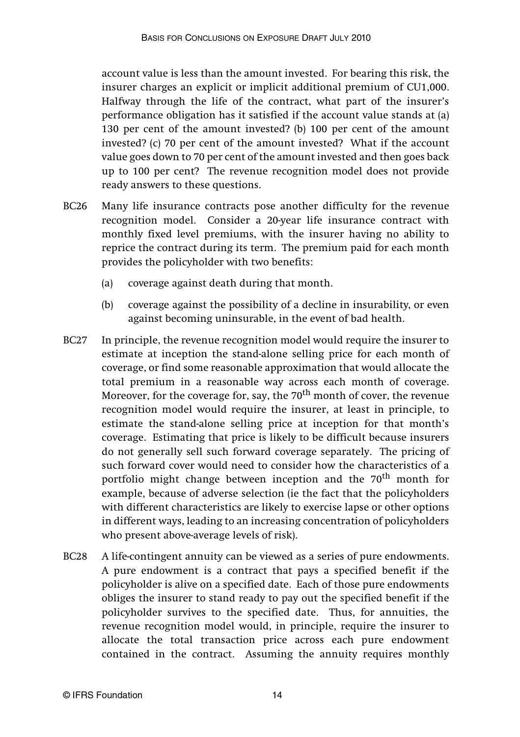account value is less than the amount invested. For bearing this risk, the insurer charges an explicit or implicit additional premium of CU1,000. Halfway through the life of the contract, what part of the insurer's performance obligation has it satisfied if the account value stands at (a) 130 per cent of the amount invested? (b) 100 per cent of the amount invested? (c) 70 per cent of the amount invested? What if the account value goes down to 70 per cent of the amount invested and then goes back up to 100 per cent? The revenue recognition model does not provide ready answers to these questions.

BC26 Many life insurance contracts pose another difficulty for the revenue recognition model. Consider a 20-year life insurance contract with monthly fixed level premiums, with the insurer having no ability to reprice the contract during its term. The premium paid for each month provides the policyholder with two benefits:

(a) coverage against death during that month.

(b) coverage against the possibility of a decline in insurability, or even against becoming uninsurable, in the event of bad health.

BC27 In principle, the revenue recognition model would require the insurer to estimate at inception the stand-alone selling price for each month of coverage, or find some reasonable approximation that would allocate the total premium in a reasonable way across each month of coverage. Moreover, for the coverage for, say, the 70th month of cover, the revenue recognition model would require the insurer, at least in principle, to estimate the stand-alone selling price at inception for that month's coverage. Estimating that price is likely to be difficult because insurers do not generally sell such forward coverage separately. The pricing of such forward cover would need to consider how the characteristics of a portfolio might change between inception and the 70th month for example, because of adverse selection (ie the fact that the policyholders with different characteristics are likely to exercise lapse or other options in different ways, leading to an increasing concentration of policyholders who present above-average levels of risk).

BC28 A life-contingent annuity can be viewed as a series of pure endowments. A pure endowment is a contract that pays a specified benefit if the policyholder is alive on a specified date. Each of those pure endowments obliges the insurer to stand ready to pay out the specified benefit if the policyholder survives to the specified date. Thus, for annuities, the revenue recognition model would, in principle, require the insurer to allocate the total transaction price across each pure endowment contained in the contract. Assuming the annuity requires monthly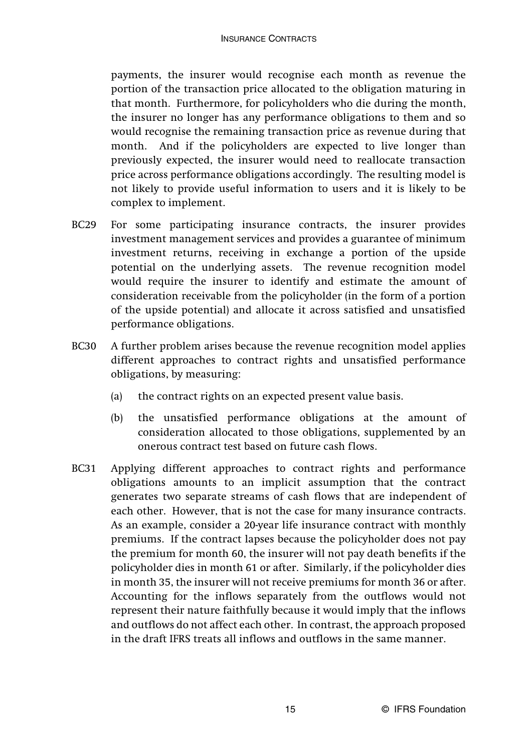payments, the insurer would recognise each month as revenue the portion of the transaction price allocated to the obligation maturing in that month. Furthermore, for policyholders who die during the month, the insurer no longer has any performance obligations to them and so would recognise the remaining transaction price as revenue during that month. And if the policyholders are expected to live longer than previously expected, the insurer would need to reallocate transaction price across performance obligations accordingly. The resulting model is not likely to provide useful information to users and it is likely to be complex to implement.

BC29 For some participating insurance contracts, the insurer provides investment management services and provides a guarantee of minimum investment returns, receiving in exchange a portion of the upside potential on the underlying assets. The revenue recognition model would require the insurer to identify and estimate the amount of consideration receivable from the policyholder (in the form of a portion of the upside potential) and allocate it across satisfied and unsatisfied performance obligations.

BC30 A further problem arises because the revenue recognition model applies different approaches to contract rights and unsatisfied performance obligations, by measuring:

(a) the contract rights on an expected present value basis.

(b) the unsatisfied performance obligations at the amount of consideration allocated to those obligations, supplemented by an onerous contract test based on future cash flows.

BC31 Applying different approaches to contract rights and performance obligations amounts to an implicit assumption that the contract generates two separate streams of cash flows that are independent of each other. However, that is not the case for many insurance contracts. As an example, consider a 20-year life insurance contract with monthly premiums. If the contract lapses because the policyholder does not pay the premium for month 60, the insurer will not pay death benefits if the policyholder dies in month 61 or after. Similarly, if the policyholder dies in month 35, the insurer will not receive premiums for month 36 or after. Accounting for the inflows separately from the outflows would not represent their nature faithfully because it would imply that the inflows and outflows do not affect each other. In contrast, the approach proposed in the draft IFRS treats all inflows and outflows in the same manner.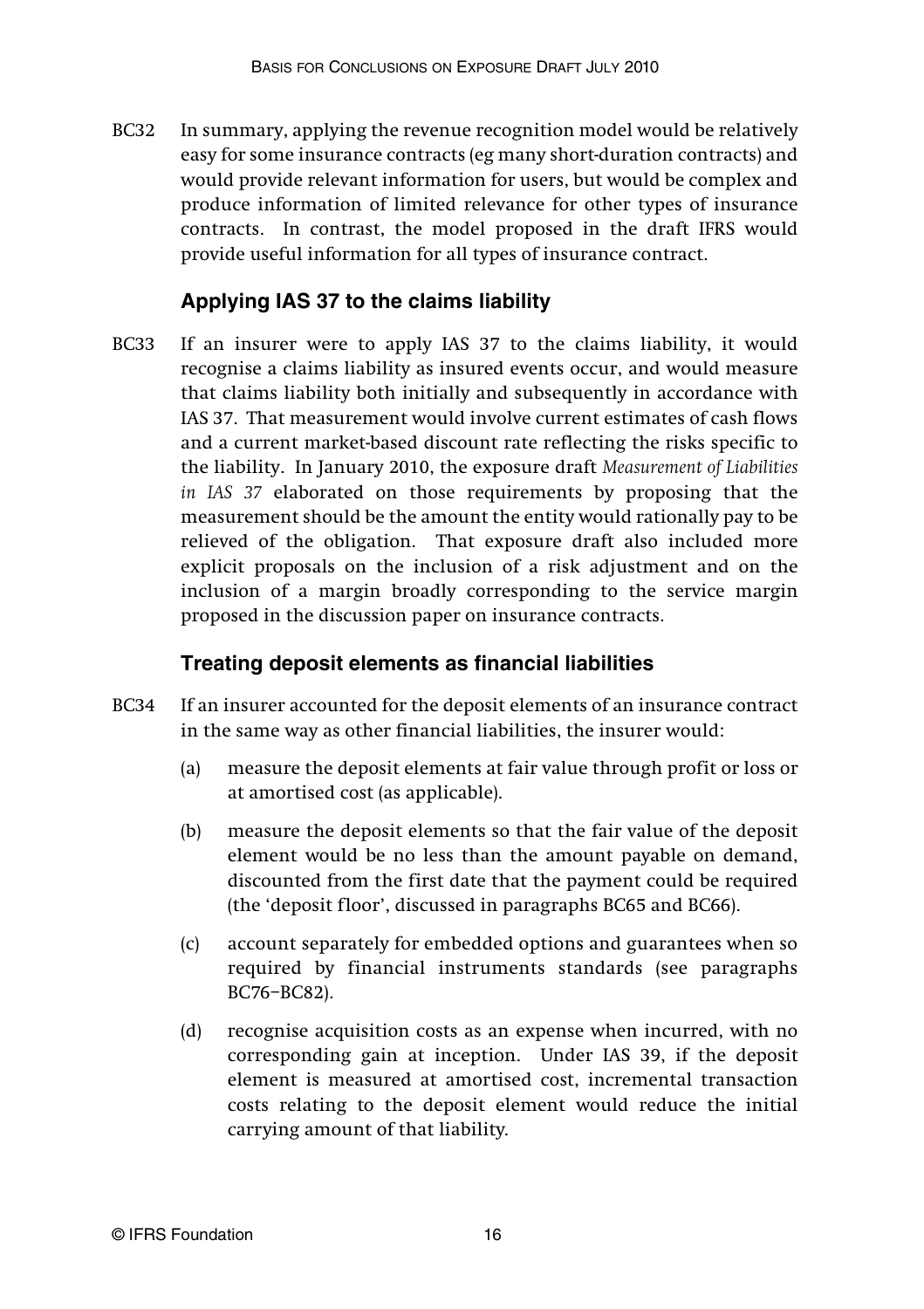BC32 In summary, applying the revenue recognition model would be relatively easy for some insurance contracts (eg many short-duration contracts) and would provide relevant information for users, but would be complex and produce information of limited relevance for other types of insurance contracts. In contrast, the model proposed in the draft IFRS would provide useful information for all types of insurance contract.

### Applying IAS 37 to the claims liability

BC33 If an insurer were to apply IAS 37 to the claims liability, it would recognise a claims liability as insured events occur, and would measure that claims liability both initially and subsequently in accordance with IAS 37. That measurement would involve current estimates of cash flows and a current market-based discount rate reflecting the risks specific to the liability. In January 2010, the exposure draft *Measurement of Liabilities in IAS 37* elaborated on those requirements by proposing that the measurement should be the amount the entity would rationally pay to be relieved of the obligation. That exposure draft also included more explicit proposals on the inclusion of a risk adjustment and on the inclusion of a margin broadly corresponding to the service margin proposed in the discussion paper on insurance contracts.

### Treating deposit elements as financial liabilities

BC34 If an insurer accounted for the deposit elements of an insurance contract in the same way as other financial liabilities, the insurer would:

(a) measure the deposit elements at fair value through profit or loss or at amortised cost (as applicable).

(b) measure the deposit elements so that the fair value of the deposit element would be no less than the amount payable on demand, discounted from the first date that the payment could be required (the 'deposit floor', discussed in paragraphs BC65 and BC66).

(c) account separately for embedded options and guarantees when so required by financial instruments standards (see paragraphs BC76–BC82).

(d) recognise acquisition costs as an expense when incurred, with no corresponding gain at inception. Under IAS 39, if the deposit element is measured at amortised cost, incremental transaction costs relating to the deposit element would reduce the initial carrying amount of that liability.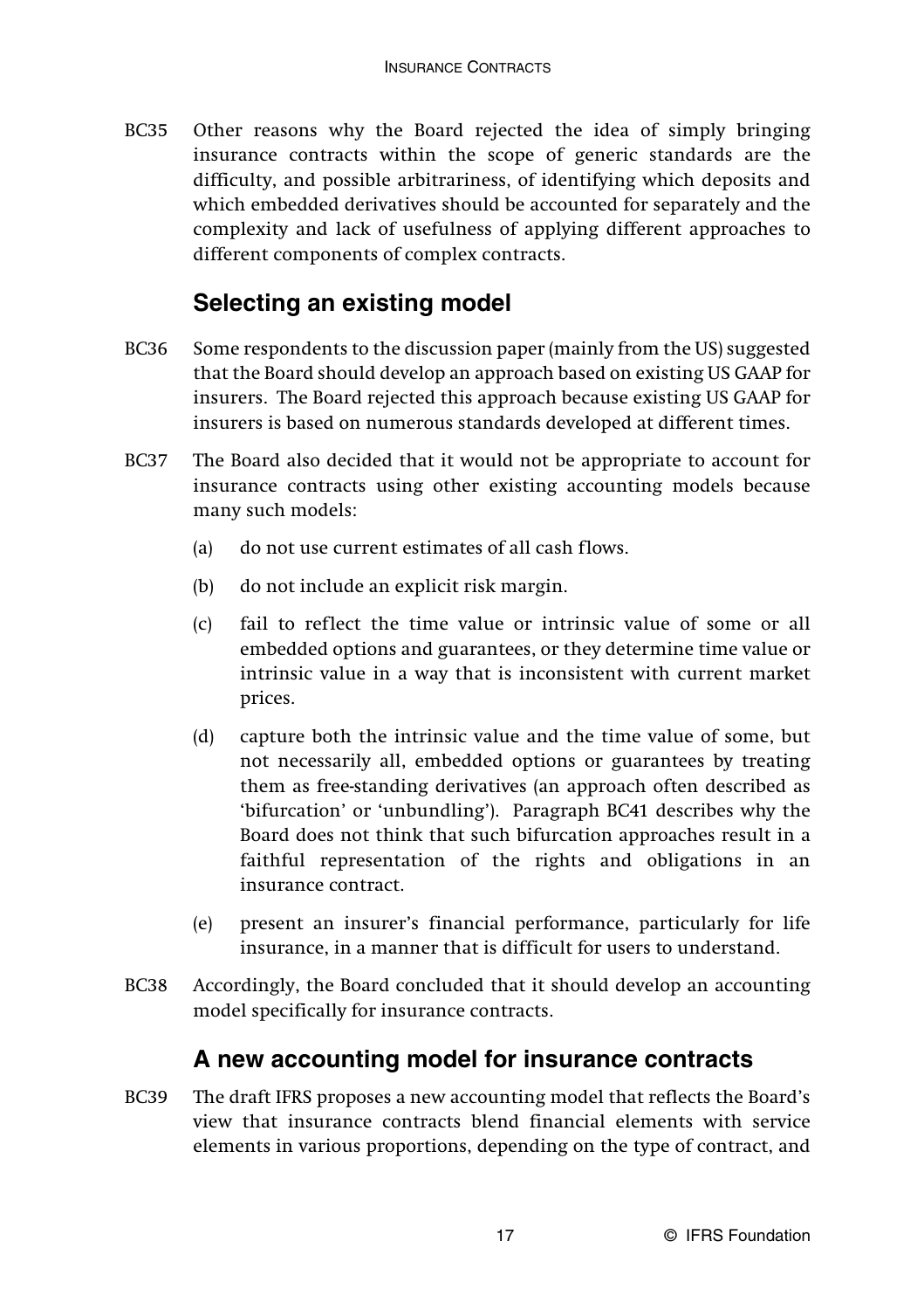BC35 Other reasons why the Board rejected the idea of simply bringing insurance contracts within the scope of generic standards are the difficulty, and possible arbitrariness, of identifying which deposits and which embedded derivatives should be accounted for separately and the complexity and lack of usefulness of applying different approaches to different components of complex contracts.

## Selecting an existing model

BC36 Some respondents to the discussion paper (mainly from the US) suggested that the Board should develop an approach based on existing US GAAP for insurers. The Board rejected this approach because existing US GAAP for insurers is based on numerous standards developed at different times.

BC37 The Board also decided that it would not be appropriate to account for insurance contracts using other existing accounting models because many such models:

(a) do not use current estimates of all cash flows.

(b) do not include an explicit risk margin.

(c) fail to reflect the time value or intrinsic value of some or all embedded options and guarantees, or they determine time value or intrinsic value in a way that is inconsistent with current market prices.

(d) capture both the intrinsic value and the time value of some, but not necessarily all, embedded options or guarantees by treating them as free-standing derivatives (an approach often described as 'bifurcation' or 'unbundling'). Paragraph BC41 describes why the Board does not think that such bifurcation approaches result in a faithful representation of the rights and obligations in an insurance contract.

(e) present an insurer's financial performance, particularly for life insurance, in a manner that is difficult for users to understand.

BC38 Accordingly, the Board concluded that it should develop an accounting model specifically for insurance contracts.

## A new accounting model for insurance contracts

BC39 The draft IFRS proposes a new accounting model that reflects the Board's view that insurance contracts blend financial elements with service elements in various proportions, depending on the type of contract, and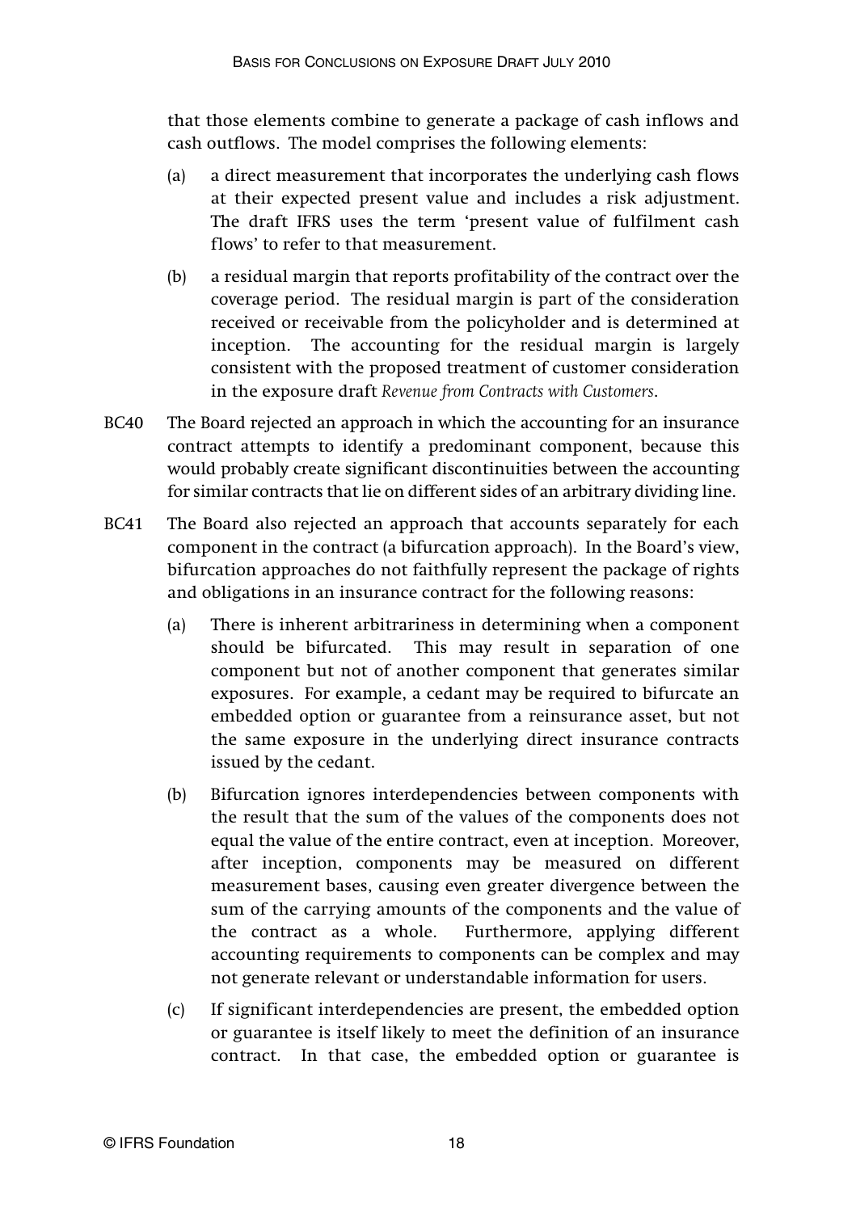that those elements combine to generate a package of cash inflows and cash outflows. The model comprises the following elements:

(a) a direct measurement that incorporates the underlying cash flows at their expected present value and includes a risk adjustment. The draft IFRS uses the term 'present value of fulfilment cash flows' to refer to that measurement.

(b) a residual margin that reports profitability of the contract over the coverage period. The residual margin is part of the consideration received or receivable from the policyholder and is determined at inception. The accounting for the residual margin is largely consistent with the proposed treatment of customer consideration in the exposure draft *Revenue from Contracts with Customers*.

BC40 The Board rejected an approach in which the accounting for an insurance contract attempts to identify a predominant component, because this would probably create significant discontinuities between the accounting for similar contracts that lie on different sides of an arbitrary dividing line.

BC41 The Board also rejected an approach that accounts separately for each component in the contract (a bifurcation approach). In the Board's view, bifurcation approaches do not faithfully represent the package of rights and obligations in an insurance contract for the following reasons:

(a) There is inherent arbitrariness in determining when a component should be bifurcated. This may result in separation of one component but not of another component that generates similar exposures. For example, a cedant may be required to bifurcate an embedded option or guarantee from a reinsurance asset, but not the same exposure in the underlying direct insurance contracts issued by the cedant.

(b) Bifurcation ignores interdependencies between components with the result that the sum of the values of the components does not equal the value of the entire contract, even at inception. Moreover, after inception, components may be measured on different measurement bases, causing even greater divergence between the sum of the carrying amounts of the components and the value of the contract as a whole. Furthermore, applying different accounting requirements to components can be complex and may not generate relevant or understandable information for users.

(c) If significant interdependencies are present, the embedded option or guarantee is itself likely to meet the definition of an insurance contract. In that case, the embedded option or guarantee is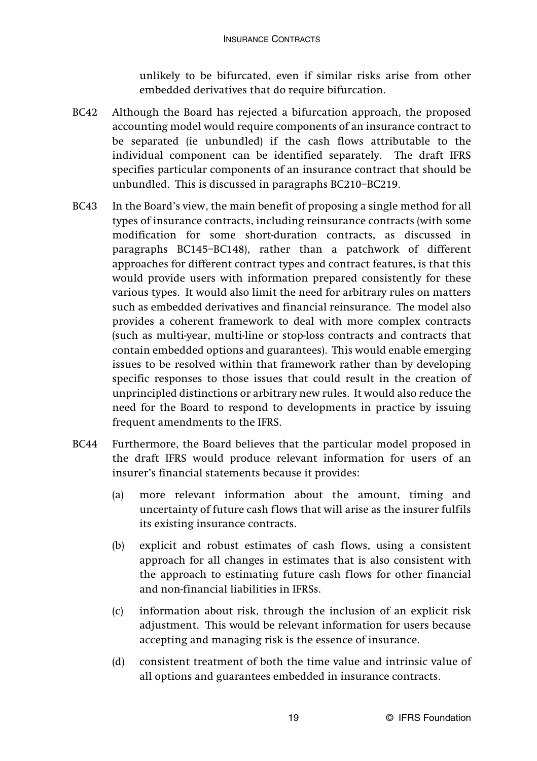unlikely to be bifurcated, even if similar risks arise from other embedded derivatives that do require bifurcation.

BC42 Although the Board has rejected a bifurcation approach, the proposed accounting model would require components of an insurance contract to be separated (ie unbundled) if the cash flows attributable to the individual component can be identified separately. The draft IFRS specifies particular components of an insurance contract that should be unbundled. This is discussed in paragraphs BC210–BC219.

BC43 In the Board's view, the main benefit of proposing a single method for all types of insurance contracts, including reinsurance contracts (with some modification for some short-duration contracts, as discussed in paragraphs BC145–BC148), rather than a patchwork of different approaches for different contract types and contract features, is that this would provide users with information prepared consistently for these various types. It would also limit the need for arbitrary rules on matters such as embedded derivatives and financial reinsurance. The model also provides a coherent framework to deal with more complex contracts (such as multi-year, multi-line or stop-loss contracts and contracts that contain embedded options and guarantees). This would enable emerging issues to be resolved within that framework rather than by developing specific responses to those issues that could result in the creation of unprincipled distinctions or arbitrary new rules. It would also reduce the need for the Board to respond to developments in practice by issuing frequent amendments to the IFRS.

BC44 Furthermore, the Board believes that the particular model proposed in the draft IFRS would produce relevant information for users of an insurer's financial statements because it provides:

(a) more relevant information about the amount, timing and uncertainty of future cash flows that will arise as the insurer fulfils its existing insurance contracts.

(b) explicit and robust estimates of cash flows, using a consistent approach for all changes in estimates that is also consistent with the approach to estimating future cash flows for other financial and non-financial liabilities in IFRSs.

(c) information about risk, through the inclusion of an explicit risk adjustment. This would be relevant information for users because accepting and managing risk is the essence of insurance.

(d) consistent treatment of both the time value and intrinsic value of all options and guarantees embedded in insurance contracts.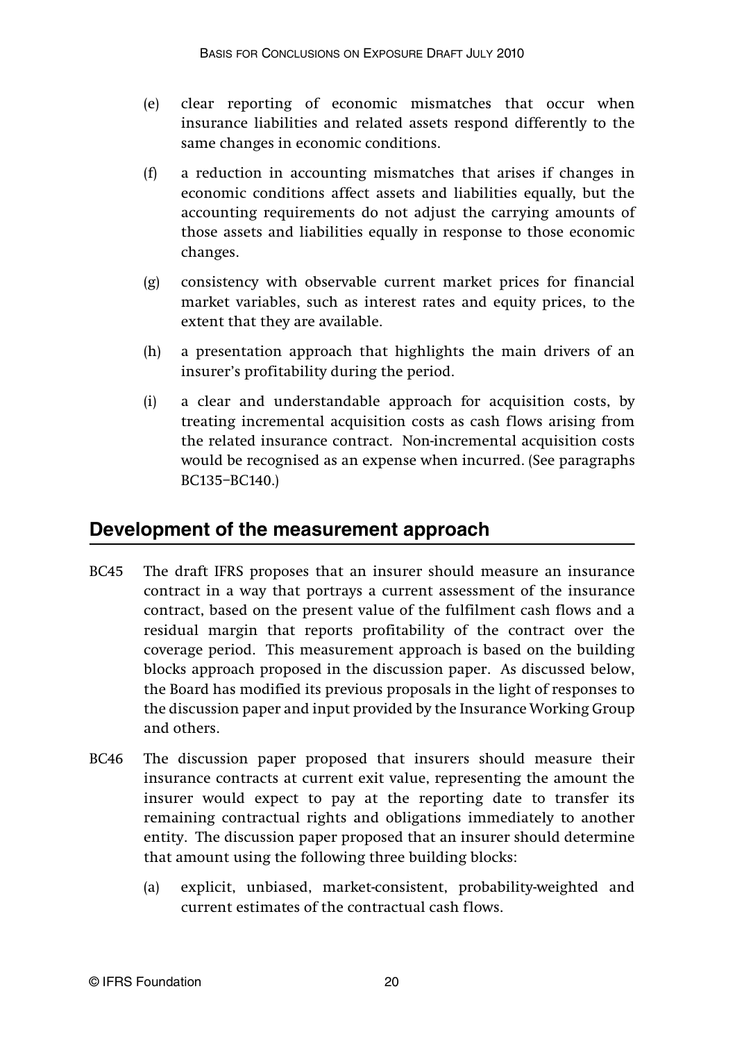(e) clear reporting of economic mismatches that occur when insurance liabilities and related assets respond differently to the same changes in economic conditions.

(f) a reduction in accounting mismatches that arises if changes in economic conditions affect assets and liabilities equally, but the accounting requirements do not adjust the carrying amounts of those assets and liabilities equally in response to those economic changes.

(g) consistency with observable current market prices for financial market variables, such as interest rates and equity prices, to the extent that they are available.

(h) a presentation approach that highlights the main drivers of an insurer's profitability during the period.

(i) a clear and understandable approach for acquisition costs, by treating incremental acquisition costs as cash flows arising from the related insurance contract. Non-incremental acquisition costs would be recognised as an expense when incurred. (See paragraphs BC135–BC140.)

## Development of the measurement approach

BC45 The draft IFRS proposes that an insurer should measure an insurance contract in a way that portrays a current assessment of the insurance contract, based on the present value of the fulfilment cash flows and a residual margin that reports profitability of the contract over the coverage period. This measurement approach is based on the building blocks approach proposed in the discussion paper. As discussed below, the Board has modified its previous proposals in the light of responses to the discussion paper and input provided by the Insurance Working Group and others.

BC46 The discussion paper proposed that insurers should measure their insurance contracts at current exit value, representing the amount the insurer would expect to pay at the reporting date to transfer its remaining contractual rights and obligations immediately to another entity. The discussion paper proposed that an insurer should determine that amount using the following three building blocks:

(a) explicit, unbiased, market-consistent, probability-weighted and current estimates of the contractual cash flows.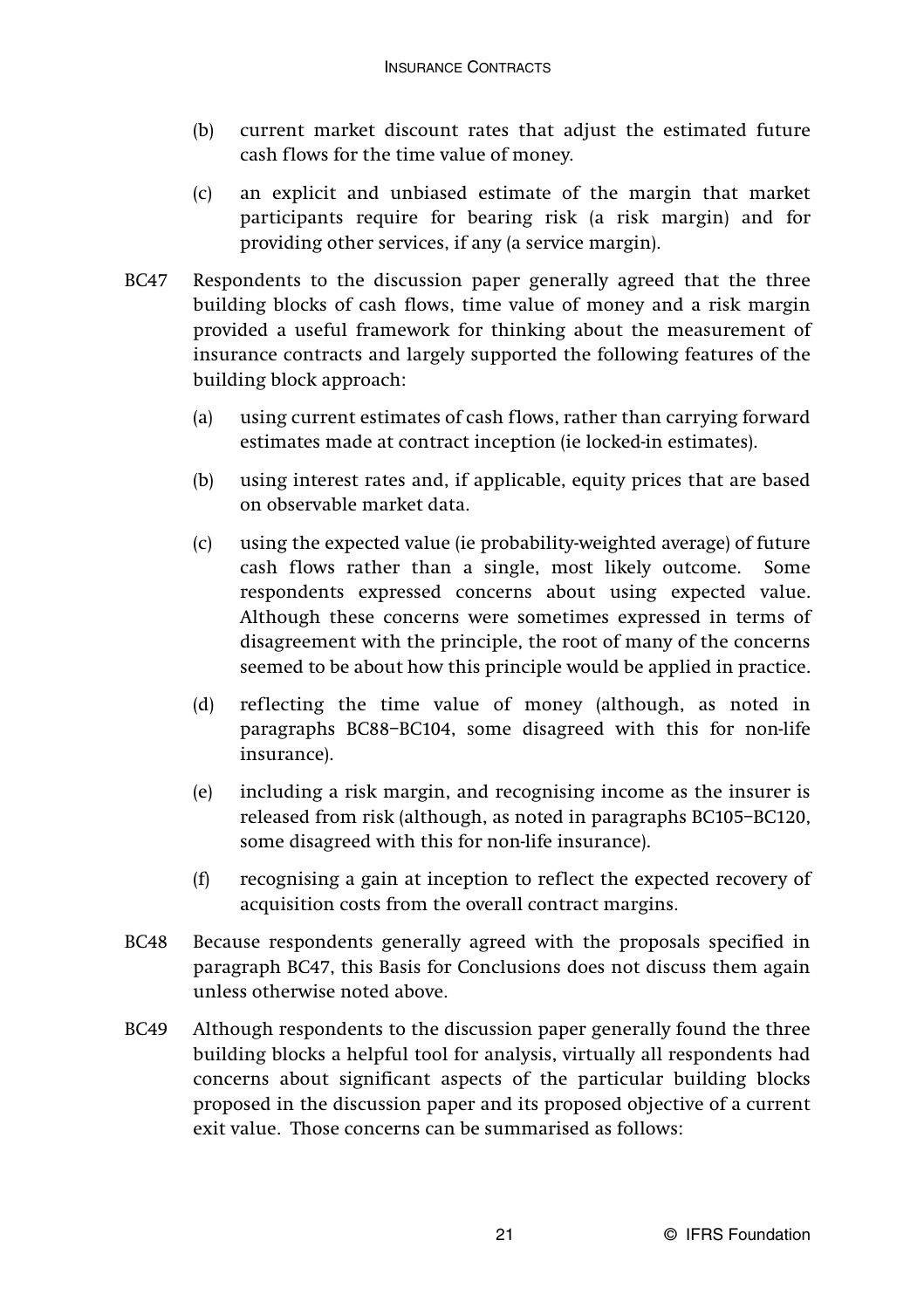(b) current market discount rates that adjust the estimated future cash flows for the time value of money.

(c) an explicit and unbiased estimate of the margin that market participants require for bearing risk (a risk margin) and for providing other services, if any (a service margin).

BC47 Respondents to the discussion paper generally agreed that the three building blocks of cash flows, time value of money and a risk margin provided a useful framework for thinking about the measurement of insurance contracts and largely supported the following features of the building block approach:

(a) using current estimates of cash flows, rather than carrying forward estimates made at contract inception (ie locked-in estimates).

(b) using interest rates and, if applicable, equity prices that are based on observable market data.

(c) using the expected value (ie probability-weighted average) of future cash flows rather than a single, most likely outcome. Some respondents expressed concerns about using expected value. Although these concerns were sometimes expressed in terms of disagreement with the principle, the root of many of the concerns seemed to be about how this principle would be applied in practice.

(d) reflecting the time value of money (although, as noted in paragraphs BC88–BC104, some disagreed with this for non-life insurance).

(e) including a risk margin, and recognising income as the insurer is released from risk (although, as noted in paragraphs BC105–BC120, some disagreed with this for non-life insurance).

(f) recognising a gain at inception to reflect the expected recovery of acquisition costs from the overall contract margins.

BC48 Because respondents generally agreed with the proposals specified in paragraph BC47, this Basis for Conclusions does not discuss them again unless otherwise noted above.

BC49 Although respondents to the discussion paper generally found the three building blocks a helpful tool for analysis, virtually all respondents had concerns about significant aspects of the particular building blocks proposed in the discussion paper and its proposed objective of a current exit value. Those concerns can be summarised as follows: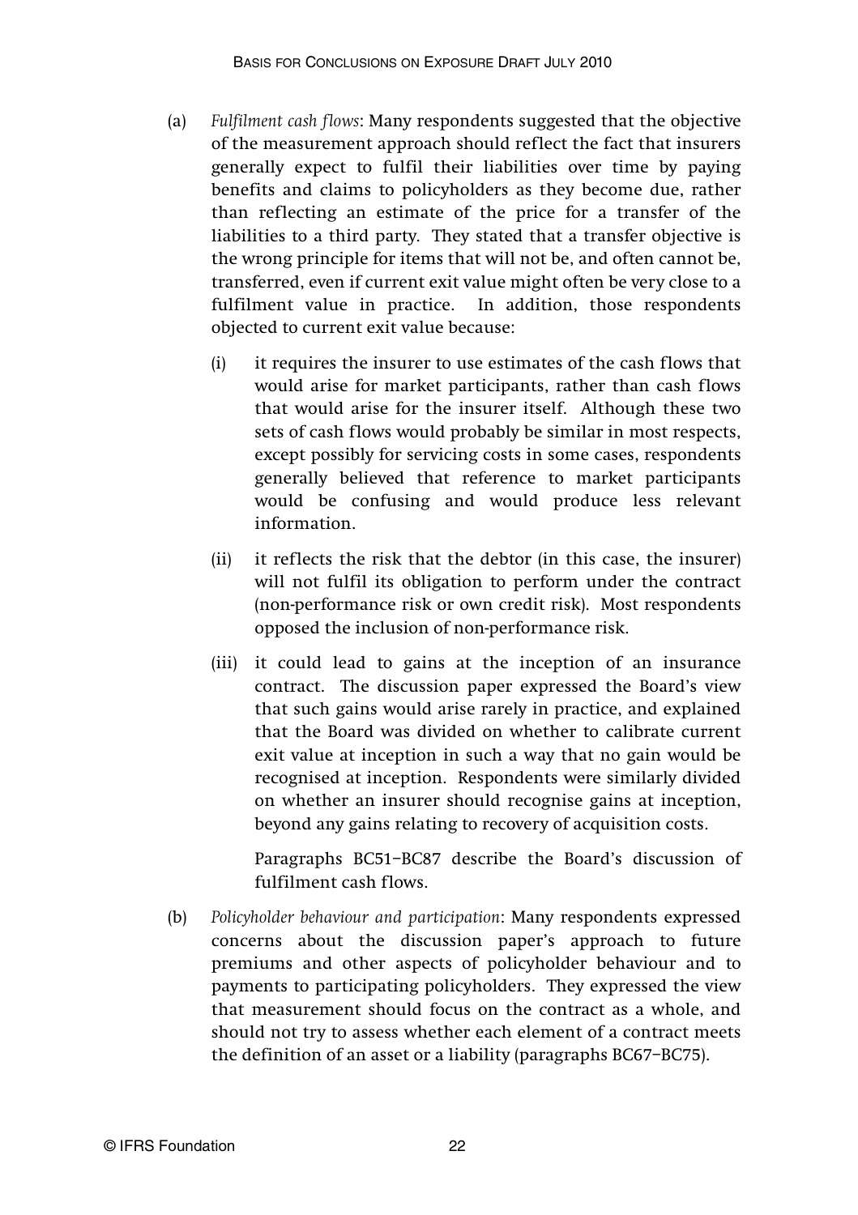(a) *Fulfilment cash flows*: Many respondents suggested that the objective of the measurement approach should reflect the fact that insurers generally expect to fulfil their liabilities over time by paying benefits and claims to policyholders as they become due, rather than reflecting an estimate of the price for a transfer of the liabilities to a third party. They stated that a transfer objective is the wrong principle for items that will not be, and often cannot be, transferred, even if current exit value might often be very close to a fulfilment value in practice. In addition, those respondents objected to current exit value because:

   (i) it requires the insurer to use estimates of the cash flows that would arise for market participants, rather than cash flows that would arise for the insurer itself. Although these two sets of cash flows would probably be similar in most respects, except possibly for servicing costs in some cases, respondents generally believed that reference to market participants would be confusing and would produce less relevant information.

   (ii) it reflects the risk that the debtor (in this case, the insurer) will not fulfil its obligation to perform under the contract (non-performance risk or own credit risk). Most respondents opposed the inclusion of non-performance risk.

   (iii) it could lead to gains at the inception of an insurance contract. The discussion paper expressed the Board's view that such gains would arise rarely in practice, and explained that the Board was divided on whether to calibrate current exit value at inception in such a way that no gain would be recognised at inception. Respondents were similarly divided on whether an insurer should recognise gains at inception, beyond any gains relating to recovery of acquisition costs.

   Paragraphs BC51–BC87 describe the Board's discussion of fulfilment cash flows.

(b) *Policyholder behaviour and participation*: Many respondents expressed concerns about the discussion paper's approach to future premiums and other aspects of policyholder behaviour and to payments to participating policyholders. They expressed the view that measurement should focus on the contract as a whole, and should not try to assess whether each element of a contract meets the definition of an asset or a liability (paragraphs BC67–BC75).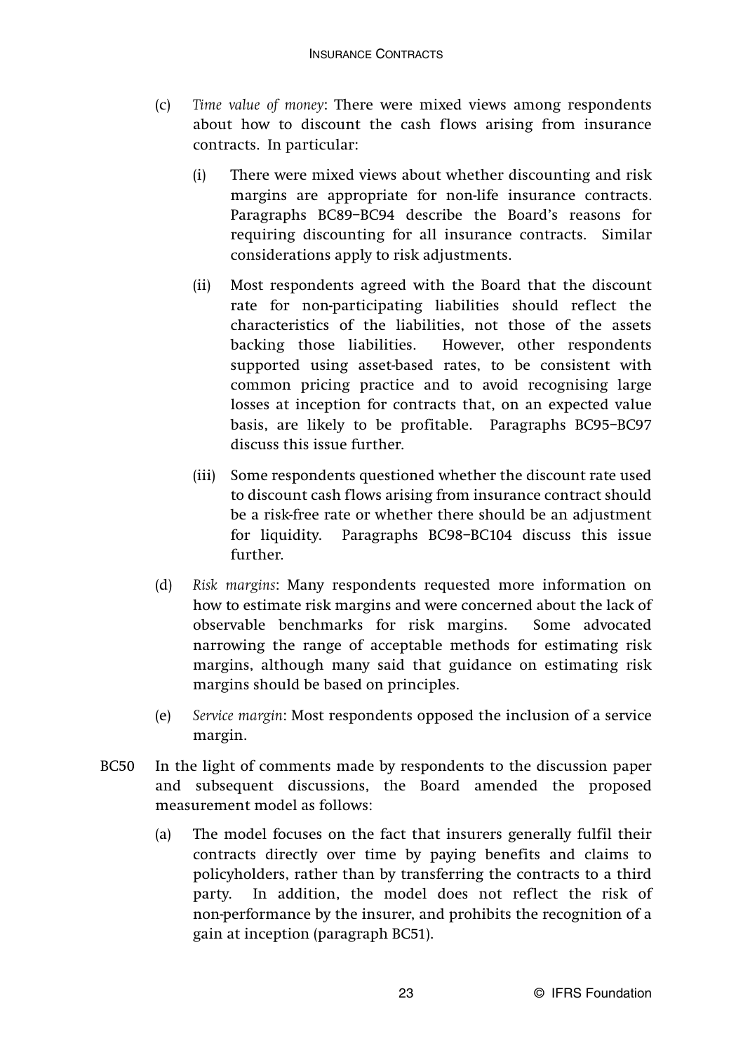(c) *Time value of money*: There were mixed views among respondents about how to discount the cash flows arising from insurance contracts. In particular:

   (i) There were mixed views about whether discounting and risk margins are appropriate for non-life insurance contracts. Paragraphs BC89–BC94 describe the Board's reasons for requiring discounting for all insurance contracts. Similar considerations apply to risk adjustments.

   (ii) Most respondents agreed with the Board that the discount rate for non-participating liabilities should reflect the characteristics of the liabilities, not those of the assets backing those liabilities. However, other respondents supported using asset-based rates, to be consistent with common pricing practice and to avoid recognising large losses at inception for contracts that, on an expected value basis, are likely to be profitable. Paragraphs BC95–BC97 discuss this issue further.

   (iii) Some respondents questioned whether the discount rate used to discount cash flows arising from insurance contract should be a risk-free rate or whether there should be an adjustment for liquidity. Paragraphs BC98–BC104 discuss this issue further.

(d) *Risk margins*: Many respondents requested more information on how to estimate risk margins and were concerned about the lack of observable benchmarks for risk margins. Some advocated narrowing the range of acceptable methods for estimating risk margins, although many said that guidance on estimating risk margins should be based on principles.

(e) *Service margin*: Most respondents opposed the inclusion of a service margin.

BC50 In the light of comments made by respondents to the discussion paper and subsequent discussions, the Board amended the proposed measurement model as follows:

(a) The model focuses on the fact that insurers generally fulfil their contracts directly over time by paying benefits and claims to policyholders, rather than by transferring the contracts to a third party. In addition, the model does not reflect the risk of non-performance by the insurer, and prohibits the recognition of a gain at inception (paragraph BC51).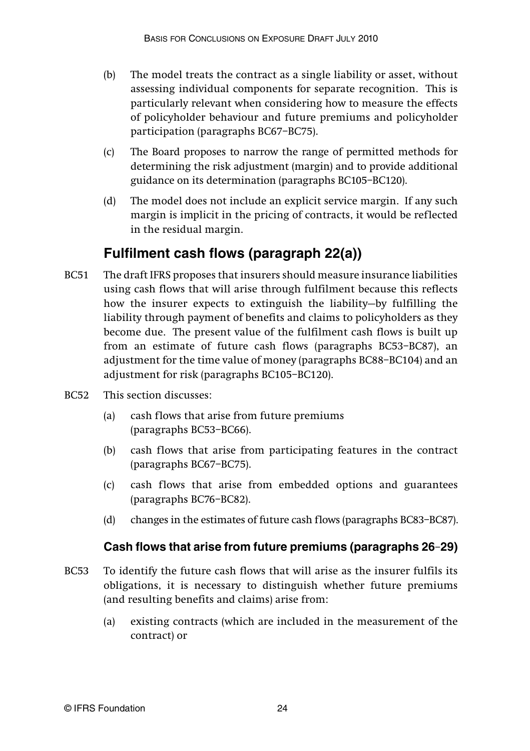(b) The model treats the contract as a single liability or asset, without assessing individual components for separate recognition. This is particularly relevant when considering how to measure the effects of policyholder behaviour and future premiums and policyholder participation (paragraphs BC67–BC75).

(c) The Board proposes to narrow the range of permitted methods for determining the risk adjustment (margin) and to provide additional guidance on its determination (paragraphs BC105–BC120).

(d) The model does not include an explicit service margin. If any such margin is implicit in the pricing of contracts, it would be reflected in the residual margin.

## Fulfilment cash flows (paragraph 22(a))

BC51 The draft IFRS proposes that insurers should measure insurance liabilities using cash flows that will arise through fulfilment because this reflects how the insurer expects to extinguish the liability—by fulfilling the liability through payment of benefits and claims to policyholders as they become due. The present value of the fulfilment cash flows is built up from an estimate of future cash flows (paragraphs BC53–BC87), an adjustment for the time value of money (paragraphs BC88–BC104) and an adjustment for risk (paragraphs BC105–BC120).

BC52 This section discusses:

(a) cash flows that arise from future premiums (paragraphs BC53–BC66).

(b) cash flows that arise from participating features in the contract (paragraphs BC67–BC75).

(c) cash flows that arise from embedded options and guarantees (paragraphs BC76–BC82).

(d) changes in the estimates of future cash flows (paragraphs BC83–BC87).

### Cash flows that arise from future premiums (paragraphs 26–29)

BC53 To identify the future cash flows that will arise as the insurer fulfils its obligations, it is necessary to distinguish whether future premiums (and resulting benefits and claims) arise from:

(a) existing contracts (which are included in the measurement of the contract) or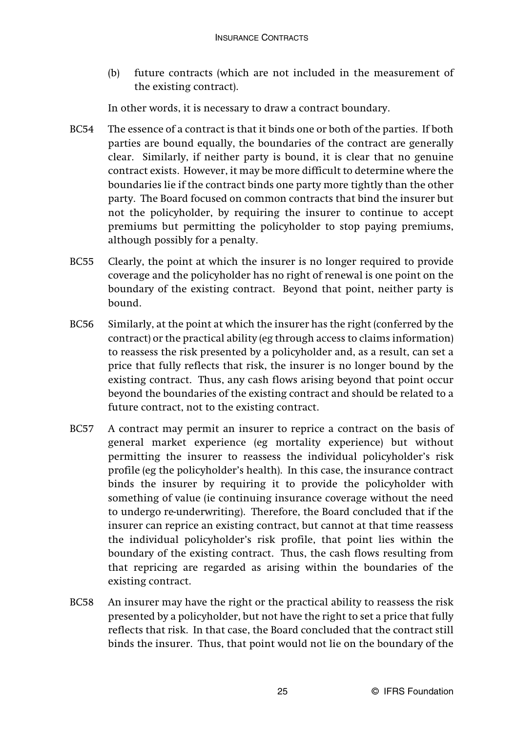(b) future contracts (which are not included in the measurement of the existing contract).

In other words, it is necessary to draw a contract boundary.

BC54 The essence of a contract is that it binds one or both of the parties. If both parties are bound equally, the boundaries of the contract are generally clear. Similarly, if neither party is bound, it is clear that no genuine contract exists. However, it may be more difficult to determine where the boundaries lie if the contract binds one party more tightly than the other party. The Board focused on common contracts that bind the insurer but not the policyholder, by requiring the insurer to continue to accept premiums but permitting the policyholder to stop paying premiums, although possibly for a penalty.

BC55 Clearly, the point at which the insurer is no longer required to provide coverage and the policyholder has no right of renewal is one point on the boundary of the existing contract. Beyond that point, neither party is bound.

BC56 Similarly, at the point at which the insurer has the right (conferred by the contract) or the practical ability (eg through access to claims information) to reassess the risk presented by a policyholder and, as a result, can set a price that fully reflects that risk, the insurer is no longer bound by the existing contract. Thus, any cash flows arising beyond that point occur beyond the boundaries of the existing contract and should be related to a future contract, not to the existing contract.

BC57 A contract may permit an insurer to reprice a contract on the basis of general market experience (eg mortality experience) but without permitting the insurer to reassess the individual policyholder's risk profile (eg the policyholder's health). In this case, the insurance contract binds the insurer by requiring it to provide the policyholder with something of value (ie continuing insurance coverage without the need to undergo re-underwriting). Therefore, the Board concluded that if the insurer can reprice an existing contract, but cannot at that time reassess the individual policyholder's risk profile, that point lies within the boundary of the existing contract. Thus, the cash flows resulting from that repricing are regarded as arising within the boundaries of the existing contract.

BC58 An insurer may have the right or the practical ability to reassess the risk presented by a policyholder, but not have the right to set a price that fully reflects that risk. In that case, the Board concluded that the contract still binds the insurer. Thus, that point would not lie on the boundary of the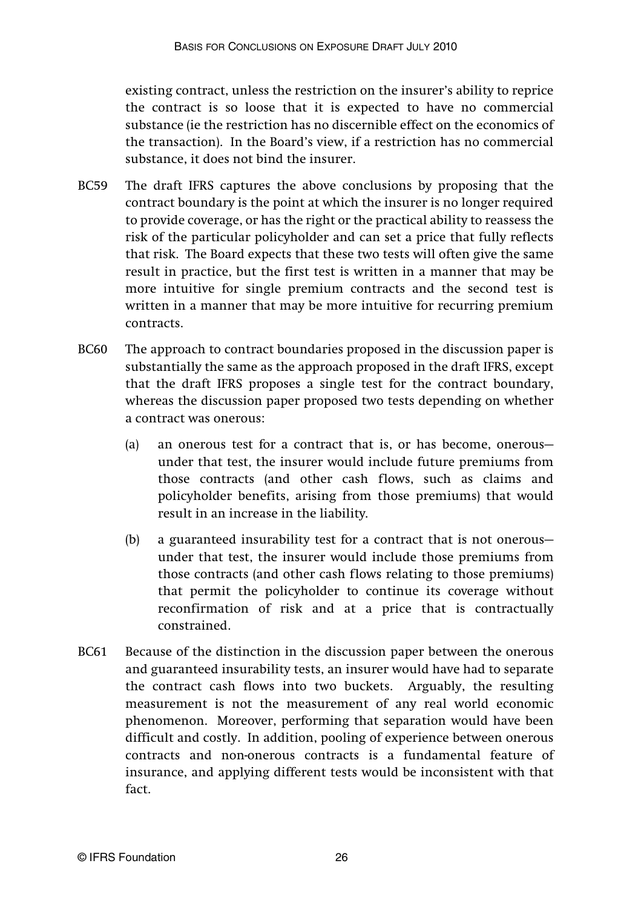existing contract, unless the restriction on the insurer's ability to reprice the contract is so loose that it is expected to have no commercial substance (ie the restriction has no discernible effect on the economics of the transaction). In the Board's view, if a restriction has no commercial substance, it does not bind the insurer.

BC59 The draft IFRS captures the above conclusions by proposing that the contract boundary is the point at which the insurer is no longer required to provide coverage, or has the right or the practical ability to reassess the risk of the particular policyholder and can set a price that fully reflects that risk. The Board expects that these two tests will often give the same result in practice, but the first test is written in a manner that may be more intuitive for single premium contracts and the second test is written in a manner that may be more intuitive for recurring premium contracts.

BC60 The approach to contract boundaries proposed in the discussion paper is substantially the same as the approach proposed in the draft IFRS, except that the draft IFRS proposes a single test for the contract boundary, whereas the discussion paper proposed two tests depending on whether a contract was onerous:

(a) an onerous test for a contract that is, or has become, onerous—under that test, the insurer would include future premiums from those contracts (and other cash flows, such as claims and policyholder benefits, arising from those premiums) that would result in an increase in the liability.

(b) a guaranteed insurability test for a contract that is not onerous—under that test, the insurer would include those premiums from those contracts (and other cash flows relating to those premiums) that permit the policyholder to continue its coverage without reconfirmation of risk and at a price that is contractually constrained.

BC61 Because of the distinction in the discussion paper between the onerous and guaranteed insurability tests, an insurer would have had to separate the contract cash flows into two buckets. Arguably, the resulting measurement is not the measurement of any real world economic phenomenon. Moreover, performing that separation would have been difficult and costly. In addition, pooling of experience between onerous contracts and non-onerous contracts is a fundamental feature of insurance, and applying different tests would be inconsistent with that fact.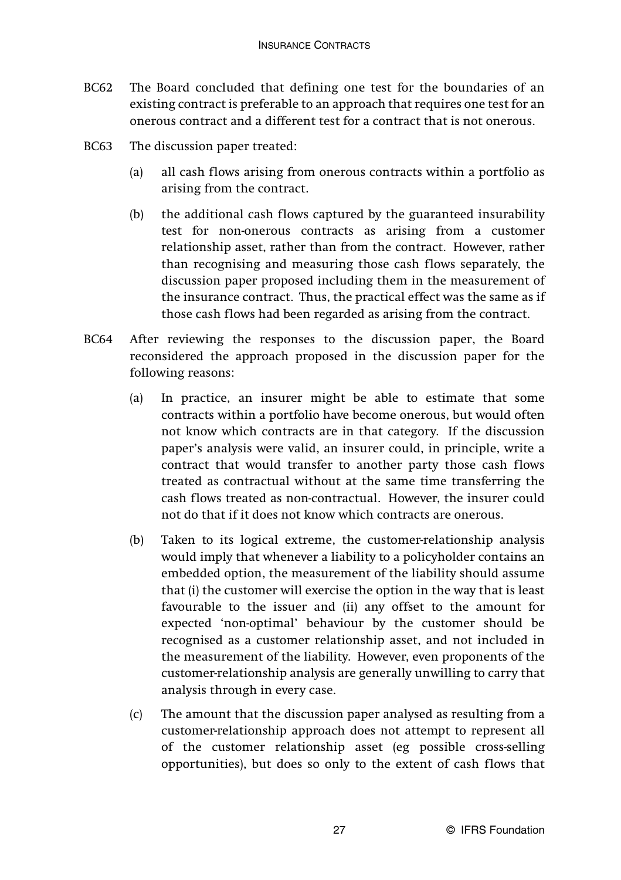BC62 The Board concluded that defining one test for the boundaries of an existing contract is preferable to an approach that requires one test for an onerous contract and a different test for a contract that is not onerous.

BC63 The discussion paper treated:

(a) all cash flows arising from onerous contracts within a portfolio as arising from the contract.

(b) the additional cash flows captured by the guaranteed insurability test for non-onerous contracts as arising from a customer relationship asset, rather than from the contract. However, rather than recognising and measuring those cash flows separately, the discussion paper proposed including them in the measurement of the insurance contract. Thus, the practical effect was the same as if those cash flows had been regarded as arising from the contract.

BC64 After reviewing the responses to the discussion paper, the Board reconsidered the approach proposed in the discussion paper for the following reasons:

(a) In practice, an insurer might be able to estimate that some contracts within a portfolio have become onerous, but would often not know which contracts are in that category. If the discussion paper's analysis were valid, an insurer could, in principle, write a contract that would transfer to another party those cash flows treated as contractual without at the same time transferring the cash flows treated as non-contractual. However, the insurer could not do that if it does not know which contracts are onerous.

(b) Taken to its logical extreme, the customer-relationship analysis would imply that whenever a liability to a policyholder contains an embedded option, the measurement of the liability should assume that (i) the customer will exercise the option in the way that is least favourable to the issuer and (ii) any offset to the amount for expected 'non-optimal' behaviour by the customer should be recognised as a customer relationship asset, and not included in the measurement of the liability. However, even proponents of the customer-relationship analysis are generally unwilling to carry that analysis through in every case.

(c) The amount that the discussion paper analysed as resulting from a customer-relationship approach does not attempt to represent all of the customer relationship asset (eg possible cross-selling opportunities), but does so only to the extent of cash flows that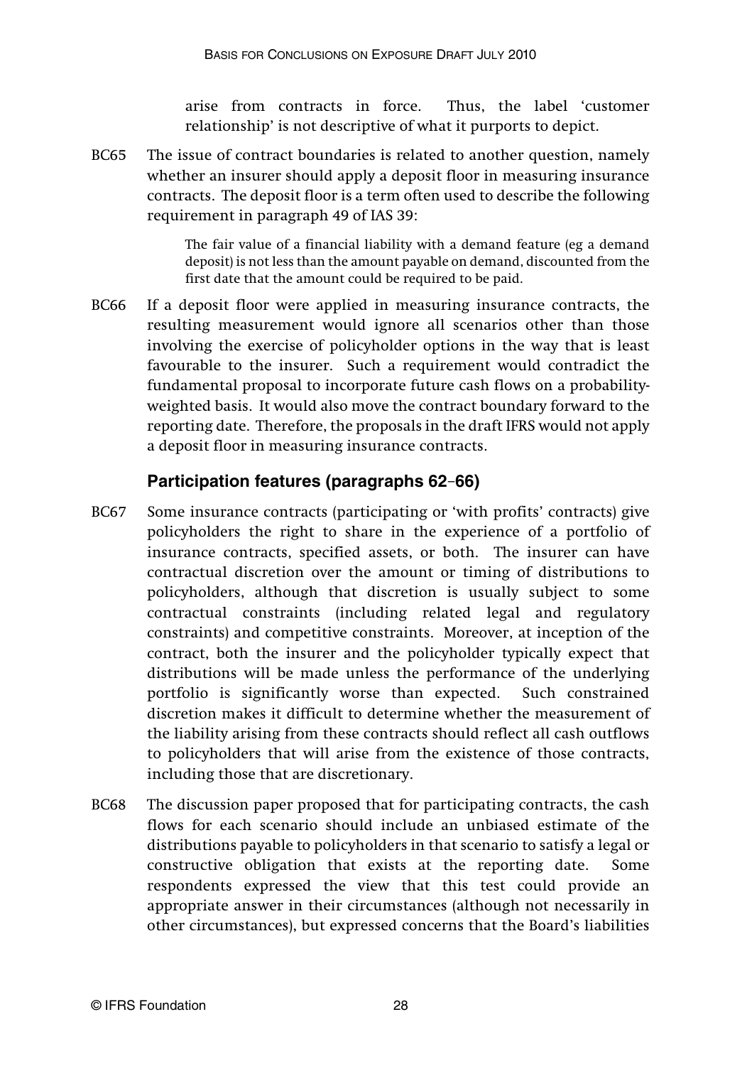arise from contracts in force. Thus, the label 'customer relationship' is not descriptive of what it purports to depict.

BC65 The issue of contract boundaries is related to another question, namely whether an insurer should apply a deposit floor in measuring insurance contracts. The deposit floor is a term often used to describe the following requirement in paragraph 49 of IAS 39:

> The fair value of a financial liability with a demand feature (eg a demand deposit) is not less than the amount payable on demand, discounted from the first date that the amount could be required to be paid.

BC66 If a deposit floor were applied in measuring insurance contracts, the resulting measurement would ignore all scenarios other than those involving the exercise of policyholder options in the way that is least favourable to the insurer. Such a requirement would contradict the fundamental proposal to incorporate future cash flows on a probability-weighted basis. It would also move the contract boundary forward to the reporting date. Therefore, the proposals in the draft IFRS would not apply a deposit floor in measuring insurance contracts.

### Participation features (paragraphs 62–66)

BC67 Some insurance contracts (participating or 'with profits' contracts) give policyholders the right to share in the experience of a portfolio of insurance contracts, specified assets, or both. The insurer can have contractual discretion over the amount or timing of distributions to policyholders, although that discretion is usually subject to some contractual constraints (including related legal and regulatory constraints) and competitive constraints. Moreover, at inception of the contract, both the insurer and the policyholder typically expect that distributions will be made unless the performance of the underlying portfolio is significantly worse than expected. Such constrained discretion makes it difficult to determine whether the measurement of the liability arising from these contracts should reflect all cash outflows to policyholders that will arise from the existence of those contracts, including those that are discretionary.

BC68 The discussion paper proposed that for participating contracts, the cash flows for each scenario should include an unbiased estimate of the distributions payable to policyholders in that scenario to satisfy a legal or constructive obligation that exists at the reporting date. Some respondents expressed the view that this test could provide an appropriate answer in their circumstances (although not necessarily in other circumstances), but expressed concerns that the Board's liabilities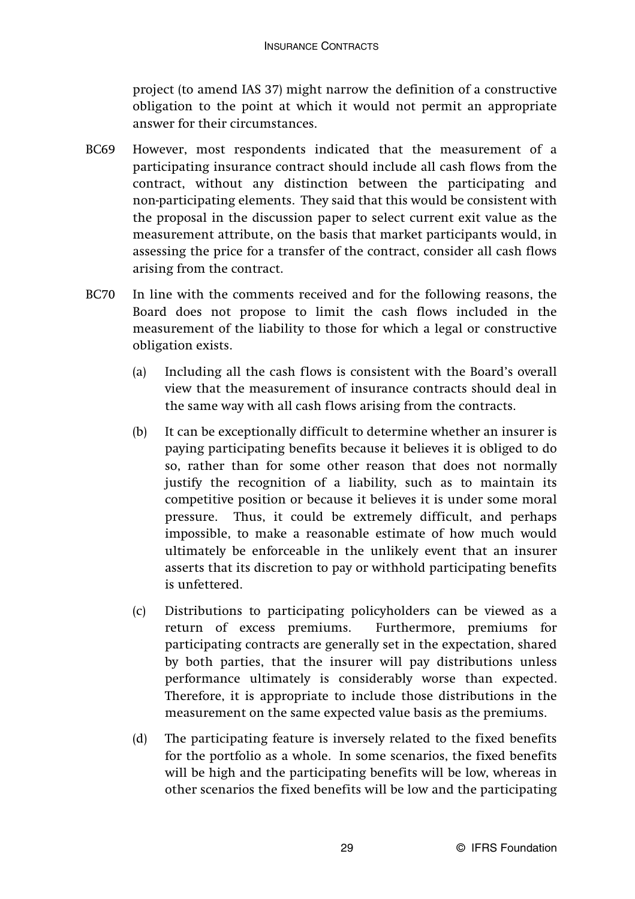project (to amend IAS 37) might narrow the definition of a constructive obligation to the point at which it would not permit an appropriate answer for their circumstances.

BC69 However, most respondents indicated that the measurement of a participating insurance contract should include all cash flows from the contract, without any distinction between the participating and non-participating elements. They said that this would be consistent with the proposal in the discussion paper to select current exit value as the measurement attribute, on the basis that market participants would, in assessing the price for a transfer of the contract, consider all cash flows arising from the contract.

BC70 In line with the comments received and for the following reasons, the Board does not propose to limit the cash flows included in the measurement of the liability to those for which a legal or constructive obligation exists.

(a) Including all the cash flows is consistent with the Board's overall view that the measurement of insurance contracts should deal in the same way with all cash flows arising from the contracts.

(b) It can be exceptionally difficult to determine whether an insurer is paying participating benefits because it believes it is obliged to do so, rather than for some other reason that does not normally justify the recognition of a liability, such as to maintain its competitive position or because it believes it is under some moral pressure. Thus, it could be extremely difficult, and perhaps impossible, to make a reasonable estimate of how much would ultimately be enforceable in the unlikely event that an insurer asserts that its discretion to pay or withhold participating benefits is unfettered.

(c) Distributions to participating policyholders can be viewed as a return of excess premiums. Furthermore, premiums for participating contracts are generally set in the expectation, shared by both parties, that the insurer will pay distributions unless performance ultimately is considerably worse than expected. Therefore, it is appropriate to include those distributions in the measurement on the same expected value basis as the premiums.

(d) The participating feature is inversely related to the fixed benefits for the portfolio as a whole. In some scenarios, the fixed benefits will be high and the participating benefits will be low, whereas in other scenarios the fixed benefits will be low and the participating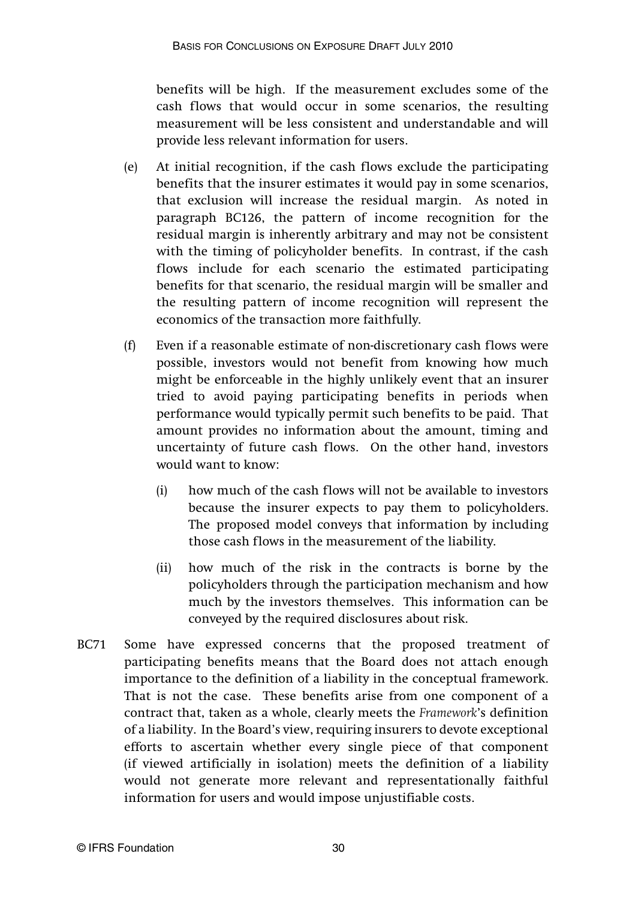benefits will be high. If the measurement excludes some of the cash flows that would occur in some scenarios, the resulting measurement will be less consistent and understandable and will provide less relevant information for users.

(e) At initial recognition, if the cash flows exclude the participating benefits that the insurer estimates it would pay in some scenarios, that exclusion will increase the residual margin. As noted in paragraph BC126, the pattern of income recognition for the residual margin is inherently arbitrary and may not be consistent with the timing of policyholder benefits. In contrast, if the cash flows include for each scenario the estimated participating benefits for that scenario, the residual margin will be smaller and the resulting pattern of income recognition will represent the economics of the transaction more faithfully.

(f) Even if a reasonable estimate of non-discretionary cash flows were possible, investors would not benefit from knowing how much might be enforceable in the highly unlikely event that an insurer tried to avoid paying participating benefits in periods when performance would typically permit such benefits to be paid. That amount provides no information about the amount, timing and uncertainty of future cash flows. On the other hand, investors would want to know:

   (i) how much of the cash flows will not be available to investors because the insurer expects to pay them to policyholders. The proposed model conveys that information by including those cash flows in the measurement of the liability.

   (ii) how much of the risk in the contracts is borne by the policyholders through the participation mechanism and how much by the investors themselves. This information can be conveyed by the required disclosures about risk.

BC71 Some have expressed concerns that the proposed treatment of participating benefits means that the Board does not attach enough importance to the definition of a liability in the conceptual framework. That is not the case. These benefits arise from one component of a contract that, taken as a whole, clearly meets the *Framework*'s definition of a liability. In the Board's view, requiring insurers to devote exceptional efforts to ascertain whether every single piece of that component (if viewed artificially in isolation) meets the definition of a liability would not generate more relevant and representationally faithful information for users and would impose unjustifiable costs.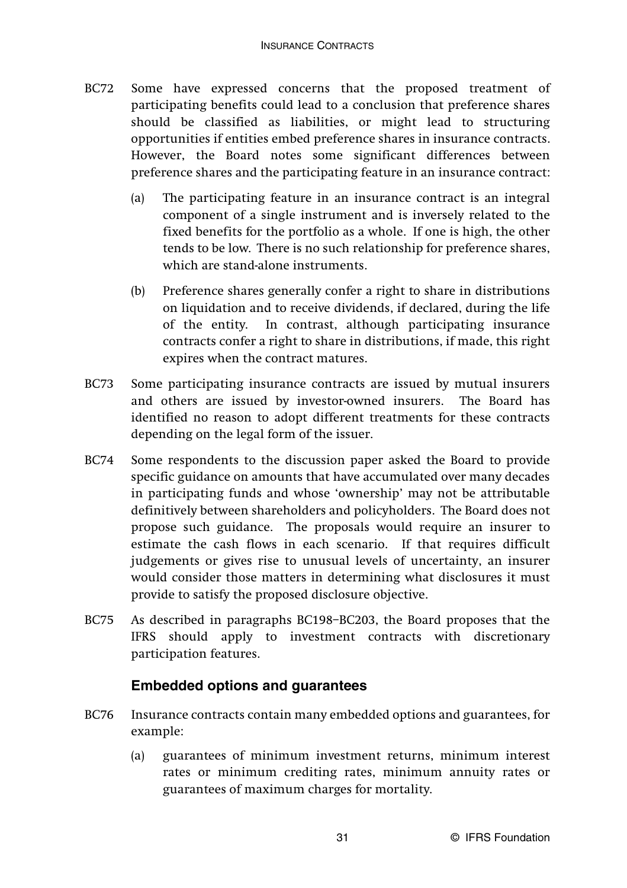BC72 Some have expressed concerns that the proposed treatment of participating benefits could lead to a conclusion that preference shares should be classified as liabilities, or might lead to structuring opportunities if entities embed preference shares in insurance contracts. However, the Board notes some significant differences between preference shares and the participating feature in an insurance contract:

(a) The participating feature in an insurance contract is an integral component of a single instrument and is inversely related to the fixed benefits for the portfolio as a whole. If one is high, the other tends to be low. There is no such relationship for preference shares, which are stand-alone instruments.

(b) Preference shares generally confer a right to share in distributions on liquidation and to receive dividends, if declared, during the life of the entity. In contrast, although participating insurance contracts confer a right to share in distributions, if made, this right expires when the contract matures.

BC73 Some participating insurance contracts are issued by mutual insurers and others are issued by investor-owned insurers. The Board has identified no reason to adopt different treatments for these contracts depending on the legal form of the issuer.

BC74 Some respondents to the discussion paper asked the Board to provide specific guidance on amounts that have accumulated over many decades in participating funds and whose 'ownership' may not be attributable definitively between shareholders and policyholders. The Board does not propose such guidance. The proposals would require an insurer to estimate the cash flows in each scenario. If that requires difficult judgements or gives rise to unusual levels of uncertainty, an insurer would consider those matters in determining what disclosures it must provide to satisfy the proposed disclosure objective.

BC75 As described in paragraphs BC198–BC203, the Board proposes that the IFRS should apply to investment contracts with discretionary participation features.

### Embedded options and guarantees

BC76 Insurance contracts contain many embedded options and guarantees, for example:

(a) guarantees of minimum investment returns, minimum interest rates or minimum crediting rates, minimum annuity rates or guarantees of maximum charges for mortality.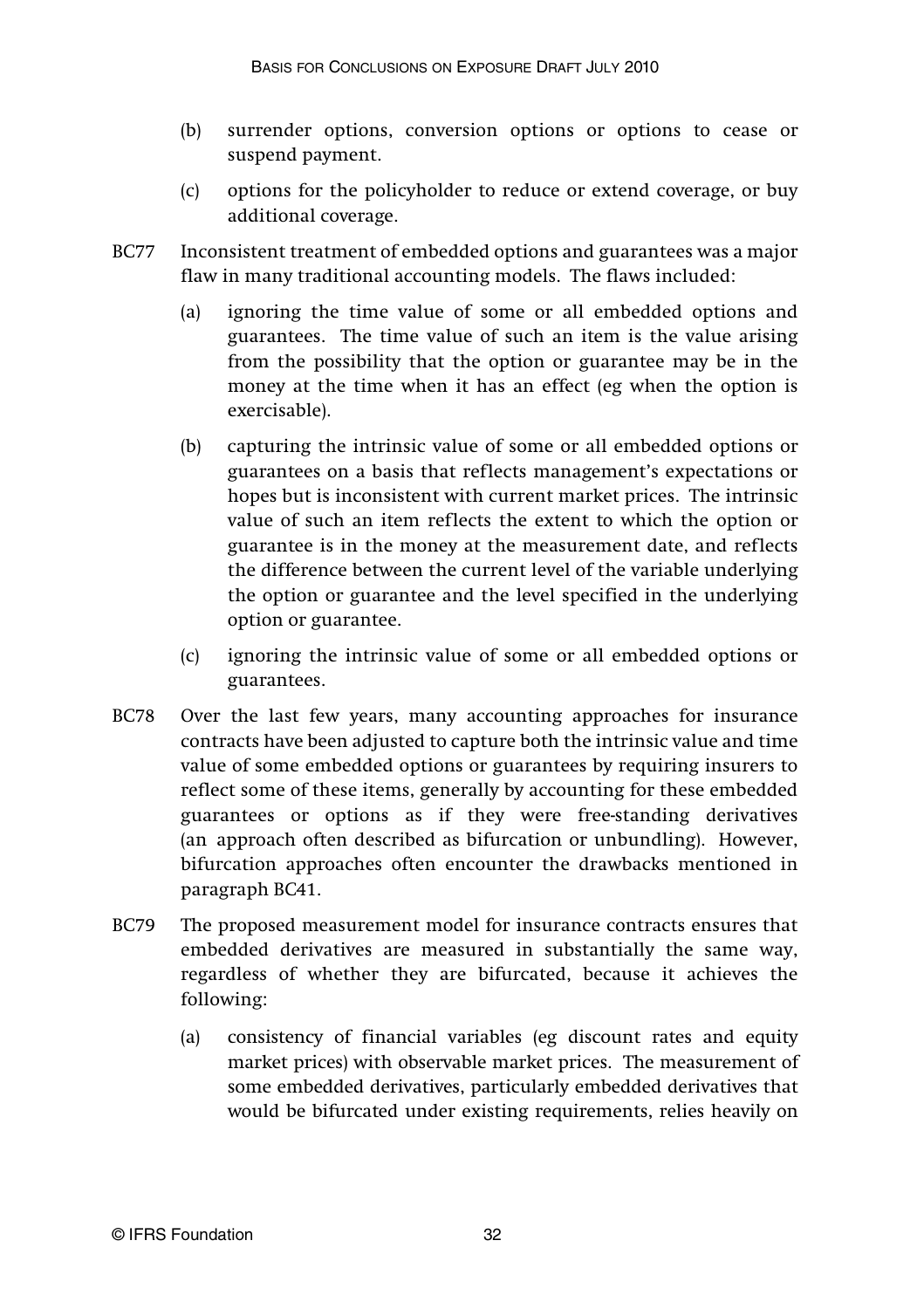(b) surrender options, conversion options or options to cease or suspend payment.

(c) options for the policyholder to reduce or extend coverage, or buy additional coverage.

BC77 Inconsistent treatment of embedded options and guarantees was a major flaw in many traditional accounting models. The flaws included:

(a) ignoring the time value of some or all embedded options and guarantees. The time value of such an item is the value arising from the possibility that the option or guarantee may be in the money at the time when it has an effect (eg when the option is exercisable).

(b) capturing the intrinsic value of some or all embedded options or guarantees on a basis that reflects management's expectations or hopes but is inconsistent with current market prices. The intrinsic value of such an item reflects the extent to which the option or guarantee is in the money at the measurement date, and reflects the difference between the current level of the variable underlying the option or guarantee and the level specified in the underlying option or guarantee.

(c) ignoring the intrinsic value of some or all embedded options or guarantees.

BC78 Over the last few years, many accounting approaches for insurance contracts have been adjusted to capture both the intrinsic value and time value of some embedded options or guarantees by requiring insurers to reflect some of these items, generally by accounting for these embedded guarantees or options as if they were free-standing derivatives (an approach often described as bifurcation or unbundling). However, bifurcation approaches often encounter the drawbacks mentioned in paragraph BC41.

BC79 The proposed measurement model for insurance contracts ensures that embedded derivatives are measured in substantially the same way, regardless of whether they are bifurcated, because it achieves the following:

(a) consistency of financial variables (eg discount rates and equity market prices) with observable market prices. The measurement of some embedded derivatives, particularly embedded derivatives that would be bifurcated under existing requirements, relies heavily on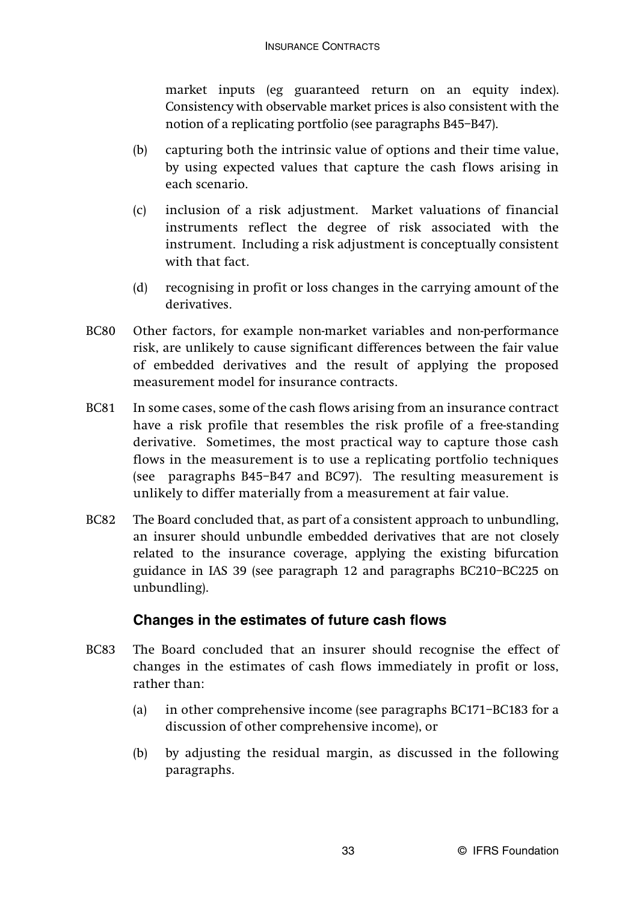market inputs (eg guaranteed return on an equity index). Consistency with observable market prices is also consistent with the notion of a replicating portfolio (see paragraphs B45–B47).

(b) capturing both the intrinsic value of options and their time value, by using expected values that capture the cash flows arising in each scenario.

(c) inclusion of a risk adjustment. Market valuations of financial instruments reflect the degree of risk associated with the instrument. Including a risk adjustment is conceptually consistent with that fact.

(d) recognising in profit or loss changes in the carrying amount of the derivatives.

BC80 Other factors, for example non-market variables and non-performance risk, are unlikely to cause significant differences between the fair value of embedded derivatives and the result of applying the proposed measurement model for insurance contracts.

BC81 In some cases, some of the cash flows arising from an insurance contract have a risk profile that resembles the risk profile of a free-standing derivative. Sometimes, the most practical way to capture those cash flows in the measurement is to use a replicating portfolio techniques (see paragraphs B45–B47 and BC97). The resulting measurement is unlikely to differ materially from a measurement at fair value.

BC82 The Board concluded that, as part of a consistent approach to unbundling, an insurer should unbundle embedded derivatives that are not closely related to the insurance coverage, applying the existing bifurcation guidance in IAS 39 (see paragraph 12 and paragraphs BC210–BC225 on unbundling).

### Changes in the estimates of future cash flows

BC83 The Board concluded that an insurer should recognise the effect of changes in the estimates of cash flows immediately in profit or loss, rather than:

(a) in other comprehensive income (see paragraphs BC171–BC183 for a discussion of other comprehensive income), or

(b) by adjusting the residual margin, as discussed in the following paragraphs.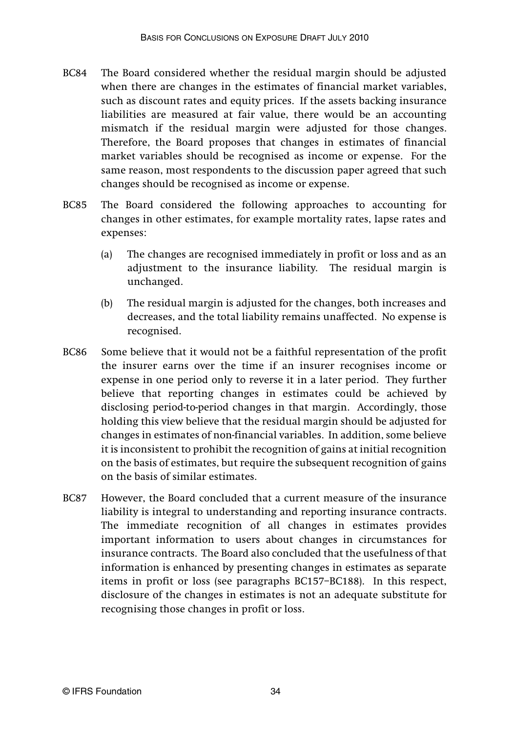BC84 The Board considered whether the residual margin should be adjusted when there are changes in the estimates of financial market variables, such as discount rates and equity prices. If the assets backing insurance liabilities are measured at fair value, there would be an accounting mismatch if the residual margin were adjusted for those changes. Therefore, the Board proposes that changes in estimates of financial market variables should be recognised as income or expense. For the same reason, most respondents to the discussion paper agreed that such changes should be recognised as income or expense.

BC85 The Board considered the following approaches to accounting for changes in other estimates, for example mortality rates, lapse rates and expenses:

(a) The changes are recognised immediately in profit or loss and as an adjustment to the insurance liability. The residual margin is unchanged.

(b) The residual margin is adjusted for the changes, both increases and decreases, and the total liability remains unaffected. No expense is recognised.

BC86 Some believe that it would not be a faithful representation of the profit the insurer earns over the time if an insurer recognises income or expense in one period only to reverse it in a later period. They further believe that reporting changes in estimates could be achieved by disclosing period-to-period changes in that margin. Accordingly, those holding this view believe that the residual margin should be adjusted for changes in estimates of non-financial variables. In addition, some believe it is inconsistent to prohibit the recognition of gains at initial recognition on the basis of estimates, but require the subsequent recognition of gains on the basis of similar estimates.

BC87 However, the Board concluded that a current measure of the insurance liability is integral to understanding and reporting insurance contracts. The immediate recognition of all changes in estimates provides important information to users about changes in circumstances for insurance contracts. The Board also concluded that the usefulness of that information is enhanced by presenting changes in estimates as separate items in profit or loss (see paragraphs BC157–BC188). In this respect, disclosure of the changes in estimates is not an adequate substitute for recognising those changes in profit or loss.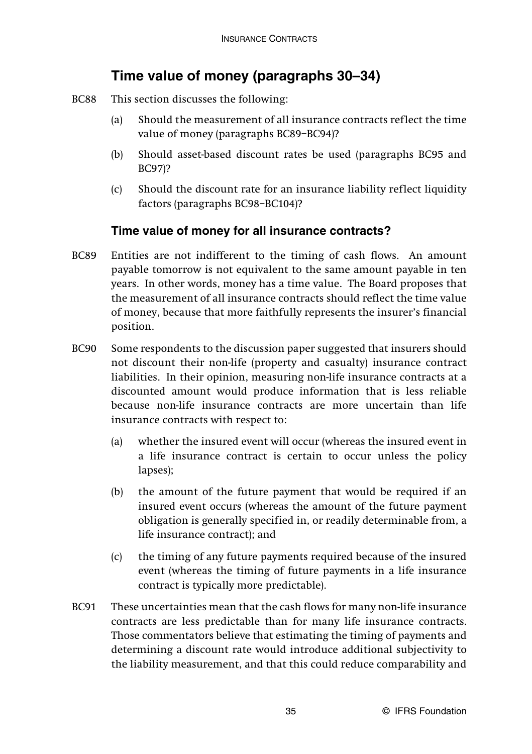## Time value of money (paragraphs 30–34)

BC88 This section discusses the following:

(a) Should the measurement of all insurance contracts reflect the time value of money (paragraphs BC89–BC94)?

(b) Should asset-based discount rates be used (paragraphs BC95 and BC97)?

(c) Should the discount rate for an insurance liability reflect liquidity factors (paragraphs BC98–BC104)?

### Time value of money for all insurance contracts?

BC89 Entities are not indifferent to the timing of cash flows. An amount payable tomorrow is not equivalent to the same amount payable in ten years. In other words, money has a time value. The Board proposes that the measurement of all insurance contracts should reflect the time value of money, because that more faithfully represents the insurer's financial position.

BC90 Some respondents to the discussion paper suggested that insurers should not discount their non-life (property and casualty) insurance contract liabilities. In their opinion, measuring non-life insurance contracts at a discounted amount would produce information that is less reliable because non-life insurance contracts are more uncertain than life insurance contracts with respect to:

(a) whether the insured event will occur (whereas the insured event in a life insurance contract is certain to occur unless the policy lapses);

(b) the amount of the future payment that would be required if an insured event occurs (whereas the amount of the future payment obligation is generally specified in, or readily determinable from, a life insurance contract); and

(c) the timing of any future payments required because of the insured event (whereas the timing of future payments in a life insurance contract is typically more predictable).

BC91 These uncertainties mean that the cash flows for many non-life insurance contracts are less predictable than for many life insurance contracts. Those commentators believe that estimating the timing of payments and determining a discount rate would introduce additional subjectivity to the liability measurement, and that this could reduce comparability and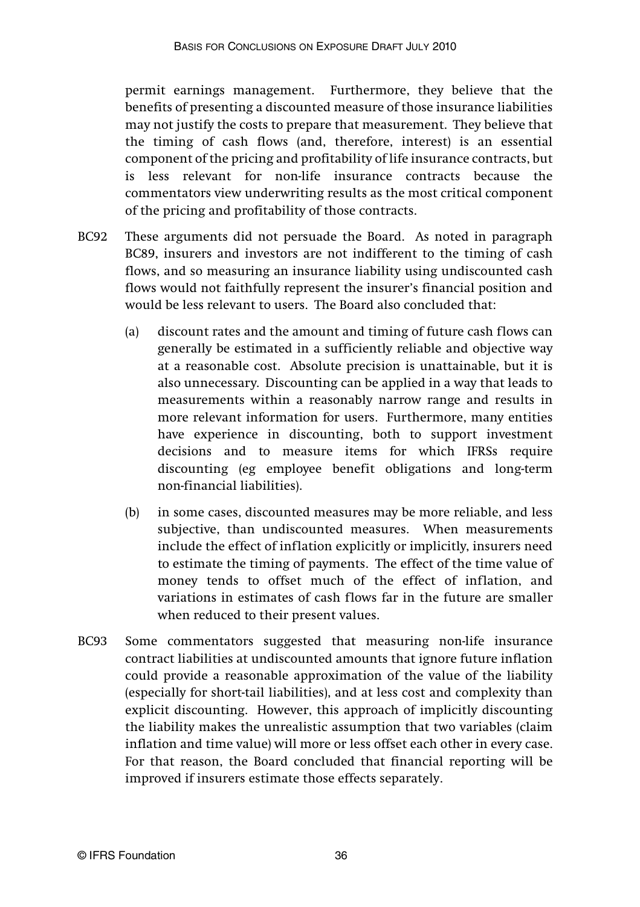permit earnings management. Furthermore, they believe that the benefits of presenting a discounted measure of those insurance liabilities may not justify the costs to prepare that measurement. They believe that the timing of cash flows (and, therefore, interest) is an essential component of the pricing and profitability of life insurance contracts, but is less relevant for non-life insurance contracts because the commentators view underwriting results as the most critical component of the pricing and profitability of those contracts.

BC92 These arguments did not persuade the Board. As noted in paragraph BC89, insurers and investors are not indifferent to the timing of cash flows, and so measuring an insurance liability using undiscounted cash flows would not faithfully represent the insurer's financial position and would be less relevant to users. The Board also concluded that:

(a) discount rates and the amount and timing of future cash flows can generally be estimated in a sufficiently reliable and objective way at a reasonable cost. Absolute precision is unattainable, but it is also unnecessary. Discounting can be applied in a way that leads to measurements within a reasonably narrow range and results in more relevant information for users. Furthermore, many entities have experience in discounting, both to support investment decisions and to measure items for which IFRSs require discounting (eg employee benefit obligations and long-term non-financial liabilities).

(b) in some cases, discounted measures may be more reliable, and less subjective, than undiscounted measures. When measurements include the effect of inflation explicitly or implicitly, insurers need to estimate the timing of payments. The effect of the time value of money tends to offset much of the effect of inflation, and variations in estimates of cash flows far in the future are smaller when reduced to their present values.

BC93 Some commentators suggested that measuring non-life insurance contract liabilities at undiscounted amounts that ignore future inflation could provide a reasonable approximation of the value of the liability (especially for short-tail liabilities), and at less cost and complexity than explicit discounting. However, this approach of implicitly discounting the liability makes the unrealistic assumption that two variables (claim inflation and time value) will more or less offset each other in every case. For that reason, the Board concluded that financial reporting will be improved if insurers estimate those effects separately.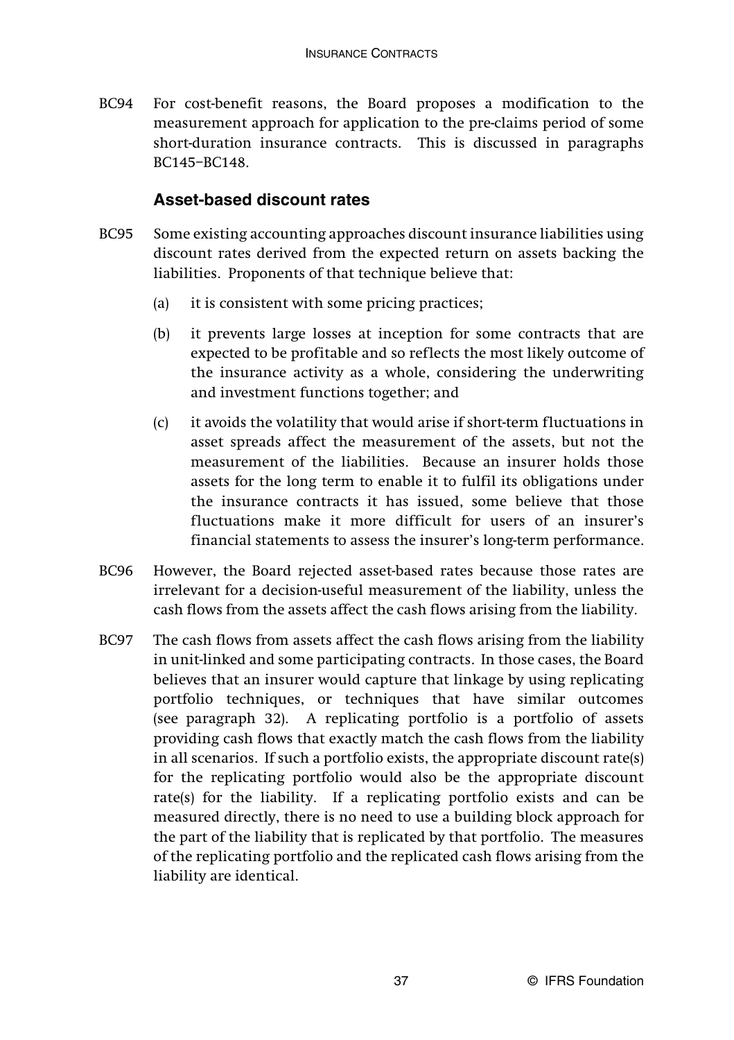BC94 For cost-benefit reasons, the Board proposes a modification to the measurement approach for application to the pre-claims period of some short-duration insurance contracts. This is discussed in paragraphs BC145–BC148.

### Asset-based discount rates

BC95 Some existing accounting approaches discount insurance liabilities using discount rates derived from the expected return on assets backing the liabilities. Proponents of that technique believe that:

(a) it is consistent with some pricing practices;

(b) it prevents large losses at inception for some contracts that are expected to be profitable and so reflects the most likely outcome of the insurance activity as a whole, considering the underwriting and investment functions together; and

(c) it avoids the volatility that would arise if short-term fluctuations in asset spreads affect the measurement of the assets, but not the measurement of the liabilities. Because an insurer holds those assets for the long term to enable it to fulfil its obligations under the insurance contracts it has issued, some believe that those fluctuations make it more difficult for users of an insurer's financial statements to assess the insurer's long-term performance.

BC96 However, the Board rejected asset-based rates because those rates are irrelevant for a decision-useful measurement of the liability, unless the cash flows from the assets affect the cash flows arising from the liability.

BC97 The cash flows from assets affect the cash flows arising from the liability in unit-linked and some participating contracts. In those cases, the Board believes that an insurer would capture that linkage by using replicating portfolio techniques, or techniques that have similar outcomes (see paragraph 32). A replicating portfolio is a portfolio of assets providing cash flows that exactly match the cash flows from the liability in all scenarios. If such a portfolio exists, the appropriate discount rate(s) for the replicating portfolio would also be the appropriate discount rate(s) for the liability. If a replicating portfolio exists and can be measured directly, there is no need to use a building block approach for the part of the liability that is replicated by that portfolio. The measures of the replicating portfolio and the replicated cash flows arising from the liability are identical.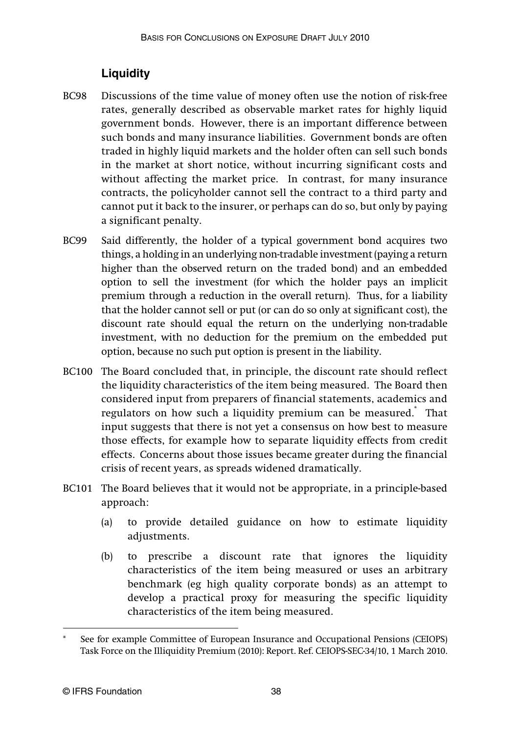## Liquidity

BC98 Discussions of the time value of money often use the notion of risk-free rates, generally described as observable market rates for highly liquid government bonds. However, there is an important difference between such bonds and many insurance liabilities. Government bonds are often traded in highly liquid markets and the holder often can sell such bonds in the market at short notice, without incurring significant costs and without affecting the market price. In contrast, for many insurance contracts, the policyholder cannot sell the contract to a third party and cannot put it back to the insurer, or perhaps can do so, but only by paying a significant penalty.

BC99 Said differently, the holder of a typical government bond acquires two things, a holding in an underlying non-tradable investment (paying a return higher than the observed return on the traded bond) and an embedded option to sell the investment (for which the holder pays an implicit premium through a reduction in the overall return). Thus, for a liability that the holder cannot sell or put (or can do so only at significant cost), the discount rate should equal the return on the underlying non-tradable investment, with no deduction for the premium on the embedded put option, because no such put option is present in the liability.

BC100 The Board concluded that, in principle, the discount rate should reflect the liquidity characteristics of the item being measured. The Board then considered input from preparers of financial statements, academics and regulators on how such a liquidity premium can be measured.* That input suggests that there is not yet a consensus on how best to measure those effects, for example how to separate liquidity effects from credit effects. Concerns about those issues became greater during the financial crisis of recent years, as spreads widened dramatically.

BC101 The Board believes that it would not be appropriate, in a principle-based approach:

(a) to provide detailed guidance on how to estimate liquidity adjustments.

(b) to prescribe a discount rate that ignores the liquidity characteristics of the item being measured or uses an arbitrary benchmark (eg high quality corporate bonds) as an attempt to develop a practical proxy for measuring the specific liquidity characteristics of the item being measured.

---

\* See for example Committee of European Insurance and Occupational Pensions (CEIOPS) Task Force on the Illiquidity Premium (2010): Report. Ref. CEIOPS-SEC-34/10, 1 March 2010.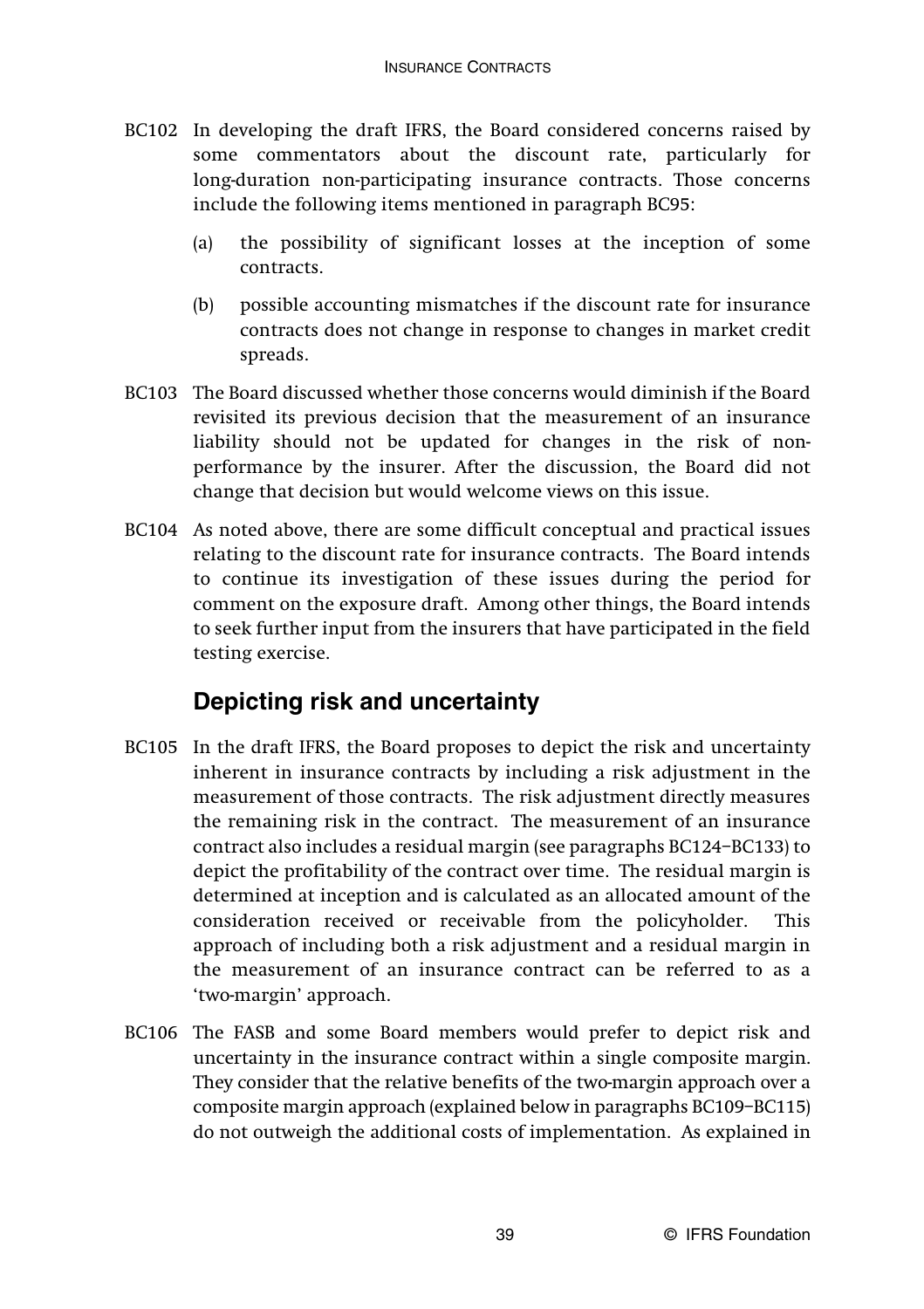BC102 In developing the draft IFRS, the Board considered concerns raised by some commentators about the discount rate, particularly for long-duration non-participating insurance contracts. Those concerns include the following items mentioned in paragraph BC95:

(a) the possibility of significant losses at the inception of some contracts.

(b) possible accounting mismatches if the discount rate for insurance contracts does not change in response to changes in market credit spreads.

BC103 The Board discussed whether those concerns would diminish if the Board revisited its previous decision that the measurement of an insurance liability should not be updated for changes in the risk of non-performance by the insurer. After the discussion, the Board did not change that decision but would welcome views on this issue.

BC104 As noted above, there are some difficult conceptual and practical issues relating to the discount rate for insurance contracts. The Board intends to continue its investigation of these issues during the period for comment on the exposure draft. Among other things, the Board intends to seek further input from the insurers that have participated in the field testing exercise.

## Depicting risk and uncertainty

BC105 In the draft IFRS, the Board proposes to depict the risk and uncertainty inherent in insurance contracts by including a risk adjustment in the measurement of those contracts. The risk adjustment directly measures the remaining risk in the contract. The measurement of an insurance contract also includes a residual margin (see paragraphs BC124–BC133) to depict the profitability of the contract over time. The residual margin is determined at inception and is calculated as an allocated amount of the consideration received or receivable from the policyholder. This approach of including both a risk adjustment and a residual margin in the measurement of an insurance contract can be referred to as a 'two-margin' approach.

BC106 The FASB and some Board members would prefer to depict risk and uncertainty in the insurance contract within a single composite margin. They consider that the relative benefits of the two-margin approach over a composite margin approach (explained below in paragraphs BC109–BC115) do not outweigh the additional costs of implementation. As explained in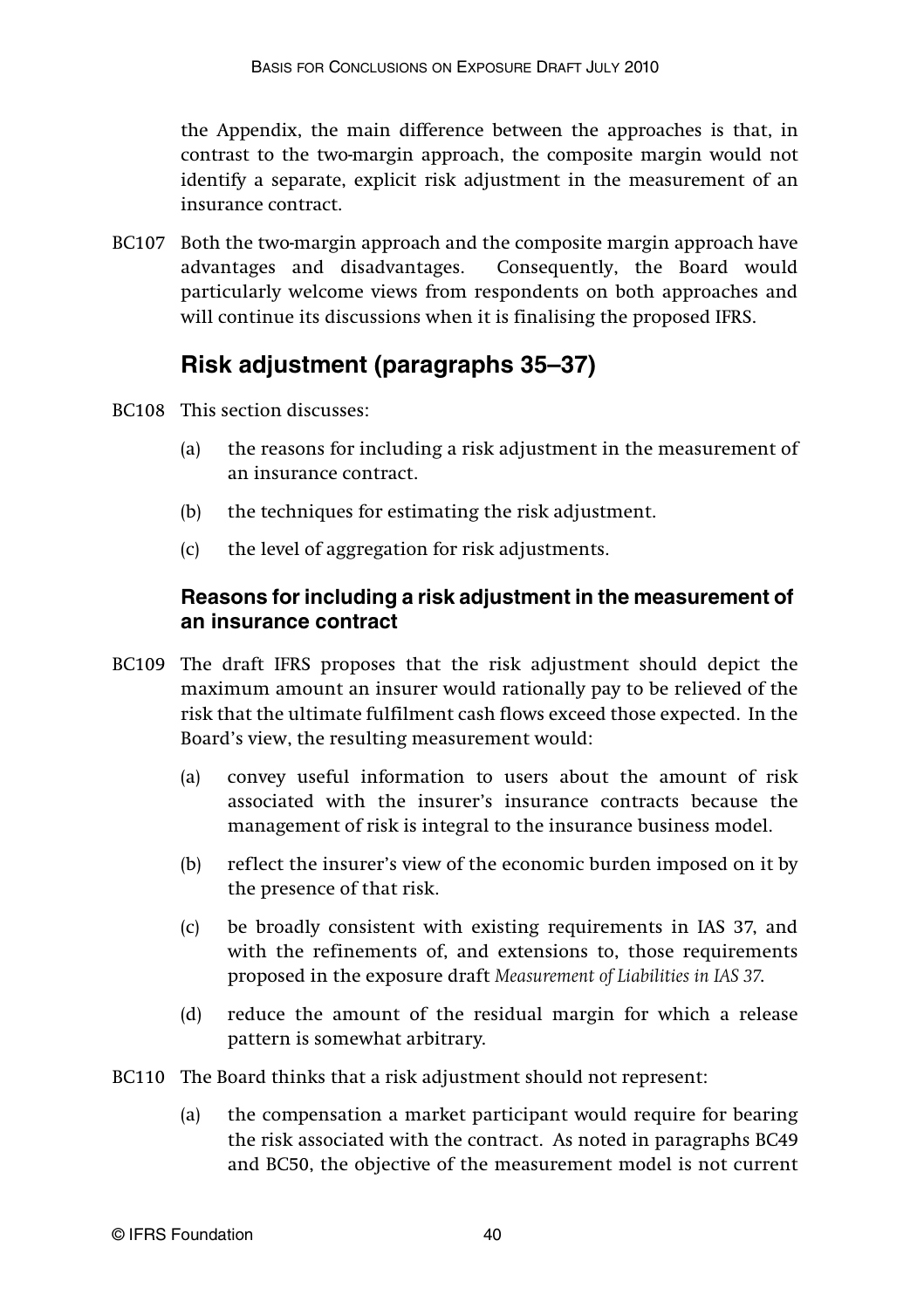the Appendix, the main difference between the approaches is that, in contrast to the two-margin approach, the composite margin would not identify a separate, explicit risk adjustment in the measurement of an insurance contract.

BC107 Both the two-margin approach and the composite margin approach have advantages and disadvantages. Consequently, the Board would particularly welcome views from respondents on both approaches and will continue its discussions when it is finalising the proposed IFRS.

## Risk adjustment (paragraphs 35–37)

BC108 This section discusses:

(a) the reasons for including a risk adjustment in the measurement of an insurance contract.

(b) the techniques for estimating the risk adjustment.

(c) the level of aggregation for risk adjustments.

### Reasons for including a risk adjustment in the measurement of an insurance contract

BC109 The draft IFRS proposes that the risk adjustment should depict the maximum amount an insurer would rationally pay to be relieved of the risk that the ultimate fulfilment cash flows exceed those expected. In the Board's view, the resulting measurement would:

(a) convey useful information to users about the amount of risk associated with the insurer's insurance contracts because the management of risk is integral to the insurance business model.

(b) reflect the insurer's view of the economic burden imposed on it by the presence of that risk.

(c) be broadly consistent with existing requirements in IAS 37, and with the refinements of, and extensions to, those requirements proposed in the exposure draft *Measurement of Liabilities in IAS 37*.

(d) reduce the amount of the residual margin for which a release pattern is somewhat arbitrary.

BC110 The Board thinks that a risk adjustment should not represent:

(a) the compensation a market participant would require for bearing the risk associated with the contract. As noted in paragraphs BC49 and BC50, the objective of the measurement model is not current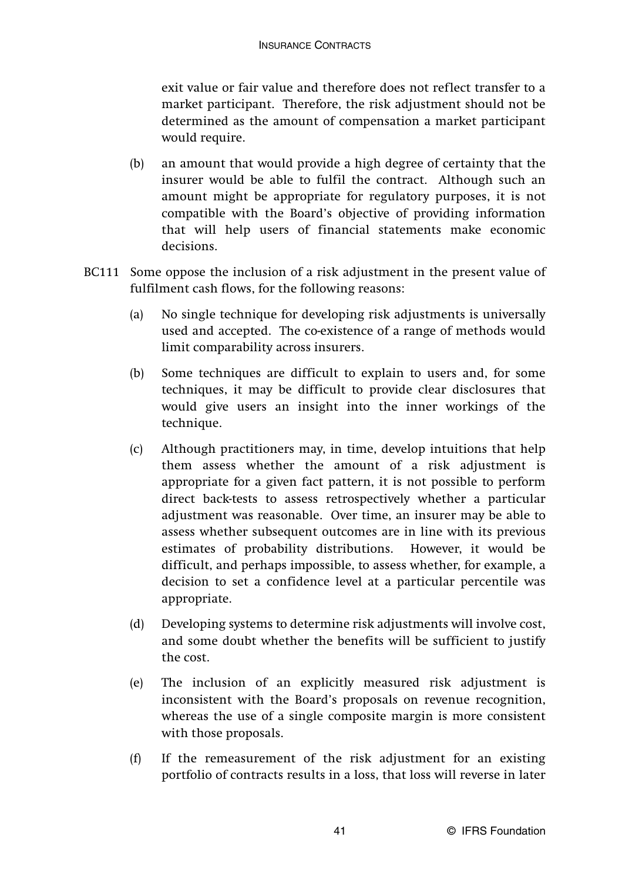exit value or fair value and therefore does not reflect transfer to a market participant. Therefore, the risk adjustment should not be determined as the amount of compensation a market participant would require.

(b) an amount that would provide a high degree of certainty that the insurer would be able to fulfil the contract. Although such an amount might be appropriate for regulatory purposes, it is not compatible with the Board's objective of providing information that will help users of financial statements make economic decisions.

BC111 Some oppose the inclusion of a risk adjustment in the present value of fulfilment cash flows, for the following reasons:

(a) No single technique for developing risk adjustments is universally used and accepted. The co-existence of a range of methods would limit comparability across insurers.

(b) Some techniques are difficult to explain to users and, for some techniques, it may be difficult to provide clear disclosures that would give users an insight into the inner workings of the technique.

(c) Although practitioners may, in time, develop intuitions that help them assess whether the amount of a risk adjustment is appropriate for a given fact pattern, it is not possible to perform direct back-tests to assess retrospectively whether a particular adjustment was reasonable. Over time, an insurer may be able to assess whether subsequent outcomes are in line with its previous estimates of probability distributions. However, it would be difficult, and perhaps impossible, to assess whether, for example, a decision to set a confidence level at a particular percentile was appropriate.

(d) Developing systems to determine risk adjustments will involve cost, and some doubt whether the benefits will be sufficient to justify the cost.

(e) The inclusion of an explicitly measured risk adjustment is inconsistent with the Board's proposals on revenue recognition, whereas the use of a single composite margin is more consistent with those proposals.

(f) If the remeasurement of the risk adjustment for an existing portfolio of contracts results in a loss, that loss will reverse in later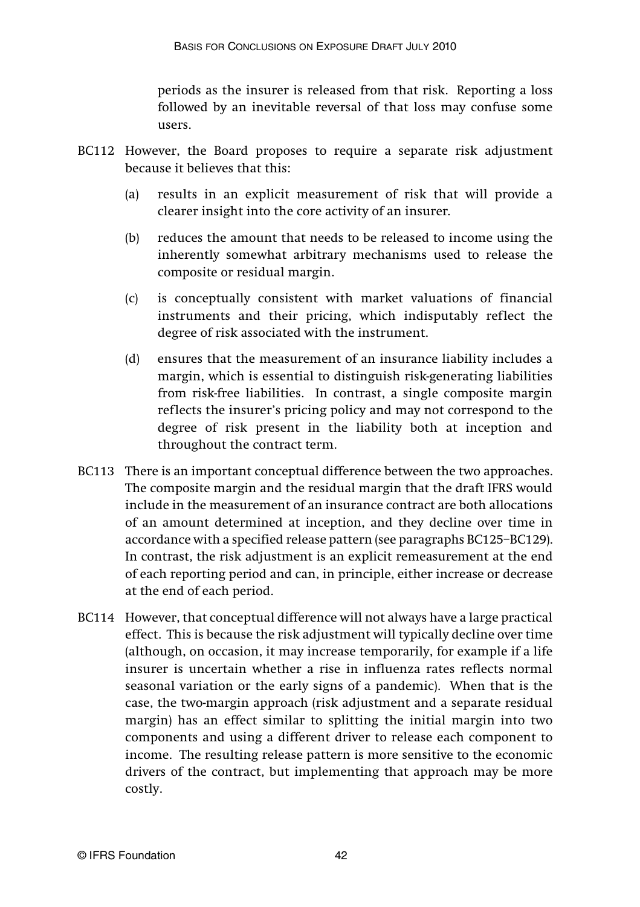periods as the insurer is released from that risk. Reporting a loss followed by an inevitable reversal of that loss may confuse some users.

BC112 However, the Board proposes to require a separate risk adjustment because it believes that this:

(a) results in an explicit measurement of risk that will provide a clearer insight into the core activity of an insurer.

(b) reduces the amount that needs to be released to income using the inherently somewhat arbitrary mechanisms used to release the composite or residual margin.

(c) is conceptually consistent with market valuations of financial instruments and their pricing, which indisputably reflect the degree of risk associated with the instrument.

(d) ensures that the measurement of an insurance liability includes a margin, which is essential to distinguish risk-generating liabilities from risk-free liabilities. In contrast, a single composite margin reflects the insurer's pricing policy and may not correspond to the degree of risk present in the liability both at inception and throughout the contract term.

BC113 There is an important conceptual difference between the two approaches. The composite margin and the residual margin that the draft IFRS would include in the measurement of an insurance contract are both allocations of an amount determined at inception, and they decline over time in accordance with a specified release pattern (see paragraphs BC125–BC129). In contrast, the risk adjustment is an explicit remeasurement at the end of each reporting period and can, in principle, either increase or decrease at the end of each period.

BC114 However, that conceptual difference will not always have a large practical effect. This is because the risk adjustment will typically decline over time (although, on occasion, it may increase temporarily, for example if a life insurer is uncertain whether a rise in influenza rates reflects normal seasonal variation or the early signs of a pandemic). When that is the case, the two-margin approach (risk adjustment and a separate residual margin) has an effect similar to splitting the initial margin into two components and using a different driver to release each component to income. The resulting release pattern is more sensitive to the economic drivers of the contract, but implementing that approach may be more costly.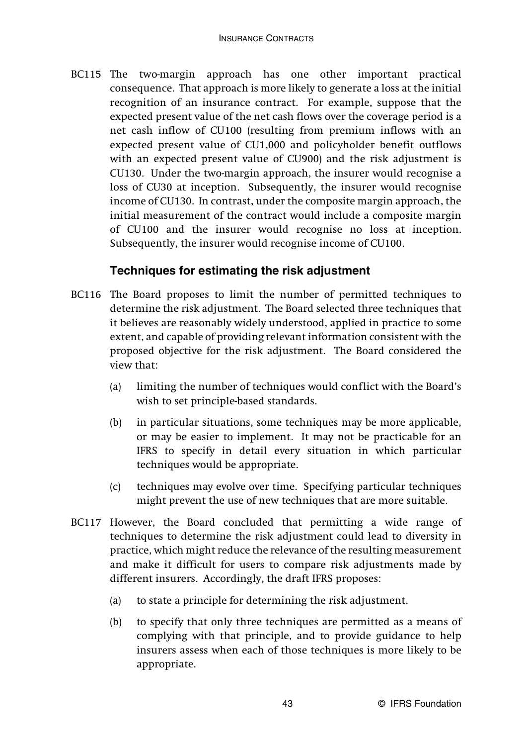BC115 The two-margin approach has one other important practical consequence. That approach is more likely to generate a loss at the initial recognition of an insurance contract. For example, suppose that the expected present value of the net cash flows over the coverage period is a net cash inflow of CU100 (resulting from premium inflows with an expected present value of CU1,000 and policyholder benefit outflows with an expected present value of CU900) and the risk adjustment is CU130. Under the two-margin approach, the insurer would recognise a loss of CU30 at inception. Subsequently, the insurer would recognise income of CU130. In contrast, under the composite margin approach, the initial measurement of the contract would include a composite margin of CU100 and the insurer would recognise no loss at inception. Subsequently, the insurer would recognise income of CU100.

### Techniques for estimating the risk adjustment

BC116 The Board proposes to limit the number of permitted techniques to determine the risk adjustment. The Board selected three techniques that it believes are reasonably widely understood, applied in practice to some extent, and capable of providing relevant information consistent with the proposed objective for the risk adjustment. The Board considered the view that:

- (a) limiting the number of techniques would conflict with the Board's wish to set principle-based standards.
- (b) in particular situations, some techniques may be more applicable, or may be easier to implement. It may not be practicable for an IFRS to specify in detail every situation in which particular techniques would be appropriate.
- (c) techniques may evolve over time. Specifying particular techniques might prevent the use of new techniques that are more suitable.

BC117 However, the Board concluded that permitting a wide range of techniques to determine the risk adjustment could lead to diversity in practice, which might reduce the relevance of the resulting measurement and make it difficult for users to compare risk adjustments made by different insurers. Accordingly, the draft IFRS proposes:

- (a) to state a principle for determining the risk adjustment.
- (b) to specify that only three techniques are permitted as a means of complying with that principle, and to provide guidance to help insurers assess when each of those techniques is more likely to be appropriate.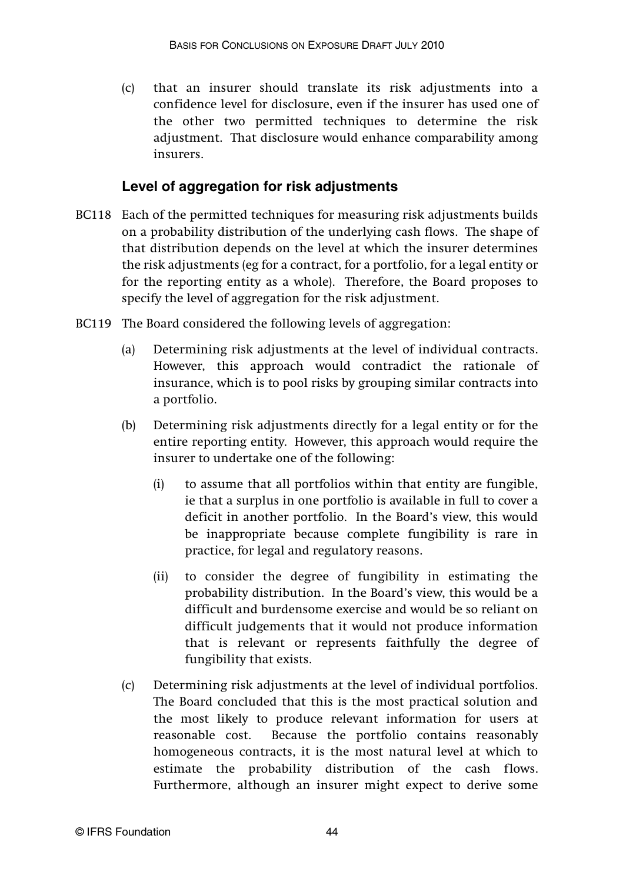(c) that an insurer should translate its risk adjustments into a confidence level for disclosure, even if the insurer has used one of the other two permitted techniques to determine the risk adjustment. That disclosure would enhance comparability among insurers.

### Level of aggregation for risk adjustments

BC118 Each of the permitted techniques for measuring risk adjustments builds on a probability distribution of the underlying cash flows. The shape of that distribution depends on the level at which the insurer determines the risk adjustments (eg for a contract, for a portfolio, for a legal entity or for the reporting entity as a whole). Therefore, the Board proposes to specify the level of aggregation for the risk adjustment.

BC119 The Board considered the following levels of aggregation:

(a) Determining risk adjustments at the level of individual contracts. However, this approach would contradict the rationale of insurance, which is to pool risks by grouping similar contracts into a portfolio.

(b) Determining risk adjustments directly for a legal entity or for the entire reporting entity. However, this approach would require the insurer to undertake one of the following:

(i) to assume that all portfolios within that entity are fungible, ie that a surplus in one portfolio is available in full to cover a deficit in another portfolio. In the Board's view, this would be inappropriate because complete fungibility is rare in practice, for legal and regulatory reasons.

(ii) to consider the degree of fungibility in estimating the probability distribution. In the Board's view, this would be a difficult and burdensome exercise and would be so reliant on difficult judgements that it would not produce information that is relevant or represents faithfully the degree of fungibility that exists.

(c) Determining risk adjustments at the level of individual portfolios. The Board concluded that this is the most practical solution and the most likely to produce relevant information for users at reasonable cost. Because the portfolio contains reasonably homogeneous contracts, it is the most natural level at which to estimate the probability distribution of the cash flows. Furthermore, although an insurer might expect to derive some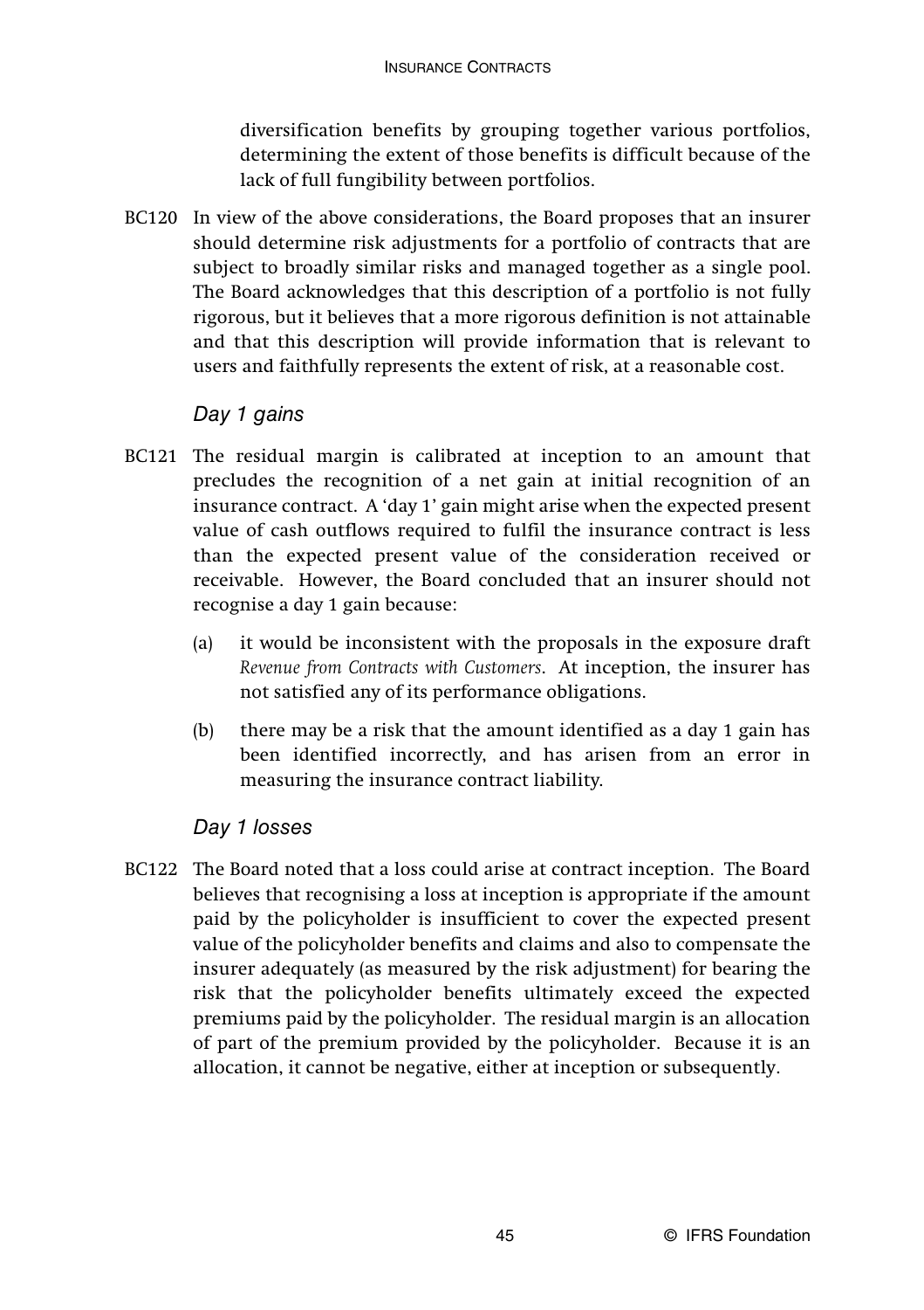diversification benefits by grouping together various portfolios, determining the extent of those benefits is difficult because of the lack of full fungibility between portfolios.

BC120 In view of the above considerations, the Board proposes that an insurer should determine risk adjustments for a portfolio of contracts that are subject to broadly similar risks and managed together as a single pool. The Board acknowledges that this description of a portfolio is not fully rigorous, but it believes that a more rigorous definition is not attainable and that this description will provide information that is relevant to users and faithfully represents the extent of risk, at a reasonable cost.

### *Day 1 gains*

BC121 The residual margin is calibrated at inception to an amount that precludes the recognition of a net gain at initial recognition of an insurance contract. A 'day 1' gain might arise when the expected present value of cash outflows required to fulfil the insurance contract is less than the expected present value of the consideration received or receivable. However, the Board concluded that an insurer should not recognise a day 1 gain because:

(a) it would be inconsistent with the proposals in the exposure draft *Revenue from Contracts with Customers*. At inception, the insurer has not satisfied any of its performance obligations.

(b) there may be a risk that the amount identified as a day 1 gain has been identified incorrectly, and has arisen from an error in measuring the insurance contract liability.

### *Day 1 losses*

BC122 The Board noted that a loss could arise at contract inception. The Board believes that recognising a loss at inception is appropriate if the amount paid by the policyholder is insufficient to cover the expected present value of the policyholder benefits and claims and also to compensate the insurer adequately (as measured by the risk adjustment) for bearing the risk that the policyholder benefits ultimately exceed the expected premiums paid by the policyholder. The residual margin is an allocation of part of the premium provided by the policyholder. Because it is an allocation, it cannot be negative, either at inception or subsequently.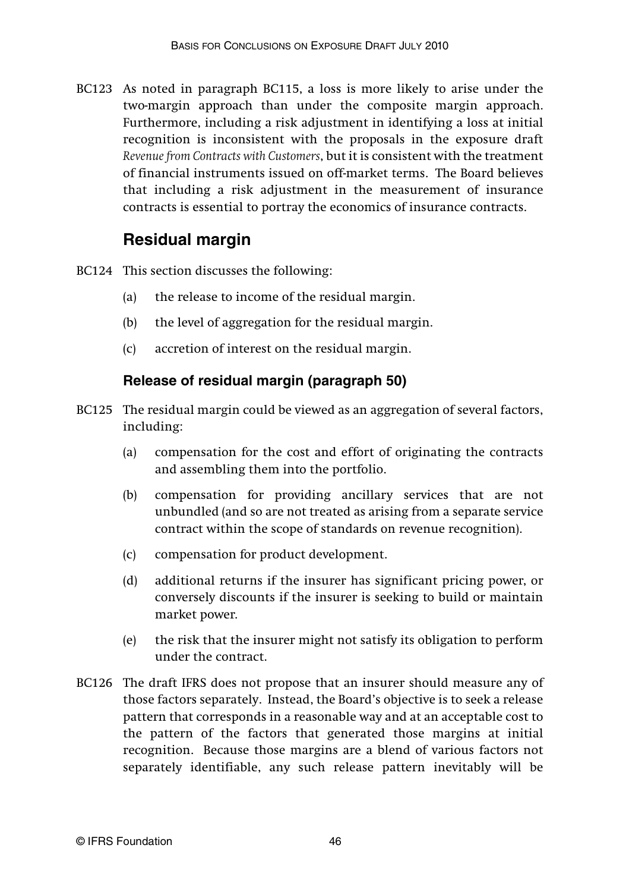BC123 As noted in paragraph BC115, a loss is more likely to arise under the two-margin approach than under the composite margin approach. Furthermore, including a risk adjustment in identifying a loss at initial recognition is inconsistent with the proposals in the exposure draft *Revenue from Contracts with Customers*, but it is consistent with the treatment of financial instruments issued on off-market terms. The Board believes that including a risk adjustment in the measurement of insurance contracts is essential to portray the economics of insurance contracts.

## Residual margin

BC124 This section discusses the following:

(a) the release to income of the residual margin.

(b) the level of aggregation for the residual margin.

(c) accretion of interest on the residual margin.

### Release of residual margin (paragraph 50)

BC125 The residual margin could be viewed as an aggregation of several factors, including:

(a) compensation for the cost and effort of originating the contracts and assembling them into the portfolio.

(b) compensation for providing ancillary services that are not unbundled (and so are not treated as arising from a separate service contract within the scope of standards on revenue recognition).

(c) compensation for product development.

(d) additional returns if the insurer has significant pricing power, or conversely discounts if the insurer is seeking to build or maintain market power.

(e) the risk that the insurer might not satisfy its obligation to perform under the contract.

BC126 The draft IFRS does not propose that an insurer should measure any of those factors separately. Instead, the Board's objective is to seek a release pattern that corresponds in a reasonable way and at an acceptable cost to the pattern of the factors that generated those margins at initial recognition. Because those margins are a blend of various factors not separately identifiable, any such release pattern inevitably will be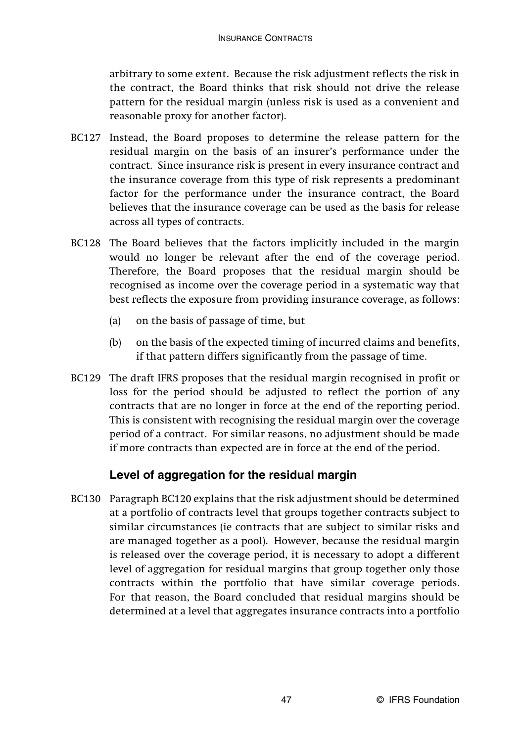arbitrary to some extent. Because the risk adjustment reflects the risk in the contract, the Board thinks that risk should not drive the release pattern for the residual margin (unless risk is used as a convenient and reasonable proxy for another factor).

BC127 Instead, the Board proposes to determine the release pattern for the residual margin on the basis of an insurer's performance under the contract. Since insurance risk is present in every insurance contract and the insurance coverage from this type of risk represents a predominant factor for the performance under the insurance contract, the Board believes that the insurance coverage can be used as the basis for release across all types of contracts.

BC128 The Board believes that the factors implicitly included in the margin would no longer be relevant after the end of the coverage period. Therefore, the Board proposes that the residual margin should be recognised as income over the coverage period in a systematic way that best reflects the exposure from providing insurance coverage, as follows:

(a) on the basis of passage of time, but

(b) on the basis of the expected timing of incurred claims and benefits, if that pattern differs significantly from the passage of time.

BC129 The draft IFRS proposes that the residual margin recognised in profit or loss for the period should be adjusted to reflect the portion of any contracts that are no longer in force at the end of the reporting period. This is consistent with recognising the residual margin over the coverage period of a contract. For similar reasons, no adjustment should be made if more contracts than expected are in force at the end of the period.

### Level of aggregation for the residual margin

BC130 Paragraph BC120 explains that the risk adjustment should be determined at a portfolio of contracts level that groups together contracts subject to similar circumstances (ie contracts that are subject to similar risks and are managed together as a pool). However, because the residual margin is released over the coverage period, it is necessary to adopt a different level of aggregation for residual margins that group together only those contracts within the portfolio that have similar coverage periods. For that reason, the Board concluded that residual margins should be determined at a level that aggregates insurance contracts into a portfolio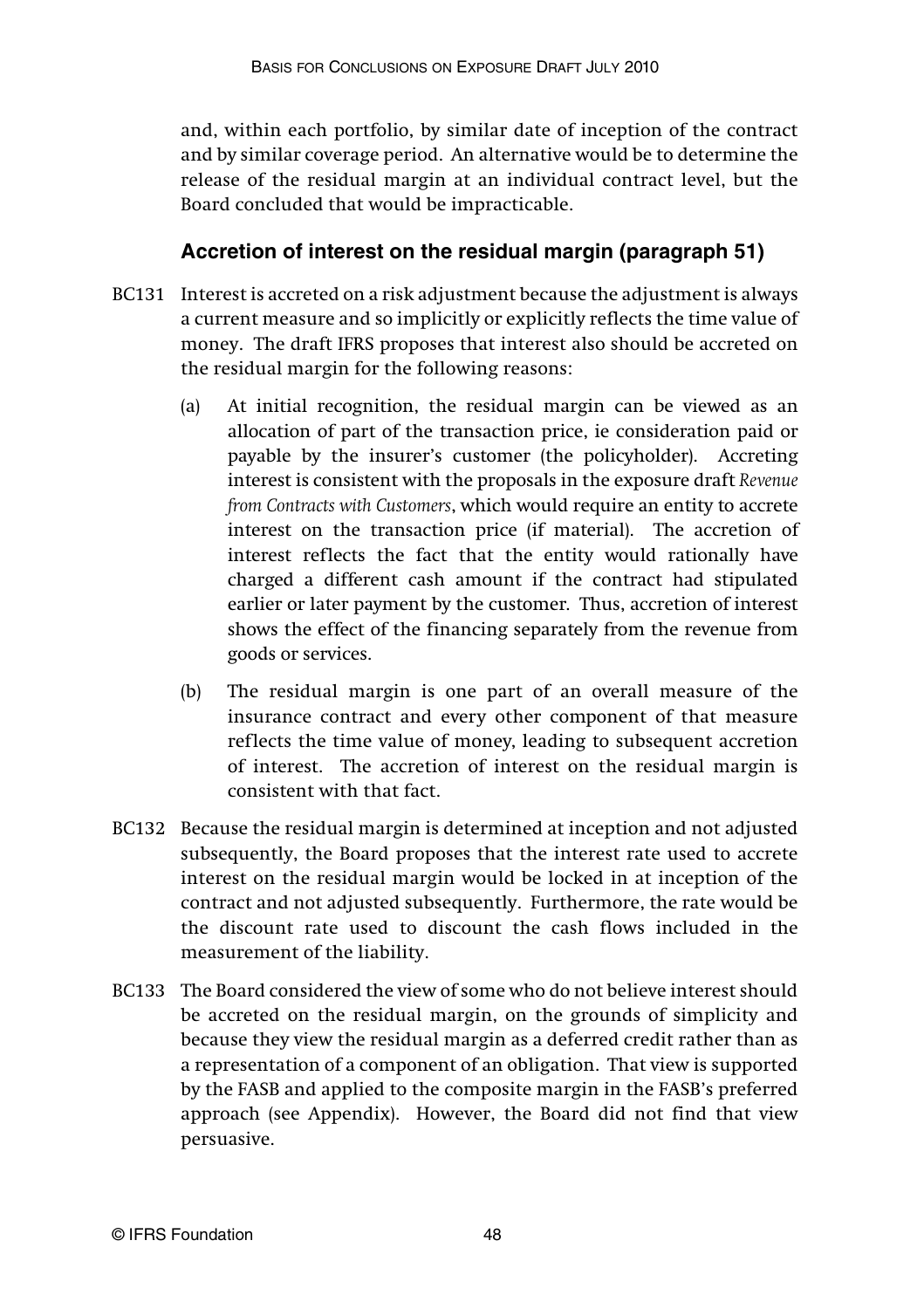and, within each portfolio, by similar date of inception of the contract and by similar coverage period. An alternative would be to determine the release of the residual margin at an individual contract level, but the Board concluded that would be impracticable.

### Accretion of interest on the residual margin (paragraph 51)

BC131 Interest is accreted on a risk adjustment because the adjustment is always a current measure and so implicitly or explicitly reflects the time value of money. The draft IFRS proposes that interest also should be accreted on the residual margin for the following reasons:

(a) At initial recognition, the residual margin can be viewed as an allocation of part of the transaction price, ie consideration paid or payable by the insurer's customer (the policyholder). Accreting interest is consistent with the proposals in the exposure draft *Revenue from Contracts with Customers*, which would require an entity to accrete interest on the transaction price (if material). The accretion of interest reflects the fact that the entity would rationally have charged a different cash amount if the contract had stipulated earlier or later payment by the customer. Thus, accretion of interest shows the effect of the financing separately from the revenue from goods or services.

(b) The residual margin is one part of an overall measure of the insurance contract and every other component of that measure reflects the time value of money, leading to subsequent accretion of interest. The accretion of interest on the residual margin is consistent with that fact.

BC132 Because the residual margin is determined at inception and not adjusted subsequently, the Board proposes that the interest rate used to accrete interest on the residual margin would be locked in at inception of the contract and not adjusted subsequently. Furthermore, the rate would be the discount rate used to discount the cash flows included in the measurement of the liability.

BC133 The Board considered the view of some who do not believe interest should be accreted on the residual margin, on the grounds of simplicity and because they view the residual margin as a deferred credit rather than as a representation of a component of an obligation. That view is supported by the FASB and applied to the composite margin in the FASB's preferred approach (see Appendix). However, the Board did not find that view persuasive.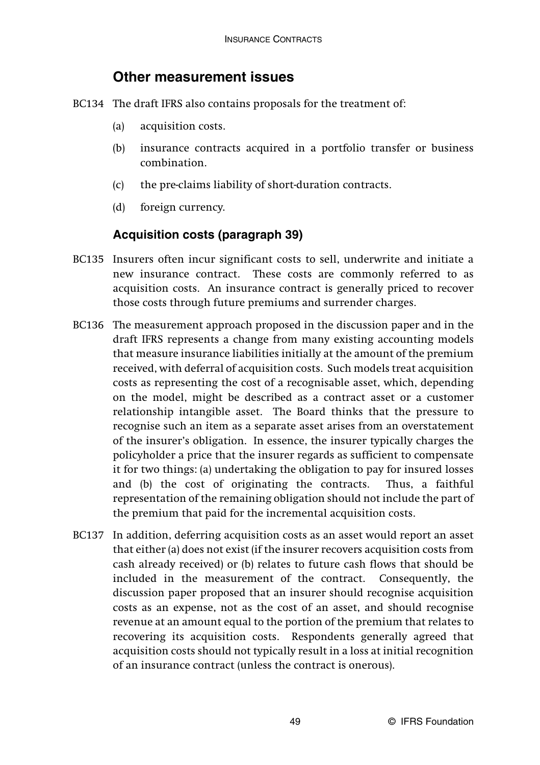## Other measurement issues

BC134 The draft IFRS also contains proposals for the treatment of:

(a) acquisition costs.

(b) insurance contracts acquired in a portfolio transfer or business combination.

(c) the pre-claims liability of short-duration contracts.

(d) foreign currency.

### Acquisition costs (paragraph 39)

BC135 Insurers often incur significant costs to sell, underwrite and initiate a new insurance contract. These costs are commonly referred to as acquisition costs. An insurance contract is generally priced to recover those costs through future premiums and surrender charges.

BC136 The measurement approach proposed in the discussion paper and in the draft IFRS represents a change from many existing accounting models that measure insurance liabilities initially at the amount of the premium received, with deferral of acquisition costs. Such models treat acquisition costs as representing the cost of a recognisable asset, which, depending on the model, might be described as a contract asset or a customer relationship intangible asset. The Board thinks that the pressure to recognise such an item as a separate asset arises from an overstatement of the insurer's obligation. In essence, the insurer typically charges the policyholder a price that the insurer regards as sufficient to compensate it for two things: (a) undertaking the obligation to pay for insured losses and (b) the cost of originating the contracts. Thus, a faithful representation of the remaining obligation should not include the part of the premium that paid for the incremental acquisition costs.

BC137 In addition, deferring acquisition costs as an asset would report an asset that either (a) does not exist (if the insurer recovers acquisition costs from cash already received) or (b) relates to future cash flows that should be included in the measurement of the contract. Consequently, the discussion paper proposed that an insurer should recognise acquisition costs as an expense, not as the cost of an asset, and should recognise revenue at an amount equal to the portion of the premium that relates to recovering its acquisition costs. Respondents generally agreed that acquisition costs should not typically result in a loss at initial recognition of an insurance contract (unless the contract is onerous).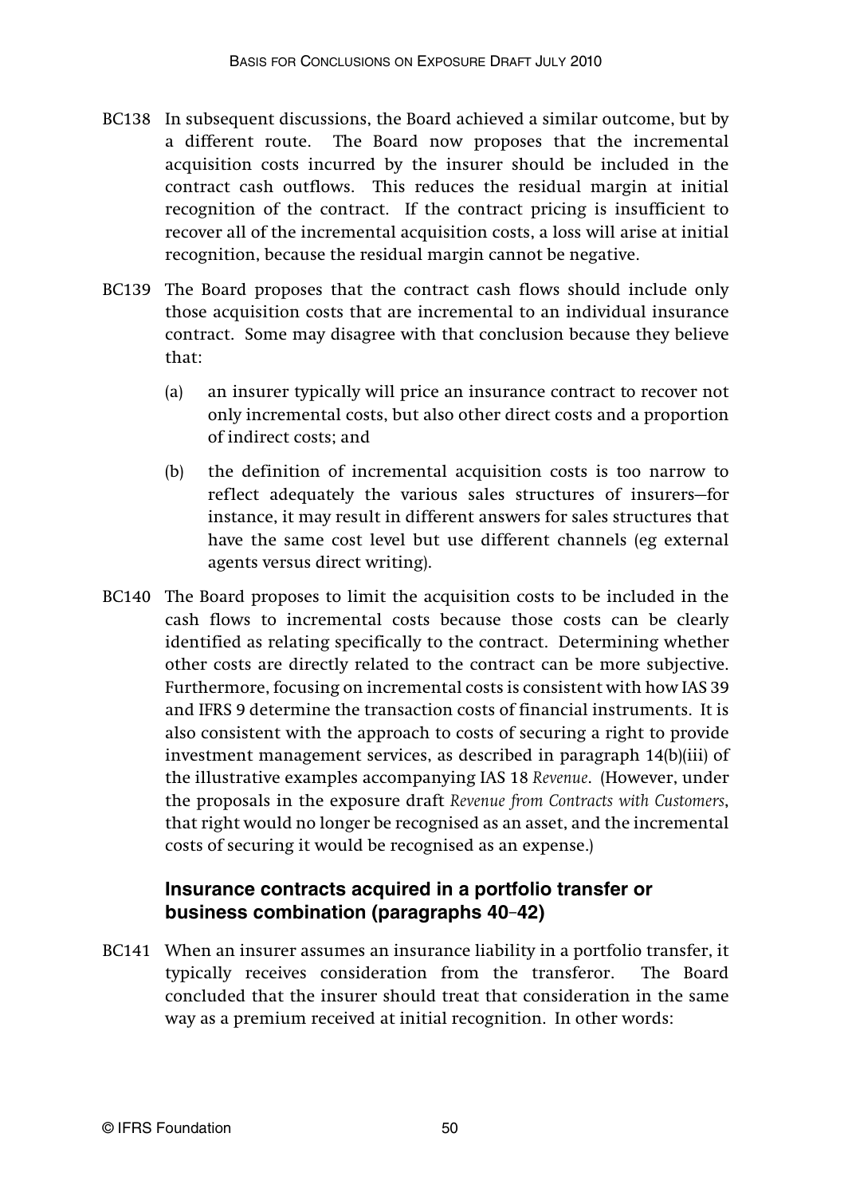BC138 In subsequent discussions, the Board achieved a similar outcome, but by a different route. The Board now proposes that the incremental acquisition costs incurred by the insurer should be included in the contract cash outflows. This reduces the residual margin at initial recognition of the contract. If the contract pricing is insufficient to recover all of the incremental acquisition costs, a loss will arise at initial recognition, because the residual margin cannot be negative.

BC139 The Board proposes that the contract cash flows should include only those acquisition costs that are incremental to an individual insurance contract. Some may disagree with that conclusion because they believe that:

(a) an insurer typically will price an insurance contract to recover not only incremental costs, but also other direct costs and a proportion of indirect costs; and

(b) the definition of incremental acquisition costs is too narrow to reflect adequately the various sales structures of insurers—for instance, it may result in different answers for sales structures that have the same cost level but use different channels (eg external agents versus direct writing).

BC140 The Board proposes to limit the acquisition costs to be included in the cash flows to incremental costs because those costs can be clearly identified as relating specifically to the contract. Determining whether other costs are directly related to the contract can be more subjective. Furthermore, focusing on incremental costs is consistent with how IAS 39 and IFRS 9 determine the transaction costs of financial instruments. It is also consistent with the approach to costs of securing a right to provide investment management services, as described in paragraph 14(b)(iii) of the illustrative examples accompanying IAS 18 *Revenue*. (However, under the proposals in the exposure draft *Revenue from Contracts with Customers*, that right would no longer be recognised as an asset, and the incremental costs of securing it would be recognised as an expense.)

### Insurance contracts acquired in a portfolio transfer or business combination (paragraphs 40–42)

BC141 When an insurer assumes an insurance liability in a portfolio transfer, it typically receives consideration from the transferor. The Board concluded that the insurer should treat that consideration in the same way as a premium received at initial recognition. In other words: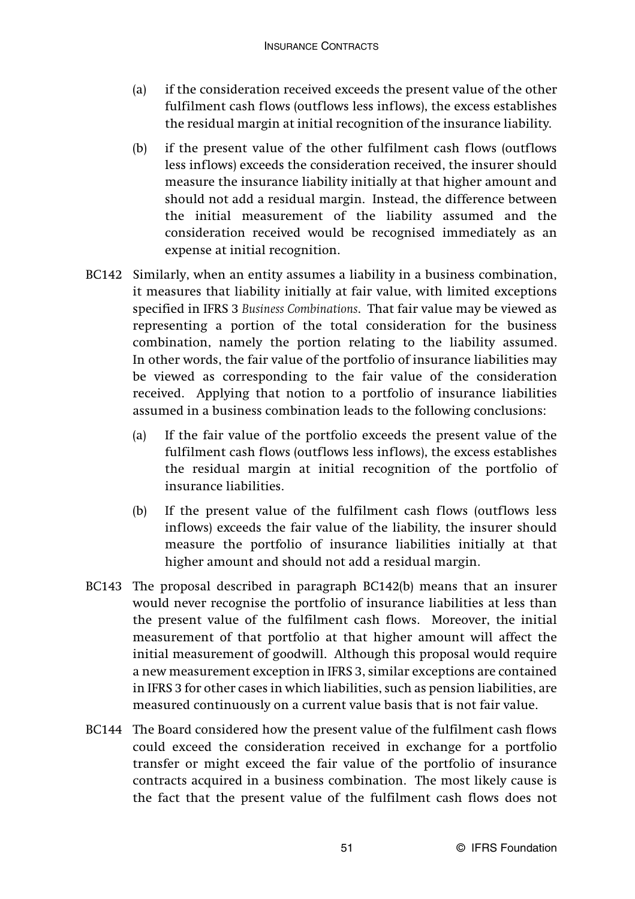(a) if the consideration received exceeds the present value of the other fulfilment cash flows (outflows less inflows), the excess establishes the residual margin at initial recognition of the insurance liability.

(b) if the present value of the other fulfilment cash flows (outflows less inflows) exceeds the consideration received, the insurer should measure the insurance liability initially at that higher amount and should not add a residual margin. Instead, the difference between the initial measurement of the liability assumed and the consideration received would be recognised immediately as an expense at initial recognition.

BC142 Similarly, when an entity assumes a liability in a business combination, it measures that liability initially at fair value, with limited exceptions specified in IFRS 3 *Business Combinations*. That fair value may be viewed as representing a portion of the total consideration for the business combination, namely the portion relating to the liability assumed. In other words, the fair value of the portfolio of insurance liabilities may be viewed as corresponding to the fair value of the consideration received. Applying that notion to a portfolio of insurance liabilities assumed in a business combination leads to the following conclusions:

(a) If the fair value of the portfolio exceeds the present value of the fulfilment cash flows (outflows less inflows), the excess establishes the residual margin at initial recognition of the portfolio of insurance liabilities.

(b) If the present value of the fulfilment cash flows (outflows less inflows) exceeds the fair value of the liability, the insurer should measure the portfolio of insurance liabilities initially at that higher amount and should not add a residual margin.

BC143 The proposal described in paragraph BC142(b) means that an insurer would never recognise the portfolio of insurance liabilities at less than the present value of the fulfilment cash flows. Moreover, the initial measurement of that portfolio at that higher amount will affect the initial measurement of goodwill. Although this proposal would require a new measurement exception in IFRS 3, similar exceptions are contained in IFRS 3 for other cases in which liabilities, such as pension liabilities, are measured continuously on a current value basis that is not fair value.

BC144 The Board considered how the present value of the fulfilment cash flows could exceed the consideration received in exchange for a portfolio transfer or might exceed the fair value of the portfolio of insurance contracts acquired in a business combination. The most likely cause is the fact that the present value of the fulfilment cash flows does not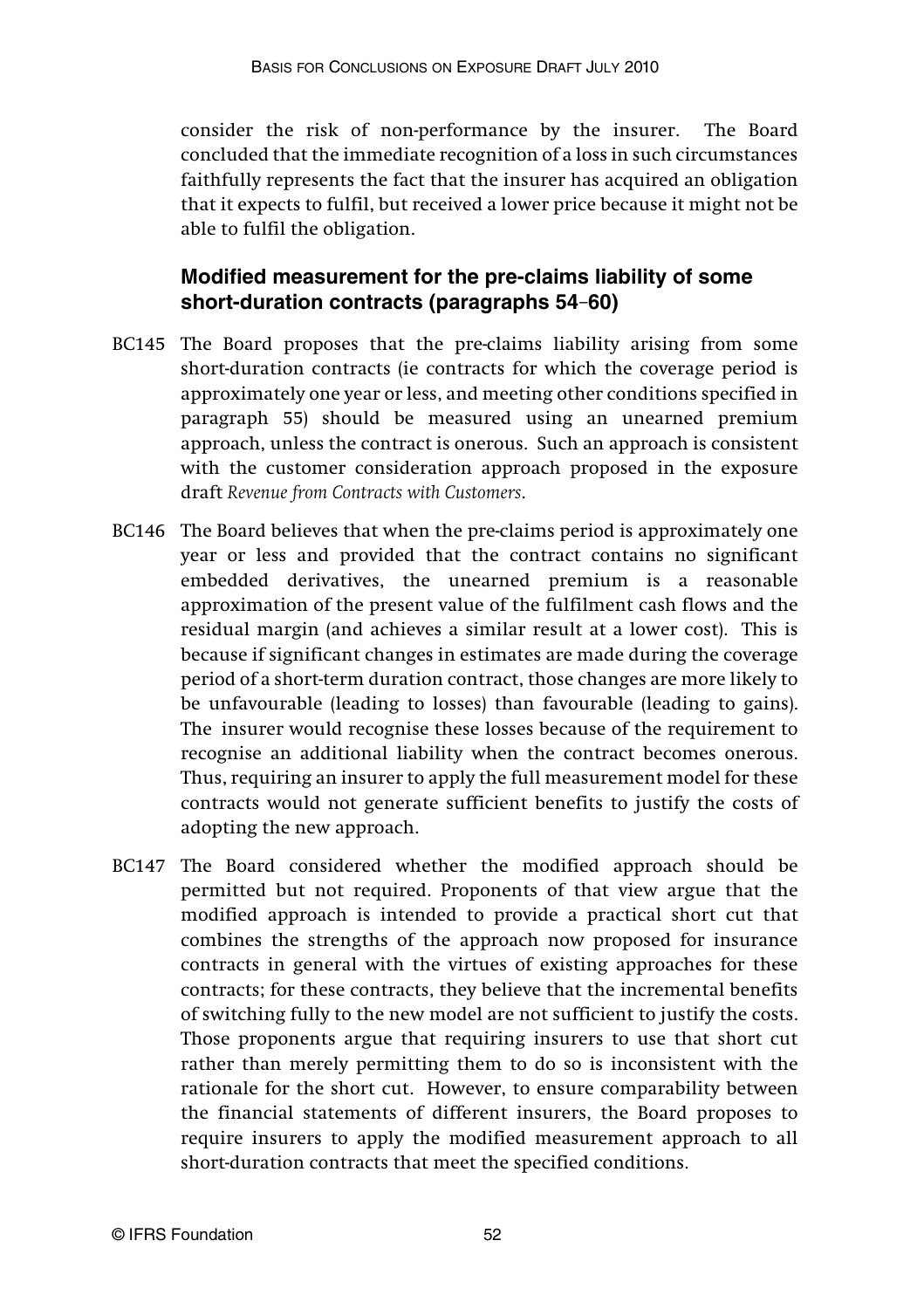consider the risk of non-performance by the insurer. The Board concluded that the immediate recognition of a loss in such circumstances faithfully represents the fact that the insurer has acquired an obligation that it expects to fulfil, but received a lower price because it might not be able to fulfil the obligation.

### Modified measurement for the pre-claims liability of some short-duration contracts (paragraphs 54–60)

BC145 The Board proposes that the pre-claims liability arising from some short-duration contracts (ie contracts for which the coverage period is approximately one year or less, and meeting other conditions specified in paragraph 55) should be measured using an unearned premium approach, unless the contract is onerous. Such an approach is consistent with the customer consideration approach proposed in the exposure draft *Revenue from Contracts with Customers*.

BC146 The Board believes that when the pre-claims period is approximately one year or less and provided that the contract contains no significant embedded derivatives, the unearned premium is a reasonable approximation of the present value of the fulfilment cash flows and the residual margin (and achieves a similar result at a lower cost). This is because if significant changes in estimates are made during the coverage period of a short-term duration contract, those changes are more likely to be unfavourable (leading to losses) than favourable (leading to gains). The insurer would recognise these losses because of the requirement to recognise an additional liability when the contract becomes onerous. Thus, requiring an insurer to apply the full measurement model for these contracts would not generate sufficient benefits to justify the costs of adopting the new approach.

BC147 The Board considered whether the modified approach should be permitted but not required. Proponents of that view argue that the modified approach is intended to provide a practical short cut that combines the strengths of the approach now proposed for insurance contracts in general with the virtues of existing approaches for these contracts; for these contracts, they believe that the incremental benefits of switching fully to the new model are not sufficient to justify the costs. Those proponents argue that requiring insurers to use that short cut rather than merely permitting them to do so is inconsistent with the rationale for the short cut. However, to ensure comparability between the financial statements of different insurers, the Board proposes to require insurers to apply the modified measurement approach to all short-duration contracts that meet the specified conditions.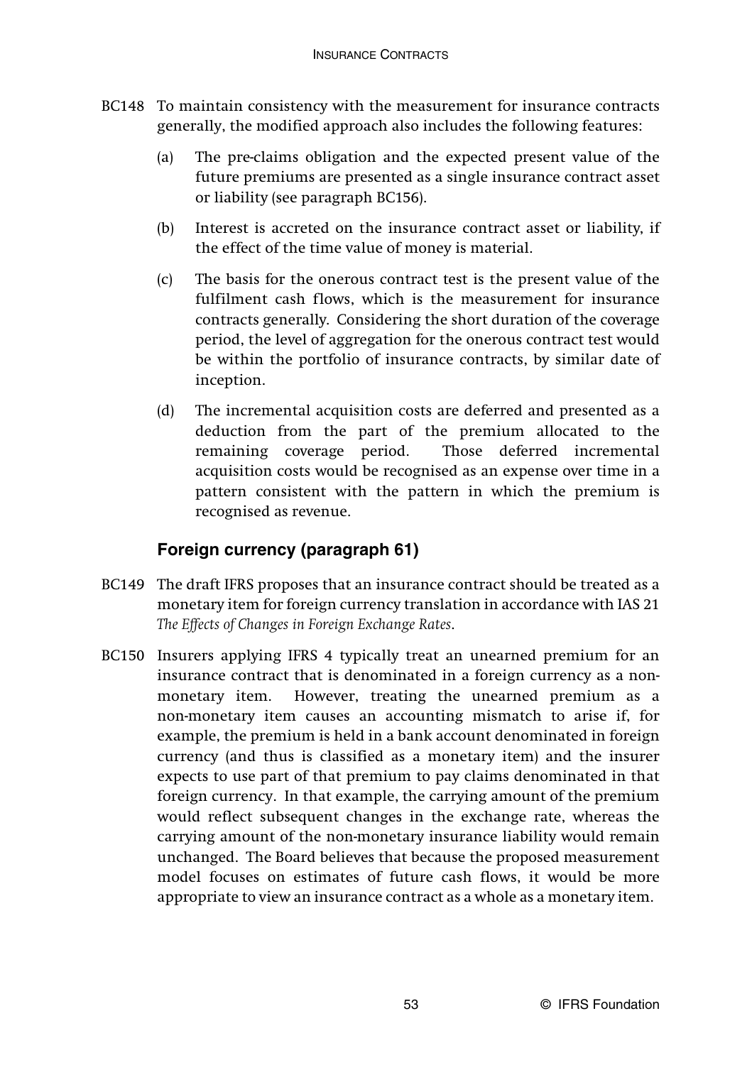BC148 To maintain consistency with the measurement for insurance contracts generally, the modified approach also includes the following features:

(a) The pre-claims obligation and the expected present value of the future premiums are presented as a single insurance contract asset or liability (see paragraph BC156).

(b) Interest is accreted on the insurance contract asset or liability, if the effect of the time value of money is material.

(c) The basis for the onerous contract test is the present value of the fulfilment cash flows, which is the measurement for insurance contracts generally. Considering the short duration of the coverage period, the level of aggregation for the onerous contract test would be within the portfolio of insurance contracts, by similar date of inception.

(d) The incremental acquisition costs are deferred and presented as a deduction from the part of the premium allocated to the remaining coverage period. Those deferred incremental acquisition costs would be recognised as an expense over time in a pattern consistent with the pattern in which the premium is recognised as revenue.

### Foreign currency (paragraph 61)

BC149 The draft IFRS proposes that an insurance contract should be treated as a monetary item for foreign currency translation in accordance with IAS 21 *The Effects of Changes in Foreign Exchange Rates*.

BC150 Insurers applying IFRS 4 typically treat an unearned premium for an insurance contract that is denominated in a foreign currency as a non-monetary item. However, treating the unearned premium as a non-monetary item causes an accounting mismatch to arise if, for example, the premium is held in a bank account denominated in foreign currency (and thus is classified as a monetary item) and the insurer expects to use part of that premium to pay claims denominated in that foreign currency. In that example, the carrying amount of the premium would reflect subsequent changes in the exchange rate, whereas the carrying amount of the non-monetary insurance liability would remain unchanged. The Board believes that because the proposed measurement model focuses on estimates of future cash flows, it would be more appropriate to view an insurance contract as a whole as a monetary item.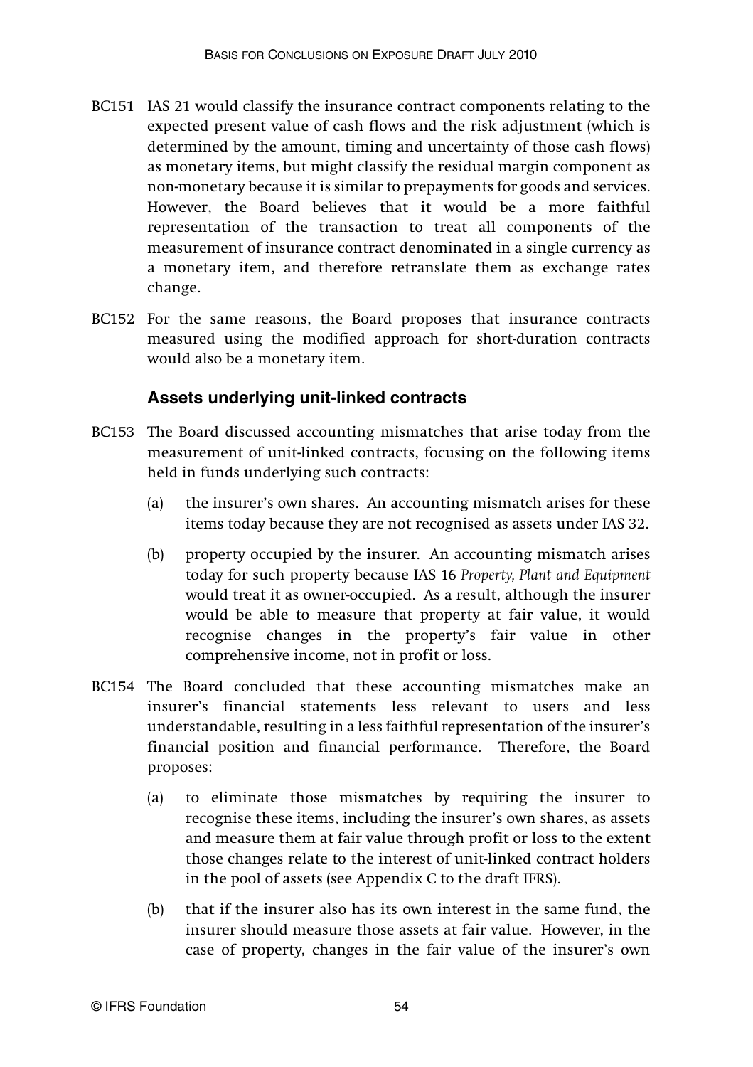BC151 IAS 21 would classify the insurance contract components relating to the expected present value of cash flows and the risk adjustment (which is determined by the amount, timing and uncertainty of those cash flows) as monetary items, but might classify the residual margin component as non-monetary because it is similar to prepayments for goods and services. However, the Board believes that it would be a more faithful representation of the transaction to treat all components of the measurement of insurance contract denominated in a single currency as a monetary item, and therefore retranslate them as exchange rates change.

BC152 For the same reasons, the Board proposes that insurance contracts measured using the modified approach for short-duration contracts would also be a monetary item.

### Assets underlying unit-linked contracts

BC153 The Board discussed accounting mismatches that arise today from the measurement of unit-linked contracts, focusing on the following items held in funds underlying such contracts:

(a) the insurer's own shares. An accounting mismatch arises for these items today because they are not recognised as assets under IAS 32.

(b) property occupied by the insurer. An accounting mismatch arises today for such property because IAS 16 *Property, Plant and Equipment* would treat it as owner-occupied. As a result, although the insurer would be able to measure that property at fair value, it would recognise changes in the property's fair value in other comprehensive income, not in profit or loss.

BC154 The Board concluded that these accounting mismatches make an insurer's financial statements less relevant to users and less understandable, resulting in a less faithful representation of the insurer's financial position and financial performance. Therefore, the Board proposes:

(a) to eliminate those mismatches by requiring the insurer to recognise these items, including the insurer's own shares, as assets and measure them at fair value through profit or loss to the extent those changes relate to the interest of unit-linked contract holders in the pool of assets (see Appendix C to the draft IFRS).

(b) that if the insurer also has its own interest in the same fund, the insurer should measure those assets at fair value. However, in the case of property, changes in the fair value of the insurer's own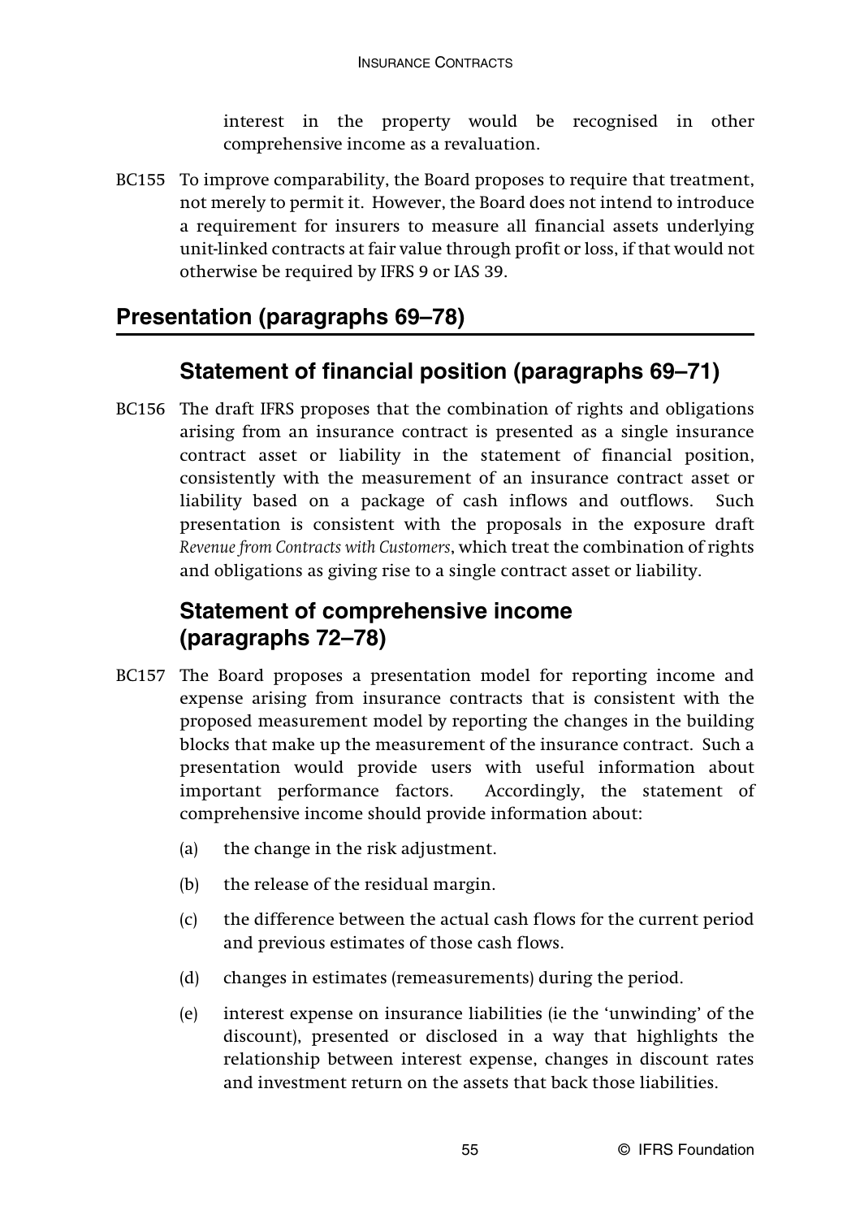interest in the property would be recognised in other comprehensive income as a revaluation.

BC155 To improve comparability, the Board proposes to require that treatment, not merely to permit it. However, the Board does not intend to introduce a requirement for insurers to measure all financial assets underlying unit-linked contracts at fair value through profit or loss, if that would not otherwise be required by IFRS 9 or IAS 39.

## Presentation (paragraphs 69–78)

### Statement of financial position (paragraphs 69–71)

BC156 The draft IFRS proposes that the combination of rights and obligations arising from an insurance contract is presented as a single insurance contract asset or liability in the statement of financial position, consistently with the measurement of an insurance contract asset or liability based on a package of cash inflows and outflows. Such presentation is consistent with the proposals in the exposure draft *Revenue from Contracts with Customers*, which treat the combination of rights and obligations as giving rise to a single contract asset or liability.

### Statement of comprehensive income (paragraphs 72–78)

BC157 The Board proposes a presentation model for reporting income and expense arising from insurance contracts that is consistent with the proposed measurement model by reporting the changes in the building blocks that make up the measurement of the insurance contract. Such a presentation would provide users with useful information about important performance factors. Accordingly, the statement of comprehensive income should provide information about:

(a) the change in the risk adjustment.

(b) the release of the residual margin.

(c) the difference between the actual cash flows for the current period and previous estimates of those cash flows.

(d) changes in estimates (remeasurements) during the period.

(e) interest expense on insurance liabilities (ie the 'unwinding' of the discount), presented or disclosed in a way that highlights the relationship between interest expense, changes in discount rates and investment return on the assets that back those liabilities.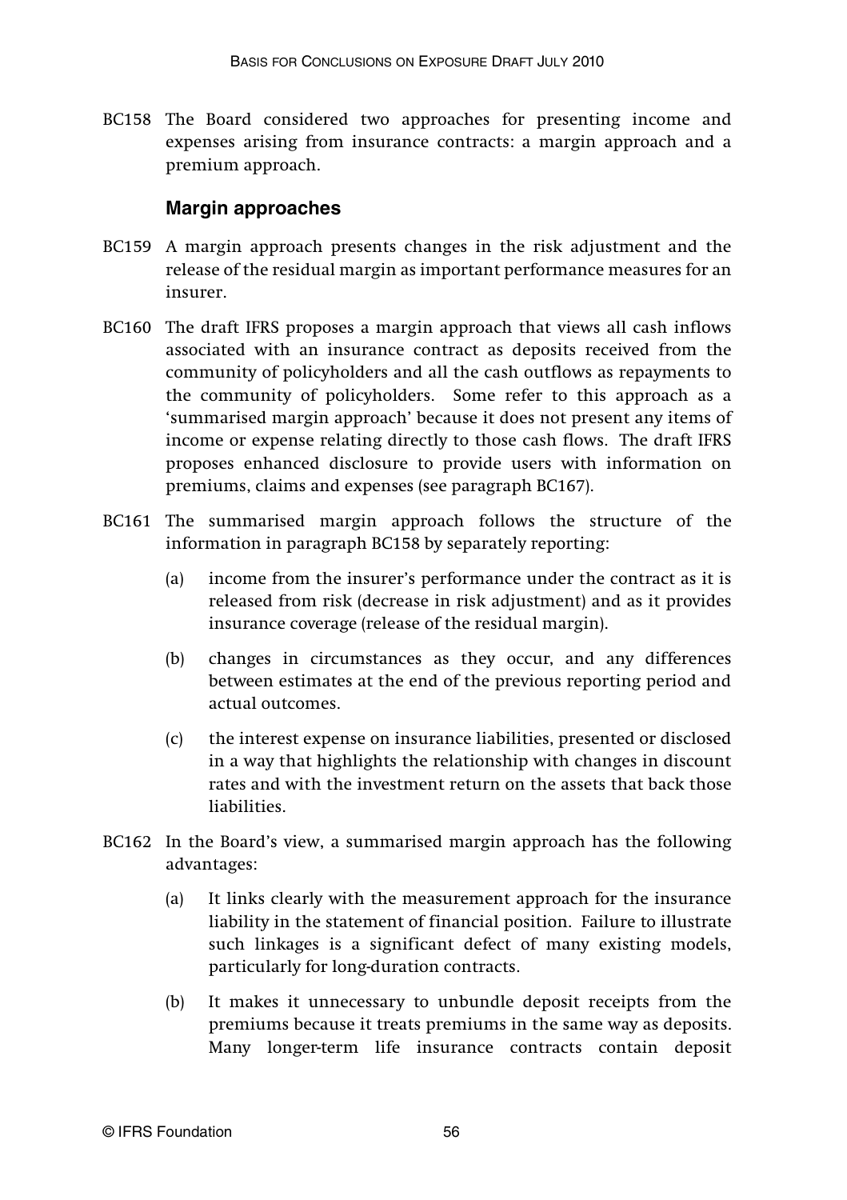BC158 The Board considered two approaches for presenting income and expenses arising from insurance contracts: a margin approach and a premium approach.

### Margin approaches

BC159 A margin approach presents changes in the risk adjustment and the release of the residual margin as important performance measures for an insurer.

BC160 The draft IFRS proposes a margin approach that views all cash inflows associated with an insurance contract as deposits received from the community of policyholders and all the cash outflows as repayments to the community of policyholders. Some refer to this approach as a 'summarised margin approach' because it does not present any items of income or expense relating directly to those cash flows. The draft IFRS proposes enhanced disclosure to provide users with information on premiums, claims and expenses (see paragraph BC167).

BC161 The summarised margin approach follows the structure of the information in paragraph BC158 by separately reporting:

(a) income from the insurer's performance under the contract as it is released from risk (decrease in risk adjustment) and as it provides insurance coverage (release of the residual margin).

(b) changes in circumstances as they occur, and any differences between estimates at the end of the previous reporting period and actual outcomes.

(c) the interest expense on insurance liabilities, presented or disclosed in a way that highlights the relationship with changes in discount rates and with the investment return on the assets that back those liabilities.

BC162 In the Board's view, a summarised margin approach has the following advantages:

(a) It links clearly with the measurement approach for the insurance liability in the statement of financial position. Failure to illustrate such linkages is a significant defect of many existing models, particularly for long-duration contracts.

(b) It makes it unnecessary to unbundle deposit receipts from the premiums because it treats premiums in the same way as deposits. Many longer-term life insurance contracts contain deposit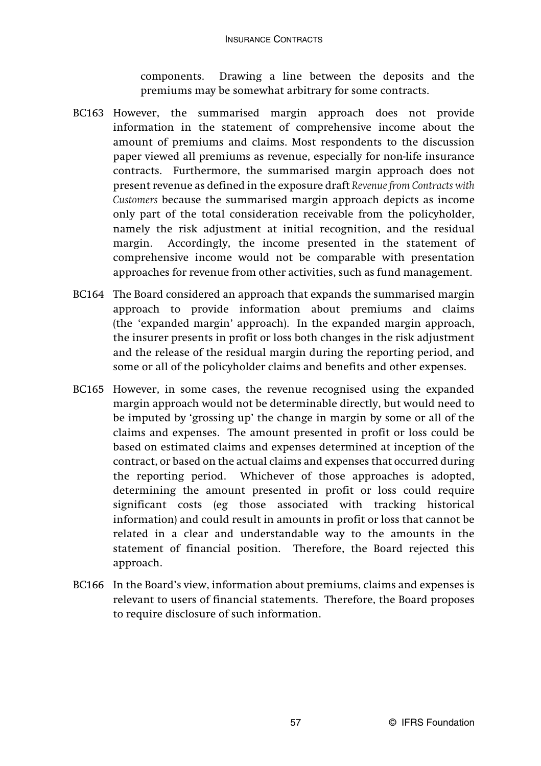components. Drawing a line between the deposits and the premiums may be somewhat arbitrary for some contracts.

BC163 However, the summarised margin approach does not provide information in the statement of comprehensive income about the amount of premiums and claims. Most respondents to the discussion paper viewed all premiums as revenue, especially for non-life insurance contracts. Furthermore, the summarised margin approach does not present revenue as defined in the exposure draft *Revenue from Contracts with Customers* because the summarised margin approach depicts as income only part of the total consideration receivable from the policyholder, namely the risk adjustment at initial recognition, and the residual margin. Accordingly, the income presented in the statement of comprehensive income would not be comparable with presentation approaches for revenue from other activities, such as fund management.

BC164 The Board considered an approach that expands the summarised margin approach to provide information about premiums and claims (the 'expanded margin' approach). In the expanded margin approach, the insurer presents in profit or loss both changes in the risk adjustment and the release of the residual margin during the reporting period, and some or all of the policyholder claims and benefits and other expenses.

BC165 However, in some cases, the revenue recognised using the expanded margin approach would not be determinable directly, but would need to be imputed by 'grossing up' the change in margin by some or all of the claims and expenses. The amount presented in profit or loss could be based on estimated claims and expenses determined at inception of the contract, or based on the actual claims and expenses that occurred during the reporting period. Whichever of those approaches is adopted, determining the amount presented in profit or loss could require significant costs (eg those associated with tracking historical information) and could result in amounts in profit or loss that cannot be related in a clear and understandable way to the amounts in the statement of financial position. Therefore, the Board rejected this approach.

BC166 In the Board's view, information about premiums, claims and expenses is relevant to users of financial statements. Therefore, the Board proposes to require disclosure of such information.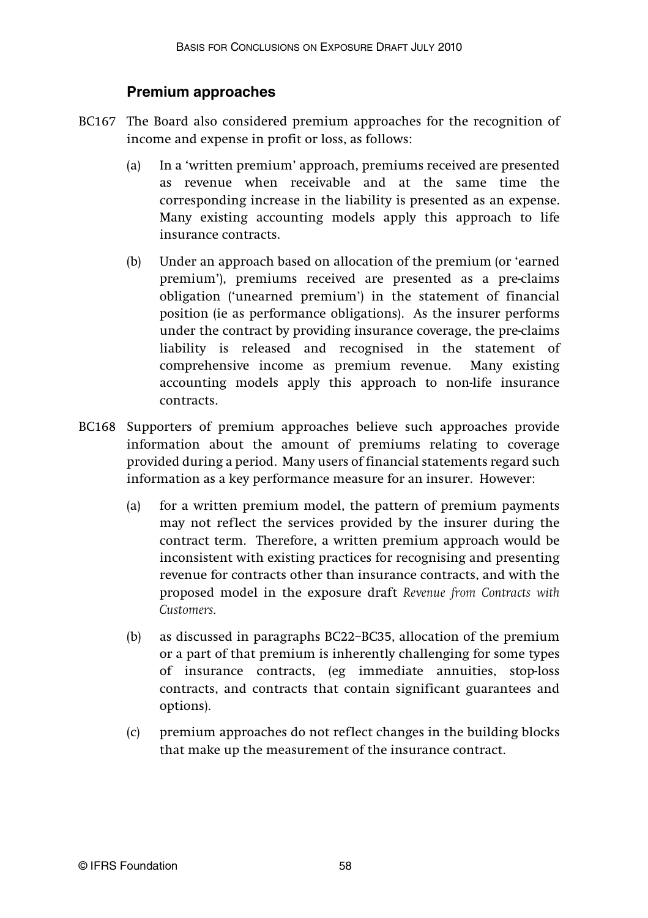### Premium approaches

BC167 The Board also considered premium approaches for the recognition of income and expense in profit or loss, as follows:

(a) In a 'written premium' approach, premiums received are presented as revenue when receivable and at the same time the corresponding increase in the liability is presented as an expense. Many existing accounting models apply this approach to life insurance contracts.

(b) Under an approach based on allocation of the premium (or 'earned premium'), premiums received are presented as a pre-claims obligation ('unearned premium') in the statement of financial position (ie as performance obligations). As the insurer performs under the contract by providing insurance coverage, the pre-claims liability is released and recognised in the statement of comprehensive income as premium revenue. Many existing accounting models apply this approach to non-life insurance contracts.

BC168 Supporters of premium approaches believe such approaches provide information about the amount of premiums relating to coverage provided during a period. Many users of financial statements regard such information as a key performance measure for an insurer. However:

(a) for a written premium model, the pattern of premium payments may not reflect the services provided by the insurer during the contract term. Therefore, a written premium approach would be inconsistent with existing practices for recognising and presenting revenue for contracts other than insurance contracts, and with the proposed model in the exposure draft *Revenue from Contracts with Customers.*

(b) as discussed in paragraphs BC22–BC35, allocation of the premium or a part of that premium is inherently challenging for some types of insurance contracts, (eg immediate annuities, stop-loss contracts, and contracts that contain significant guarantees and options).

(c) premium approaches do not reflect changes in the building blocks that make up the measurement of the insurance contract.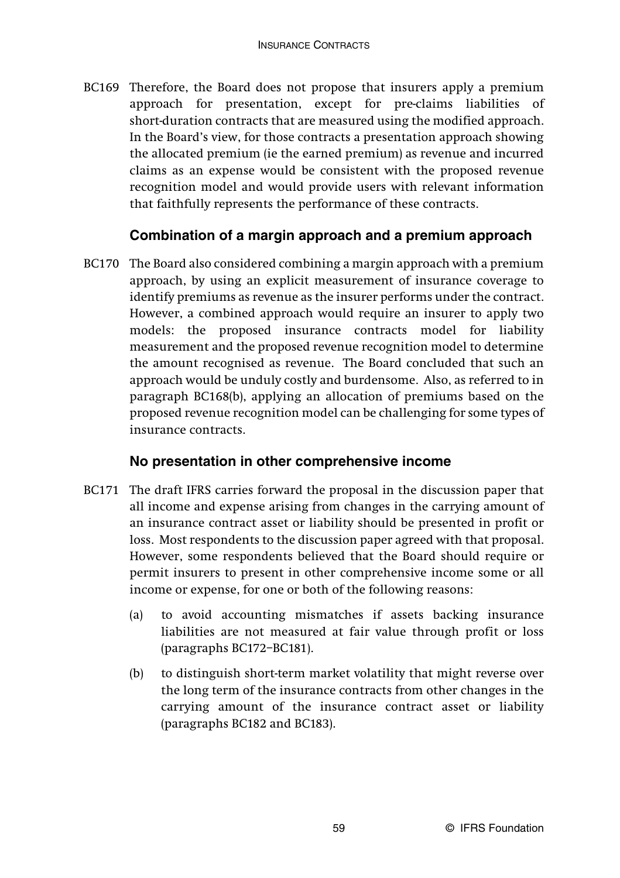BC169 Therefore, the Board does not propose that insurers apply a premium approach for presentation, except for pre-claims liabilities of short-duration contracts that are measured using the modified approach. In the Board's view, for those contracts a presentation approach showing the allocated premium (ie the earned premium) as revenue and incurred claims as an expense would be consistent with the proposed revenue recognition model and would provide users with relevant information that faithfully represents the performance of these contracts.

### Combination of a margin approach and a premium approach

BC170 The Board also considered combining a margin approach with a premium approach, by using an explicit measurement of insurance coverage to identify premiums as revenue as the insurer performs under the contract. However, a combined approach would require an insurer to apply two models: the proposed insurance contracts model for liability measurement and the proposed revenue recognition model to determine the amount recognised as revenue. The Board concluded that such an approach would be unduly costly and burdensome. Also, as referred to in paragraph BC168(b), applying an allocation of premiums based on the proposed revenue recognition model can be challenging for some types of insurance contracts.

### No presentation in other comprehensive income

BC171 The draft IFRS carries forward the proposal in the discussion paper that all income and expense arising from changes in the carrying amount of an insurance contract asset or liability should be presented in profit or loss. Most respondents to the discussion paper agreed with that proposal. However, some respondents believed that the Board should require or permit insurers to present in other comprehensive income some or all income or expense, for one or both of the following reasons:

(a) to avoid accounting mismatches if assets backing insurance liabilities are not measured at fair value through profit or loss (paragraphs BC172–BC181).

(b) to distinguish short-term market volatility that might reverse over the long term of the insurance contracts from other changes in the carrying amount of the insurance contract asset or liability (paragraphs BC182 and BC183).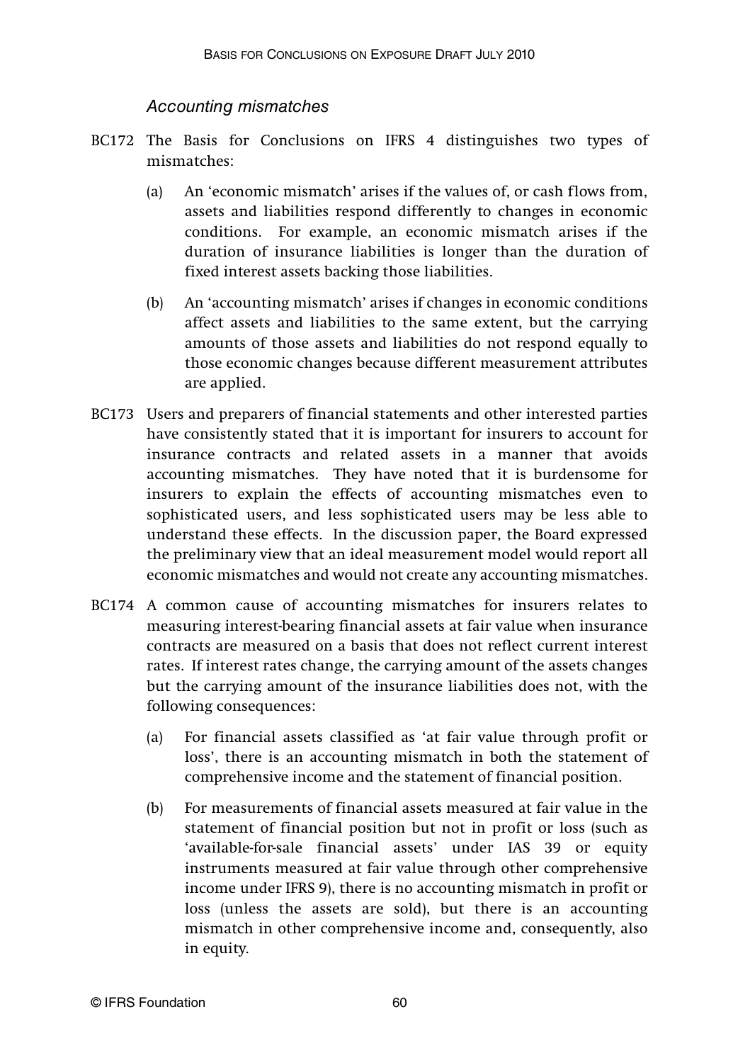### *Accounting mismatches*

BC172 The Basis for Conclusions on IFRS 4 distinguishes two types of mismatches:

(a) An 'economic mismatch' arises if the values of, or cash flows from, assets and liabilities respond differently to changes in economic conditions. For example, an economic mismatch arises if the duration of insurance liabilities is longer than the duration of fixed interest assets backing those liabilities.

(b) An 'accounting mismatch' arises if changes in economic conditions affect assets and liabilities to the same extent, but the carrying amounts of those assets and liabilities do not respond equally to those economic changes because different measurement attributes are applied.

BC173 Users and preparers of financial statements and other interested parties have consistently stated that it is important for insurers to account for insurance contracts and related assets in a manner that avoids accounting mismatches. They have noted that it is burdensome for insurers to explain the effects of accounting mismatches even to sophisticated users, and less sophisticated users may be less able to understand these effects. In the discussion paper, the Board expressed the preliminary view that an ideal measurement model would report all economic mismatches and would not create any accounting mismatches.

BC174 A common cause of accounting mismatches for insurers relates to measuring interest-bearing financial assets at fair value when insurance contracts are measured on a basis that does not reflect current interest rates. If interest rates change, the carrying amount of the assets changes but the carrying amount of the insurance liabilities does not, with the following consequences:

(a) For financial assets classified as 'at fair value through profit or loss', there is an accounting mismatch in both the statement of comprehensive income and the statement of financial position.

(b) For measurements of financial assets measured at fair value in the statement of financial position but not in profit or loss (such as 'available-for-sale financial assets' under IAS 39 or equity instruments measured at fair value through other comprehensive income under IFRS 9), there is no accounting mismatch in profit or loss (unless the assets are sold), but there is an accounting mismatch in other comprehensive income and, consequently, also in equity.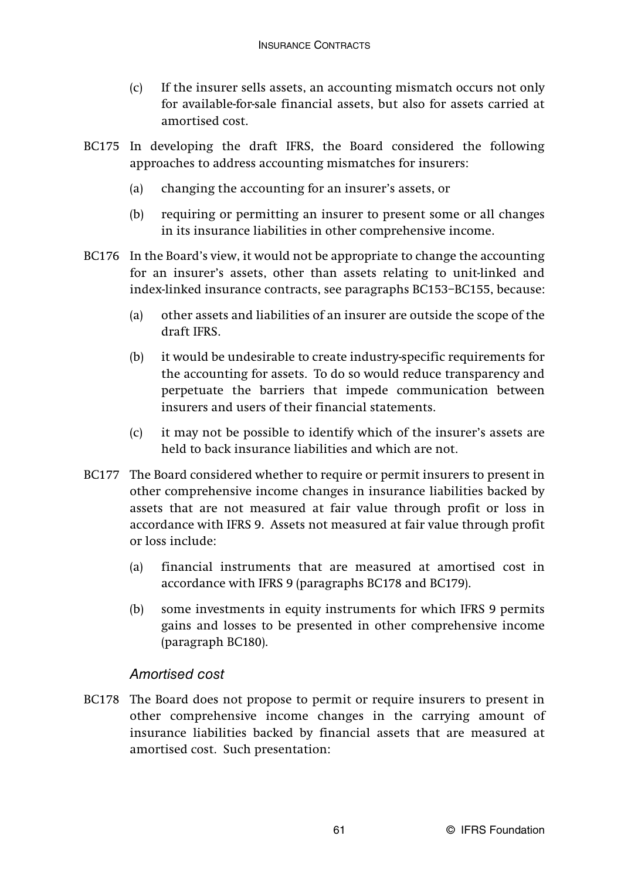(c) If the insurer sells assets, an accounting mismatch occurs not only for available-for-sale financial assets, but also for assets carried at amortised cost.

BC175 In developing the draft IFRS, the Board considered the following approaches to address accounting mismatches for insurers:

(a) changing the accounting for an insurer's assets, or

(b) requiring or permitting an insurer to present some or all changes in its insurance liabilities in other comprehensive income.

BC176 In the Board's view, it would not be appropriate to change the accounting for an insurer's assets, other than assets relating to unit-linked and index-linked insurance contracts, see paragraphs BC153–BC155, because:

(a) other assets and liabilities of an insurer are outside the scope of the draft IFRS.

(b) it would be undesirable to create industry-specific requirements for the accounting for assets. To do so would reduce transparency and perpetuate the barriers that impede communication between insurers and users of their financial statements.

(c) it may not be possible to identify which of the insurer's assets are held to back insurance liabilities and which are not.

BC177 The Board considered whether to require or permit insurers to present in other comprehensive income changes in insurance liabilities backed by assets that are not measured at fair value through profit or loss in accordance with IFRS 9. Assets not measured at fair value through profit or loss include:

(a) financial instruments that are measured at amortised cost in accordance with IFRS 9 (paragraphs BC178 and BC179).

(b) some investments in equity instruments for which IFRS 9 permits gains and losses to be presented in other comprehensive income (paragraph BC180).

### *Amortised cost*

BC178 The Board does not propose to permit or require insurers to present in other comprehensive income changes in the carrying amount of insurance liabilities backed by financial assets that are measured at amortised cost. Such presentation: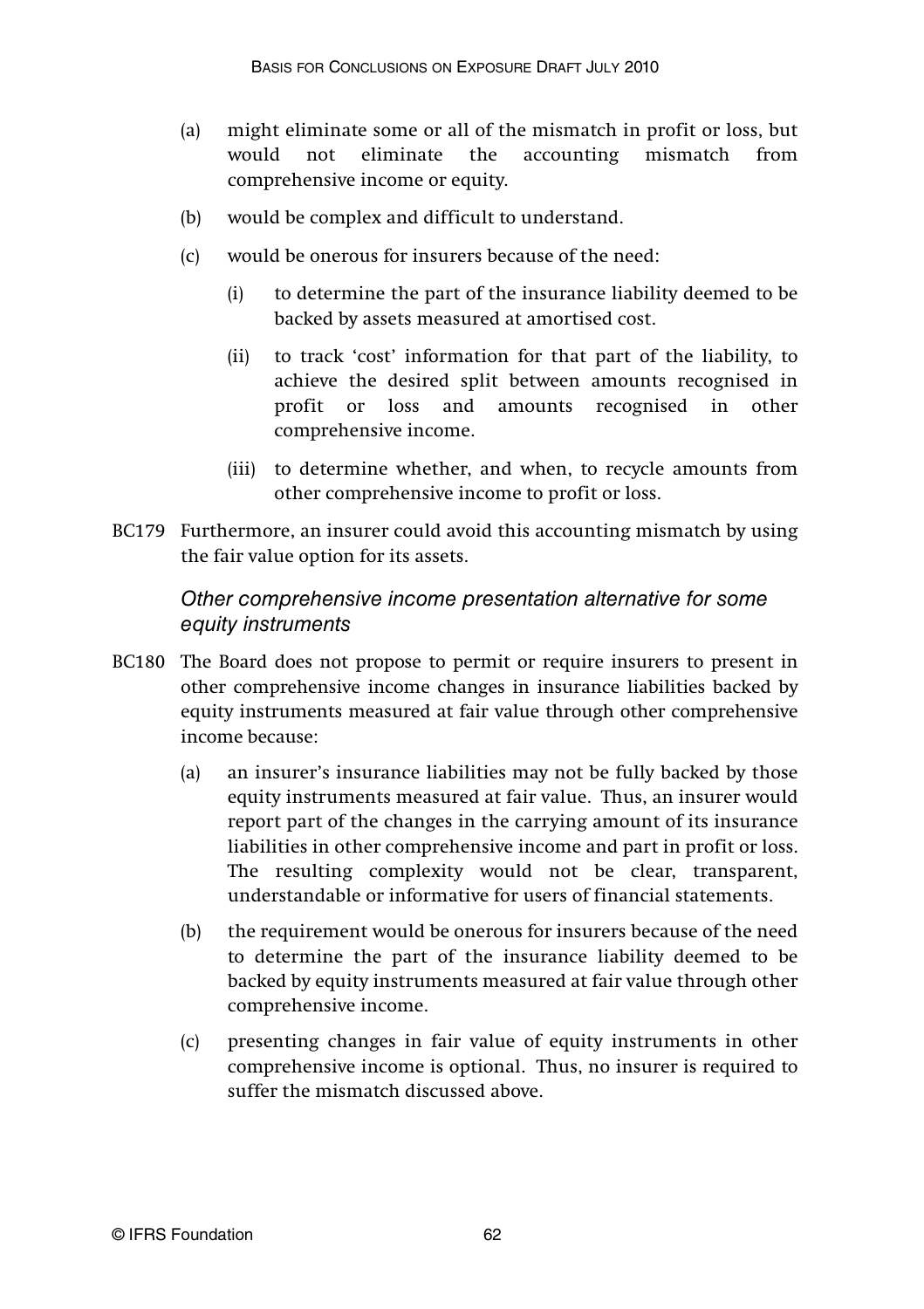(a) might eliminate some or all of the mismatch in profit or loss, but would not eliminate the accounting mismatch from comprehensive income or equity.

(b) would be complex and difficult to understand.

(c) would be onerous for insurers because of the need:

   (i) to determine the part of the insurance liability deemed to be backed by assets measured at amortised cost.

   (ii) to track 'cost' information for that part of the liability, to achieve the desired split between amounts recognised in profit or loss and amounts recognised in other comprehensive income.

   (iii) to determine whether, and when, to recycle amounts from other comprehensive income to profit or loss.

BC179 Furthermore, an insurer could avoid this accounting mismatch by using the fair value option for its assets.

### *Other comprehensive income presentation alternative for some equity instruments*

BC180 The Board does not propose to permit or require insurers to present in other comprehensive income changes in insurance liabilities backed by equity instruments measured at fair value through other comprehensive income because:

(a) an insurer's insurance liabilities may not be fully backed by those equity instruments measured at fair value. Thus, an insurer would report part of the changes in the carrying amount of its insurance liabilities in other comprehensive income and part in profit or loss. The resulting complexity would not be clear, transparent, understandable or informative for users of financial statements.

(b) the requirement would be onerous for insurers because of the need to determine the part of the insurance liability deemed to be backed by equity instruments measured at fair value through other comprehensive income.

(c) presenting changes in fair value of equity instruments in other comprehensive income is optional. Thus, no insurer is required to suffer the mismatch discussed above.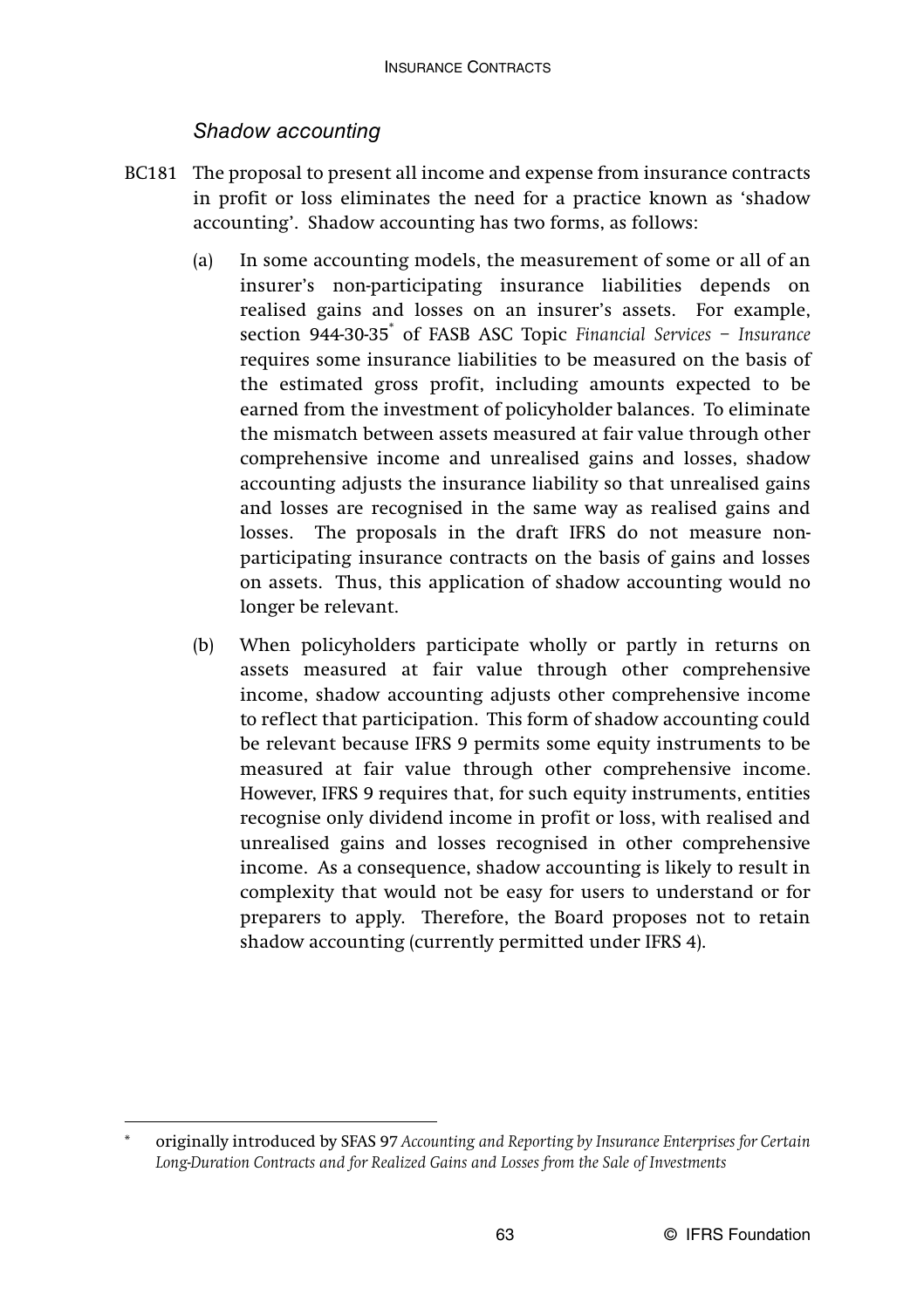### *Shadow accounting*

BC181 The proposal to present all income and expense from insurance contracts in profit or loss eliminates the need for a practice known as 'shadow accounting'. Shadow accounting has two forms, as follows:

(a) In some accounting models, the measurement of some or all of an insurer's non-participating insurance liabilities depends on realised gains and losses on an insurer's assets. For example, section 944-30-35[*] of FASB ASC Topic *Financial Services – Insurance* requires some insurance liabilities to be measured on the basis of the estimated gross profit, including amounts expected to be earned from the investment of policyholder balances. To eliminate the mismatch between assets measured at fair value through other comprehensive income and unrealised gains and losses, shadow accounting adjusts the insurance liability so that unrealised gains and losses are recognised in the same way as realised gains and losses. The proposals in the draft IFRS do not measure non-participating insurance contracts on the basis of gains and losses on assets. Thus, this application of shadow accounting would no longer be relevant.

(b) When policyholders participate wholly or partly in returns on assets measured at fair value through other comprehensive income, shadow accounting adjusts other comprehensive income to reflect that participation. This form of shadow accounting could be relevant because IFRS 9 permits some equity instruments to be measured at fair value through other comprehensive income. However, IFRS 9 requires that, for such equity instruments, entities recognise only dividend income in profit or loss, with realised and unrealised gains and losses recognised in other comprehensive income. As a consequence, shadow accounting is likely to result in complexity that would not be easy for users to understand or for preparers to apply. Therefore, the Board proposes not to retain shadow accounting (currently permitted under IFRS 4).

---

[*] originally introduced by SFAS 97 *Accounting and Reporting by Insurance Enterprises for Certain Long-Duration Contracts and for Realized Gains and Losses from the Sale of Investments*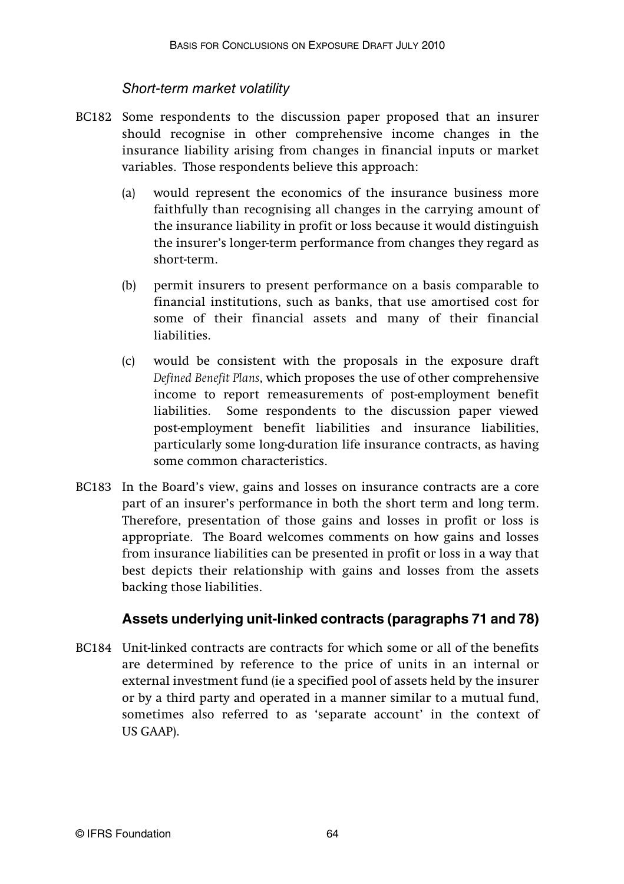### *Short-term market volatility*

BC182 Some respondents to the discussion paper proposed that an insurer should recognise in other comprehensive income changes in the insurance liability arising from changes in financial inputs or market variables. Those respondents believe this approach:

(a) would represent the economics of the insurance business more faithfully than recognising all changes in the carrying amount of the insurance liability in profit or loss because it would distinguish the insurer's longer-term performance from changes they regard as short-term.

(b) permit insurers to present performance on a basis comparable to financial institutions, such as banks, that use amortised cost for some of their financial assets and many of their financial liabilities.

(c) would be consistent with the proposals in the exposure draft *Defined Benefit Plans*, which proposes the use of other comprehensive income to report remeasurements of post-employment benefit liabilities. Some respondents to the discussion paper viewed post-employment benefit liabilities and insurance liabilities, particularly some long-duration life insurance contracts, as having some common characteristics.

BC183 In the Board's view, gains and losses on insurance contracts are a core part of an insurer's performance in both the short term and long term. Therefore, presentation of those gains and losses in profit or loss is appropriate. The Board welcomes comments on how gains and losses from insurance liabilities can be presented in profit or loss in a way that best depicts their relationship with gains and losses from the assets backing those liabilities.

## Assets underlying unit-linked contracts (paragraphs 71 and 78)

BC184 Unit-linked contracts are contracts for which some or all of the benefits are determined by reference to the price of units in an internal or external investment fund (ie a specified pool of assets held by the insurer or by a third party and operated in a manner similar to a mutual fund, sometimes also referred to as 'separate account' in the context of US GAAP).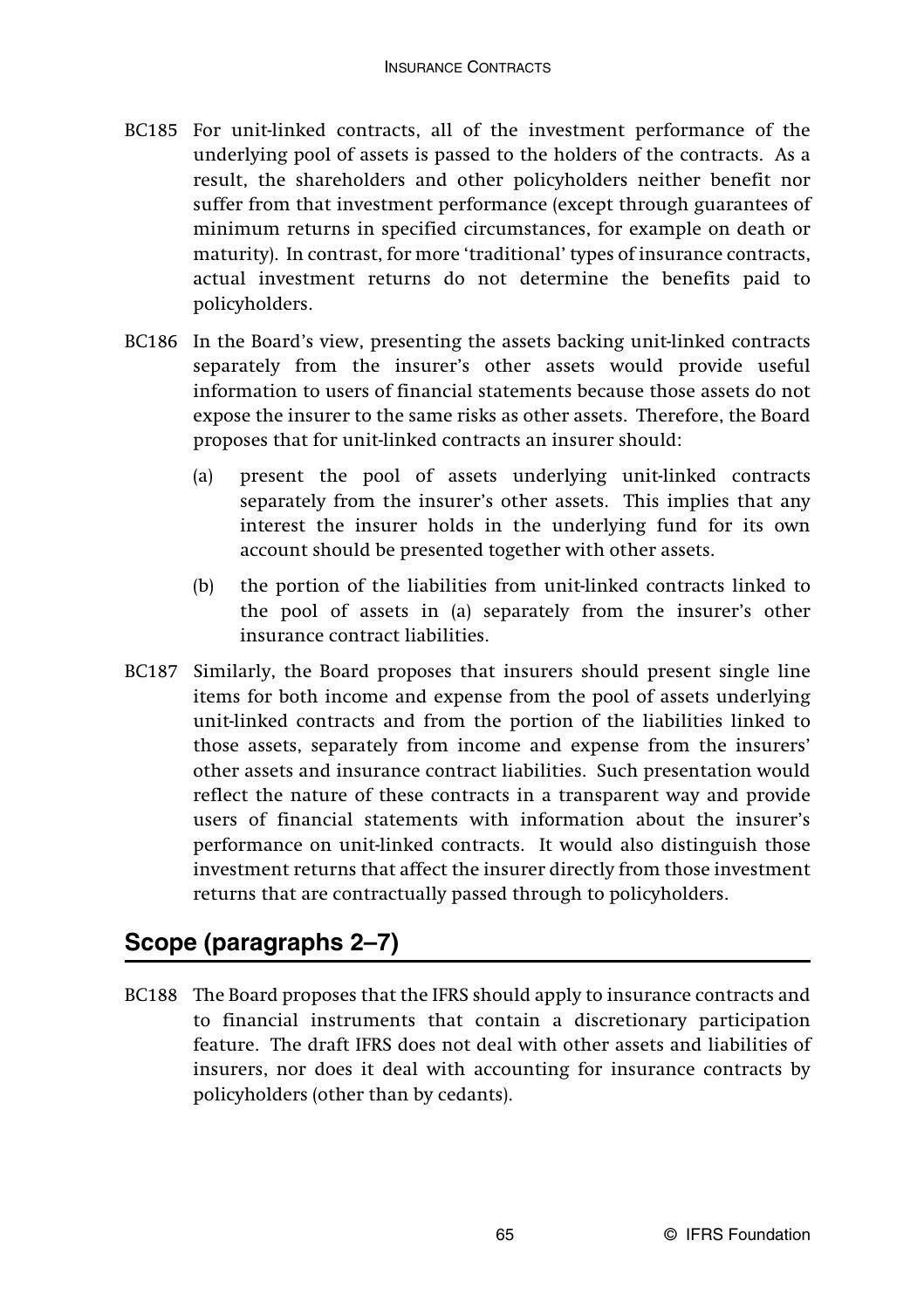BC185 For unit-linked contracts, all of the investment performance of the underlying pool of assets is passed to the holders of the contracts. As a result, the shareholders and other policyholders neither benefit nor suffer from that investment performance (except through guarantees of minimum returns in specified circumstances, for example on death or maturity). In contrast, for more 'traditional' types of insurance contracts, actual investment returns do not determine the benefits paid to policyholders.

BC186 In the Board's view, presenting the assets backing unit-linked contracts separately from the insurer's other assets would provide useful information to users of financial statements because those assets do not expose the insurer to the same risks as other assets. Therefore, the Board proposes that for unit-linked contracts an insurer should:

(a) present the pool of assets underlying unit-linked contracts separately from the insurer's other assets. This implies that any interest the insurer holds in the underlying fund for its own account should be presented together with other assets.

(b) the portion of the liabilities from unit-linked contracts linked to the pool of assets in (a) separately from the insurer's other insurance contract liabilities.

BC187 Similarly, the Board proposes that insurers should present single line items for both income and expense from the pool of assets underlying unit-linked contracts and from the portion of the liabilities linked to those assets, separately from income and expense from the insurers' other assets and insurance contract liabilities. Such presentation would reflect the nature of these contracts in a transparent way and provide users of financial statements with information about the insurer's performance on unit-linked contracts. It would also distinguish those investment returns that affect the insurer directly from those investment returns that are contractually passed through to policyholders.

## Scope (paragraphs 2–7)

BC188 The Board proposes that the IFRS should apply to insurance contracts and to financial instruments that contain a discretionary participation feature. The draft IFRS does not deal with other assets and liabilities of insurers, nor does it deal with accounting for insurance contracts by policyholders (other than by cedants).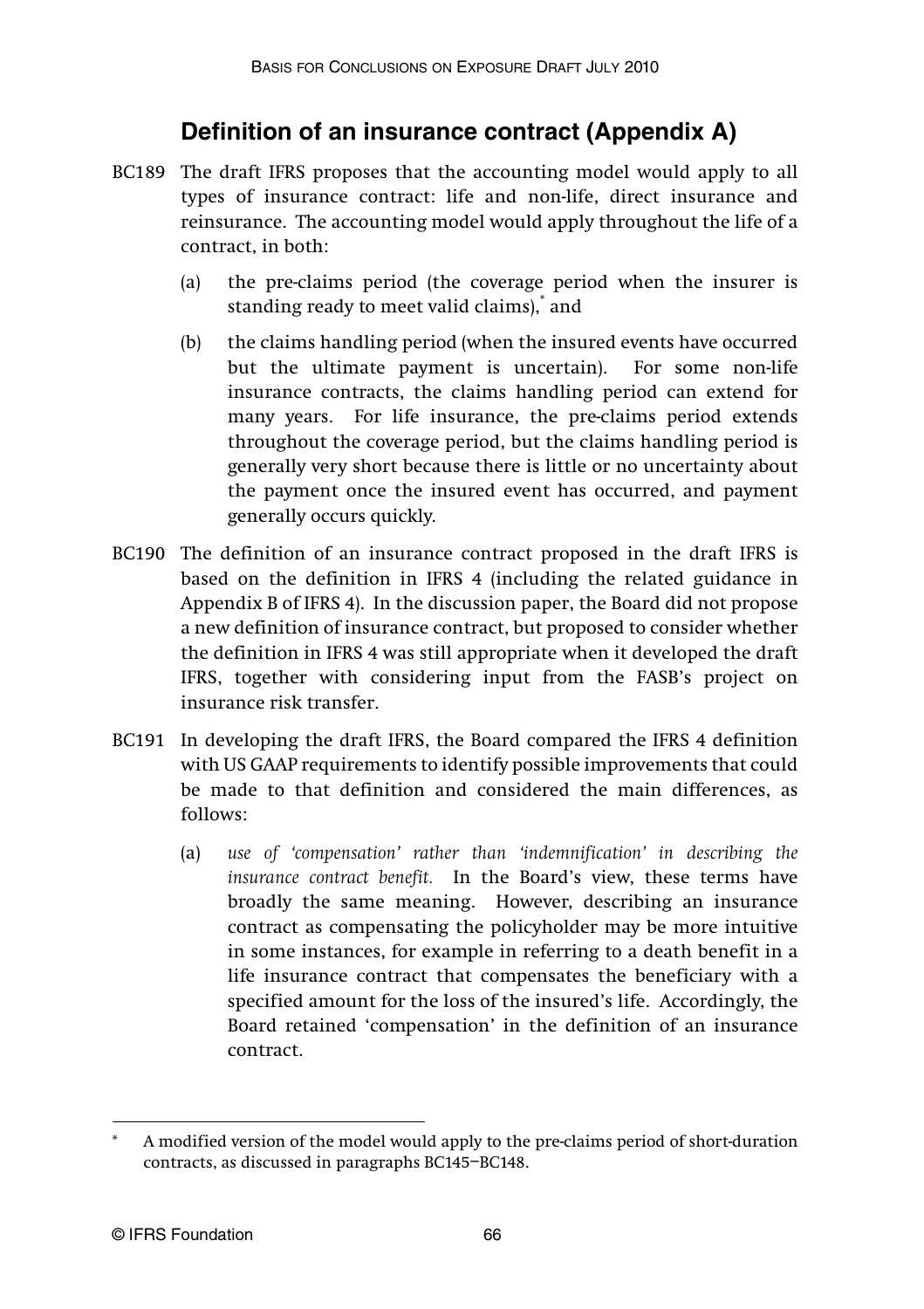## Definition of an insurance contract (Appendix A)

BC189 The draft IFRS proposes that the accounting model would apply to all types of insurance contract: life and non-life, direct insurance and reinsurance. The accounting model would apply throughout the life of a contract, in both:

(a) the pre-claims period (the coverage period when the insurer is standing ready to meet valid claims),* and

(b) the claims handling period (when the insured events have occurred but the ultimate payment is uncertain). For some non-life insurance contracts, the claims handling period can extend for many years. For life insurance, the pre-claims period extends throughout the coverage period, but the claims handling period is generally very short because there is little or no uncertainty about the payment once the insured event has occurred, and payment generally occurs quickly.

BC190 The definition of an insurance contract proposed in the draft IFRS is based on the definition in IFRS 4 (including the related guidance in Appendix B of IFRS 4). In the discussion paper, the Board did not propose a new definition of insurance contract, but proposed to consider whether the definition in IFRS 4 was still appropriate when it developed the draft IFRS, together with considering input from the FASB's project on insurance risk transfer.

BC191 In developing the draft IFRS, the Board compared the IFRS 4 definition with US GAAP requirements to identify possible improvements that could be made to that definition and considered the main differences, as follows:

(a) *use of 'compensation' rather than 'indemnification' in describing the insurance contract benefit.* In the Board's view, these terms have broadly the same meaning. However, describing an insurance contract as compensating the policyholder may be more intuitive in some instances, for example in referring to a death benefit in a life insurance contract that compensates the beneficiary with a specified amount for the loss of the insured's life. Accordingly, the Board retained 'compensation' in the definition of an insurance contract.

---

\* A modified version of the model would apply to the pre-claims period of short-duration contracts, as discussed in paragraphs BC145–BC148.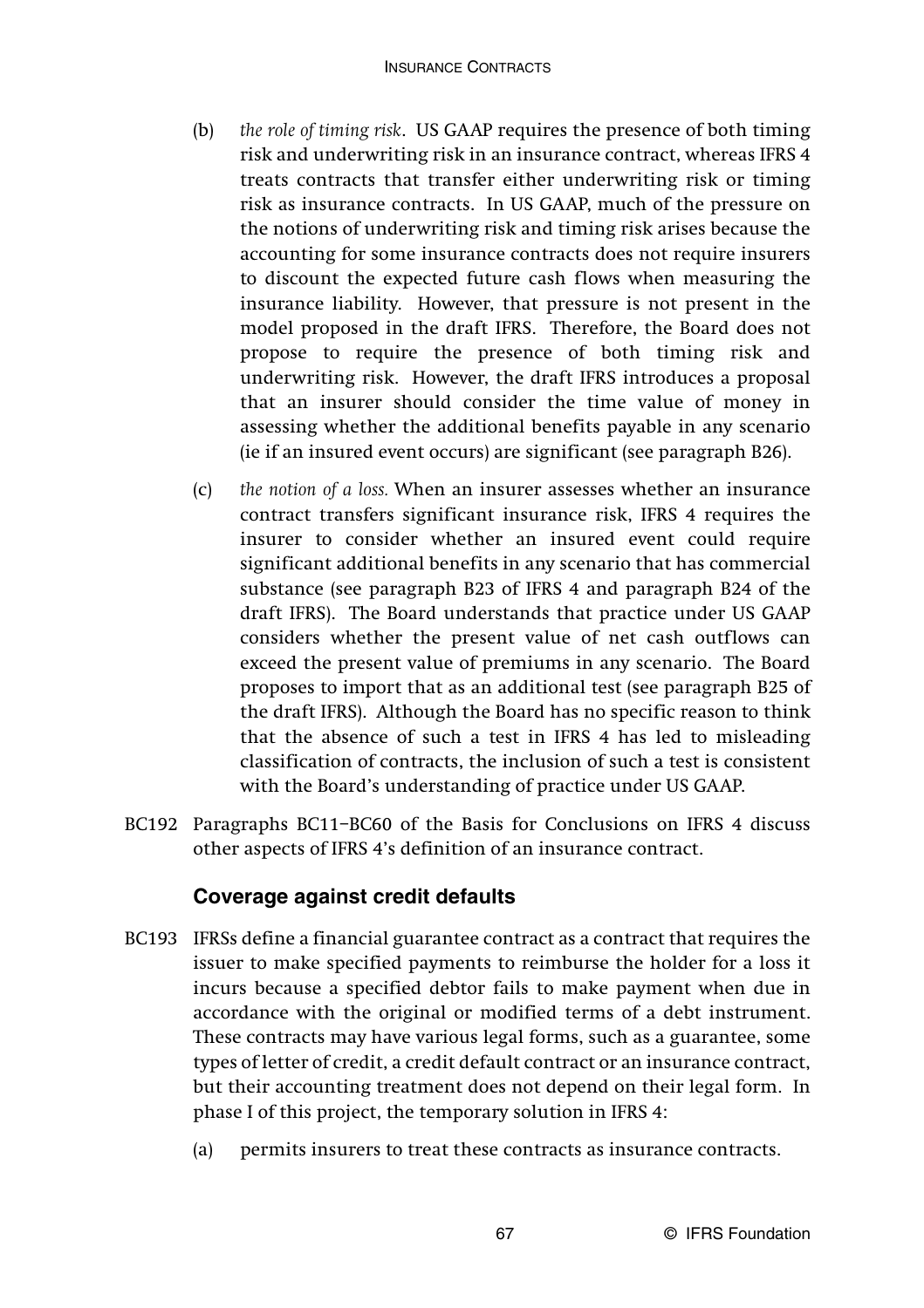(b) *the role of timing risk*. US GAAP requires the presence of both timing risk and underwriting risk in an insurance contract, whereas IFRS 4 treats contracts that transfer either underwriting risk or timing risk as insurance contracts. In US GAAP, much of the pressure on the notions of underwriting risk and timing risk arises because the accounting for some insurance contracts does not require insurers to discount the expected future cash flows when measuring the insurance liability. However, that pressure is not present in the model proposed in the draft IFRS. Therefore, the Board does not propose to require the presence of both timing risk and underwriting risk. However, the draft IFRS introduces a proposal that an insurer should consider the time value of money in assessing whether the additional benefits payable in any scenario (ie if an insured event occurs) are significant (see paragraph B26).

(c) *the notion of a loss.* When an insurer assesses whether an insurance contract transfers significant insurance risk, IFRS 4 requires the insurer to consider whether an insured event could require significant additional benefits in any scenario that has commercial substance (see paragraph B23 of IFRS 4 and paragraph B24 of the draft IFRS). The Board understands that practice under US GAAP considers whether the present value of net cash outflows can exceed the present value of premiums in any scenario. The Board proposes to import that as an additional test (see paragraph B25 of the draft IFRS). Although the Board has no specific reason to think that the absence of such a test in IFRS 4 has led to misleading classification of contracts, the inclusion of such a test is consistent with the Board's understanding of practice under US GAAP.

BC192 Paragraphs BC11–BC60 of the Basis for Conclusions on IFRS 4 discuss other aspects of IFRS 4's definition of an insurance contract.

### Coverage against credit defaults

BC193 IFRSs define a financial guarantee contract as a contract that requires the issuer to make specified payments to reimburse the holder for a loss it incurs because a specified debtor fails to make payment when due in accordance with the original or modified terms of a debt instrument. These contracts may have various legal forms, such as a guarantee, some types of letter of credit, a credit default contract or an insurance contract, but their accounting treatment does not depend on their legal form. In phase I of this project, the temporary solution in IFRS 4:

(a) permits insurers to treat these contracts as insurance contracts.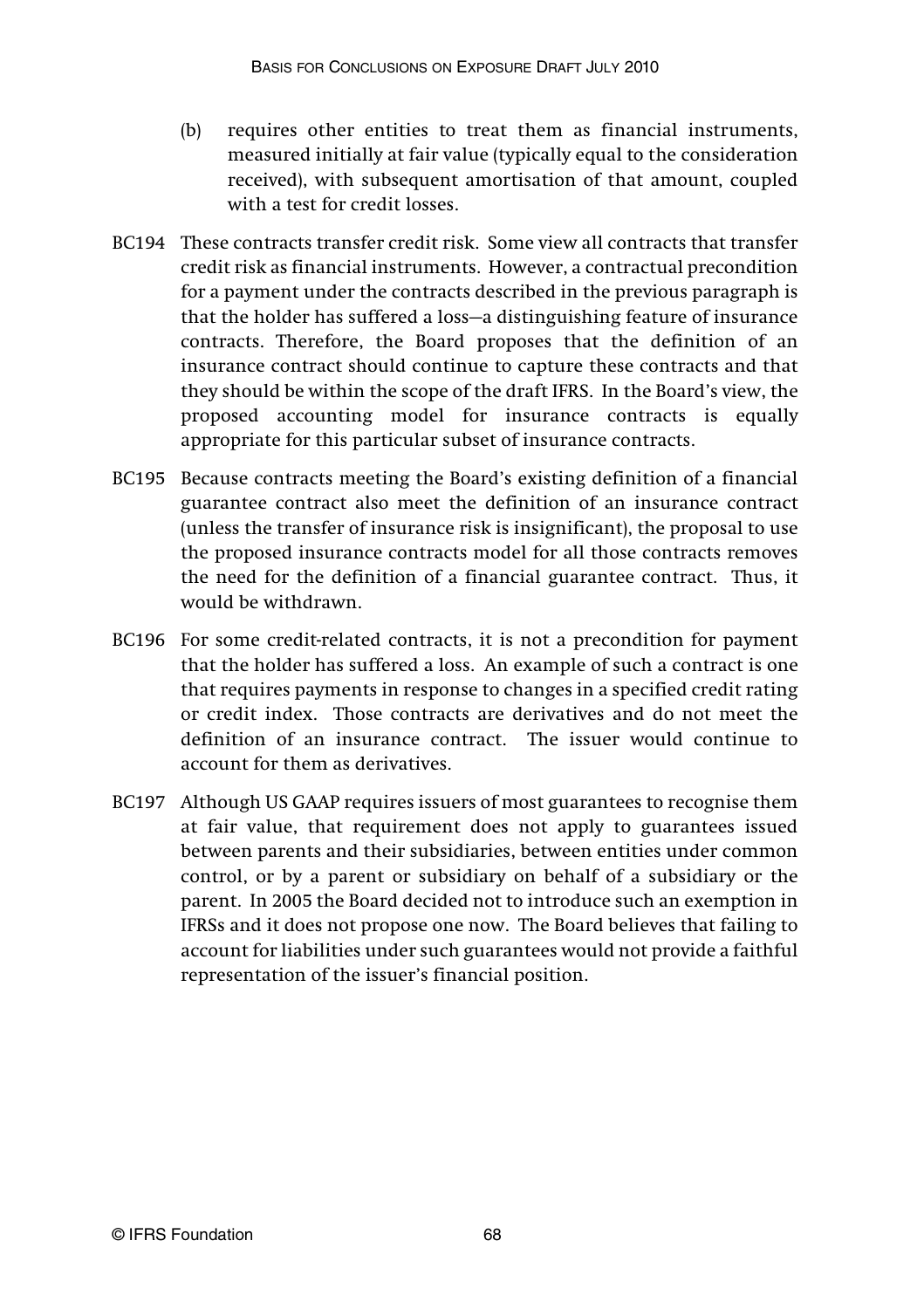(b) requires other entities to treat them as financial instruments, measured initially at fair value (typically equal to the consideration received), with subsequent amortisation of that amount, coupled with a test for credit losses.

BC194 These contracts transfer credit risk. Some view all contracts that transfer credit risk as financial instruments. However, a contractual precondition for a payment under the contracts described in the previous paragraph is that the holder has suffered a loss—a distinguishing feature of insurance contracts. Therefore, the Board proposes that the definition of an insurance contract should continue to capture these contracts and that they should be within the scope of the draft IFRS. In the Board's view, the proposed accounting model for insurance contracts is equally appropriate for this particular subset of insurance contracts.

BC195 Because contracts meeting the Board's existing definition of a financial guarantee contract also meet the definition of an insurance contract (unless the transfer of insurance risk is insignificant), the proposal to use the proposed insurance contracts model for all those contracts removes the need for the definition of a financial guarantee contract. Thus, it would be withdrawn.

BC196 For some credit-related contracts, it is not a precondition for payment that the holder has suffered a loss. An example of such a contract is one that requires payments in response to changes in a specified credit rating or credit index. Those contracts are derivatives and do not meet the definition of an insurance contract. The issuer would continue to account for them as derivatives.

BC197 Although US GAAP requires issuers of most guarantees to recognise them at fair value, that requirement does not apply to guarantees issued between parents and their subsidiaries, between entities under common control, or by a parent or subsidiary on behalf of a subsidiary or the parent. In 2005 the Board decided not to introduce such an exemption in IFRSs and it does not propose one now. The Board believes that failing to account for liabilities under such guarantees would not provide a faithful representation of the issuer's financial position.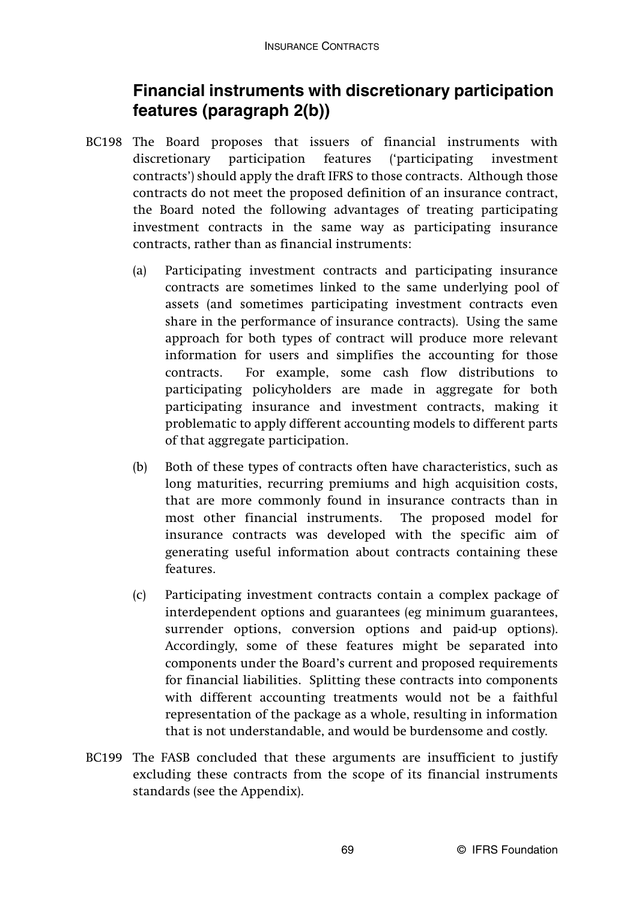## Financial instruments with discretionary participation features (paragraph 2(b))

BC198 The Board proposes that issuers of financial instruments with discretionary participation features ('participating investment contracts') should apply the draft IFRS to those contracts. Although those contracts do not meet the proposed definition of an insurance contract, the Board noted the following advantages of treating participating investment contracts in the same way as participating insurance contracts, rather than as financial instruments:

(a) Participating investment contracts and participating insurance contracts are sometimes linked to the same underlying pool of assets (and sometimes participating investment contracts even share in the performance of insurance contracts). Using the same approach for both types of contract will produce more relevant information for users and simplifies the accounting for those contracts. For example, some cash flow distributions to participating policyholders are made in aggregate for both participating insurance and investment contracts, making it problematic to apply different accounting models to different parts of that aggregate participation.

(b) Both of these types of contracts often have characteristics, such as long maturities, recurring premiums and high acquisition costs, that are more commonly found in insurance contracts than in most other financial instruments. The proposed model for insurance contracts was developed with the specific aim of generating useful information about contracts containing these features.

(c) Participating investment contracts contain a complex package of interdependent options and guarantees (eg minimum guarantees, surrender options, conversion options and paid-up options). Accordingly, some of these features might be separated into components under the Board's current and proposed requirements for financial liabilities. Splitting these contracts into components with different accounting treatments would not be a faithful representation of the package as a whole, resulting in information that is not understandable, and would be burdensome and costly.

BC199 The FASB concluded that these arguments are insufficient to justify excluding these contracts from the scope of its financial instruments standards (see the Appendix).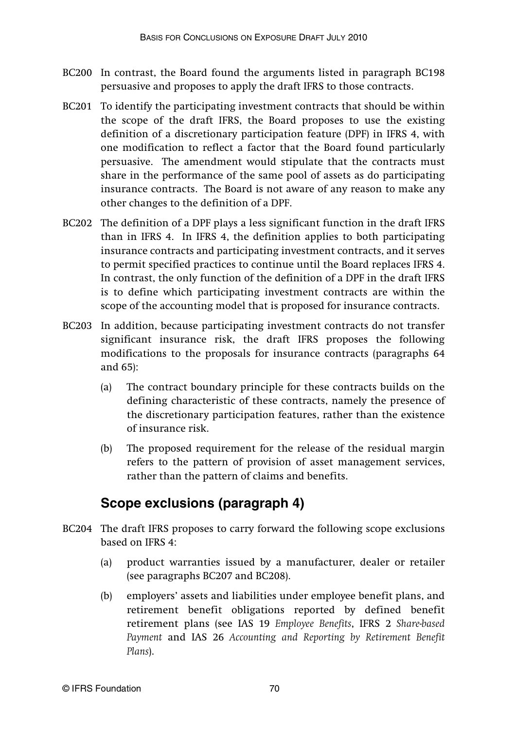BC200 In contrast, the Board found the arguments listed in paragraph BC198 persuasive and proposes to apply the draft IFRS to those contracts.

BC201 To identify the participating investment contracts that should be within the scope of the draft IFRS, the Board proposes to use the existing definition of a discretionary participation feature (DPF) in IFRS 4, with one modification to reflect a factor that the Board found particularly persuasive. The amendment would stipulate that the contracts must share in the performance of the same pool of assets as do participating insurance contracts. The Board is not aware of any reason to make any other changes to the definition of a DPF.

BC202 The definition of a DPF plays a less significant function in the draft IFRS than in IFRS 4. In IFRS 4, the definition applies to both participating insurance contracts and participating investment contracts, and it serves to permit specified practices to continue until the Board replaces IFRS 4. In contrast, the only function of the definition of a DPF in the draft IFRS is to define which participating investment contracts are within the scope of the accounting model that is proposed for insurance contracts.

BC203 In addition, because participating investment contracts do not transfer significant insurance risk, the draft IFRS proposes the following modifications to the proposals for insurance contracts (paragraphs 64 and 65):

(a) The contract boundary principle for these contracts builds on the defining characteristic of these contracts, namely the presence of the discretionary participation features, rather than the existence of insurance risk.

(b) The proposed requirement for the release of the residual margin refers to the pattern of provision of asset management services, rather than the pattern of claims and benefits.

## Scope exclusions (paragraph 4)

BC204 The draft IFRS proposes to carry forward the following scope exclusions based on IFRS 4:

(a) product warranties issued by a manufacturer, dealer or retailer (see paragraphs BC207 and BC208).

(b) employers' assets and liabilities under employee benefit plans, and retirement benefit obligations reported by defined benefit retirement plans (see IAS 19 *Employee Benefits*, IFRS 2 *Share-based Payment* and IAS 26 *Accounting and Reporting by Retirement Benefit Plans*).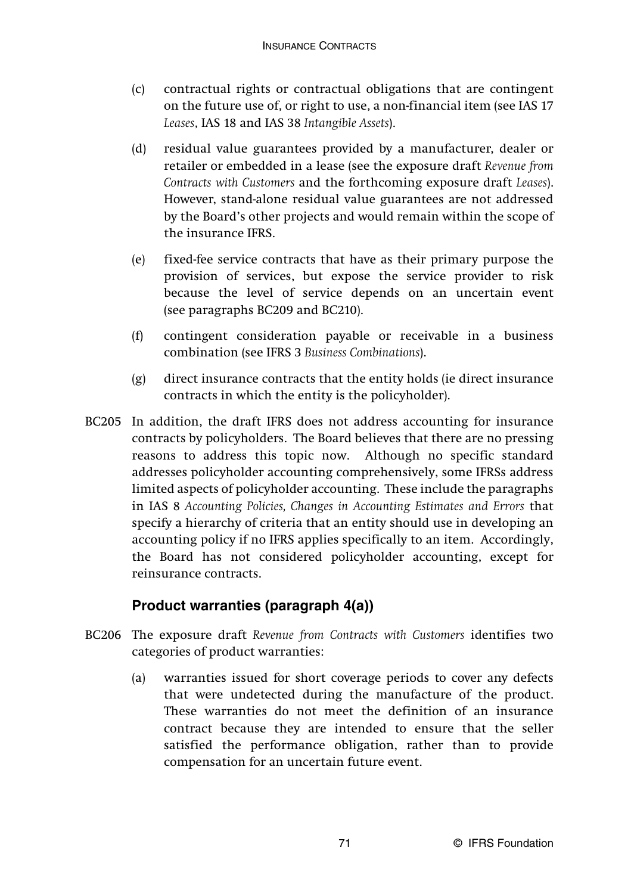(c) contractual rights or contractual obligations that are contingent on the future use of, or right to use, a non-financial item (see IAS 17 *Leases*, IAS 18 and IAS 38 *Intangible Assets*).

(d) residual value guarantees provided by a manufacturer, dealer or retailer or embedded in a lease (see the exposure draft *Revenue from Contracts with Customers* and the forthcoming exposure draft *Leases*). However, stand-alone residual value guarantees are not addressed by the Board's other projects and would remain within the scope of the insurance IFRS.

(e) fixed-fee service contracts that have as their primary purpose the provision of services, but expose the service provider to risk because the level of service depends on an uncertain event (see paragraphs BC209 and BC210).

(f) contingent consideration payable or receivable in a business combination (see IFRS 3 *Business Combinations*).

(g) direct insurance contracts that the entity holds (ie direct insurance contracts in which the entity is the policyholder).

BC205 In addition, the draft IFRS does not address accounting for insurance contracts by policyholders. The Board believes that there are no pressing reasons to address this topic now. Although no specific standard addresses policyholder accounting comprehensively, some IFRSs address limited aspects of policyholder accounting. These include the paragraphs in IAS 8 *Accounting Policies, Changes in Accounting Estimates and Errors* that specify a hierarchy of criteria that an entity should use in developing an accounting policy if no IFRS applies specifically to an item. Accordingly, the Board has not considered policyholder accounting, except for reinsurance contracts.

### Product warranties (paragraph 4(a))

BC206 The exposure draft *Revenue from Contracts with Customers* identifies two categories of product warranties:

(a) warranties issued for short coverage periods to cover any defects that were undetected during the manufacture of the product. These warranties do not meet the definition of an insurance contract because they are intended to ensure that the seller satisfied the performance obligation, rather than to provide compensation for an uncertain future event.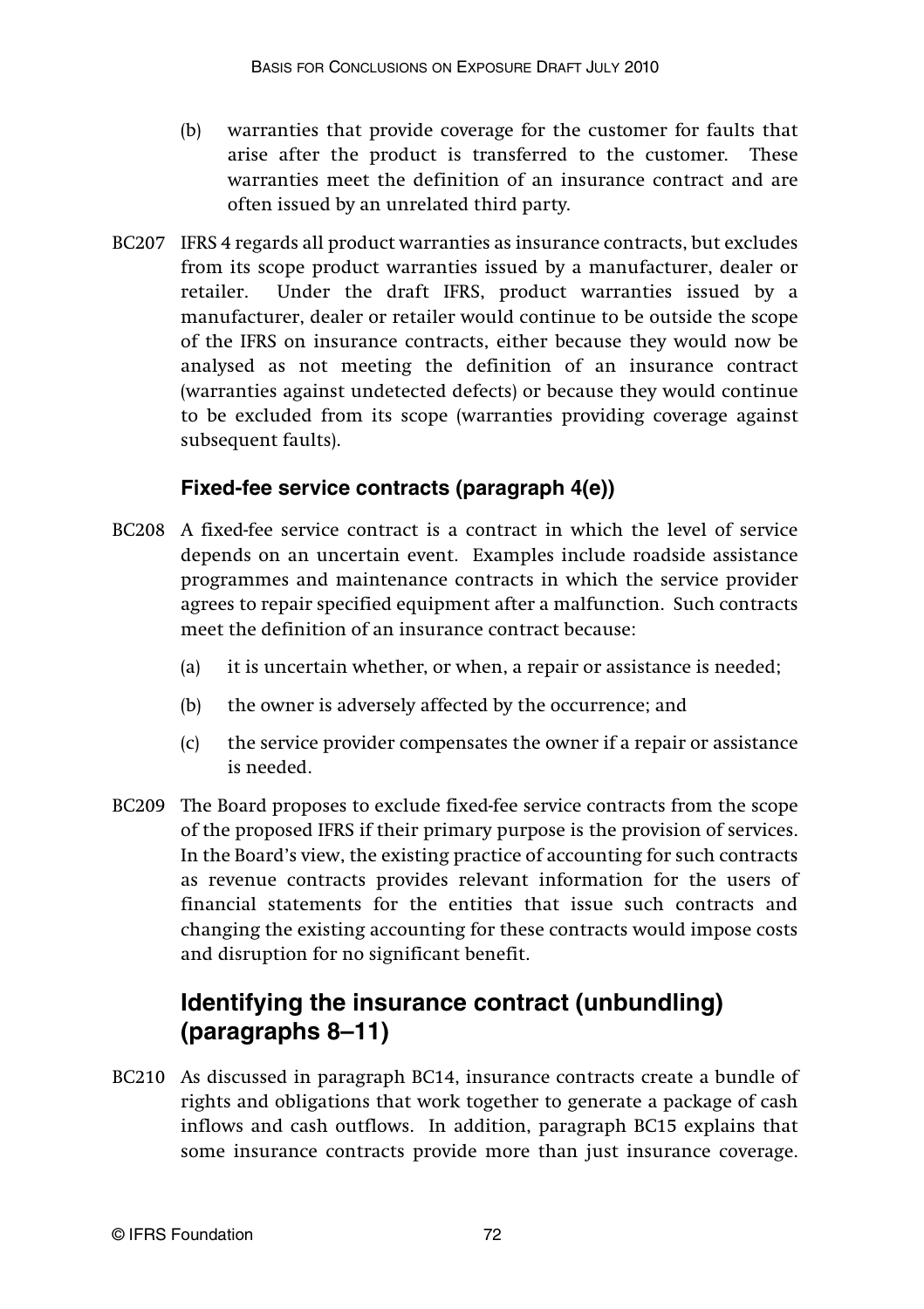(b) warranties that provide coverage for the customer for faults that arise after the product is transferred to the customer. These warranties meet the definition of an insurance contract and are often issued by an unrelated third party.

BC207 IFRS 4 regards all product warranties as insurance contracts, but excludes from its scope product warranties issued by a manufacturer, dealer or retailer. Under the draft IFRS, product warranties issued by a manufacturer, dealer or retailer would continue to be outside the scope of the IFRS on insurance contracts, either because they would now be analysed as not meeting the definition of an insurance contract (warranties against undetected defects) or because they would continue to be excluded from its scope (warranties providing coverage against subsequent faults).

### Fixed-fee service contracts (paragraph 4(e))

BC208 A fixed-fee service contract is a contract in which the level of service depends on an uncertain event. Examples include roadside assistance programmes and maintenance contracts in which the service provider agrees to repair specified equipment after a malfunction. Such contracts meet the definition of an insurance contract because:

(a) it is uncertain whether, or when, a repair or assistance is needed;

(b) the owner is adversely affected by the occurrence; and

(c) the service provider compensates the owner if a repair or assistance is needed.

BC209 The Board proposes to exclude fixed-fee service contracts from the scope of the proposed IFRS if their primary purpose is the provision of services. In the Board's view, the existing practice of accounting for such contracts as revenue contracts provides relevant information for the users of financial statements for the entities that issue such contracts and changing the existing accounting for these contracts would impose costs and disruption for no significant benefit.

## Identifying the insurance contract (unbundling) (paragraphs 8–11)

BC210 As discussed in paragraph BC14, insurance contracts create a bundle of rights and obligations that work together to generate a package of cash inflows and cash outflows. In addition, paragraph BC15 explains that some insurance contracts provide more than just insurance coverage.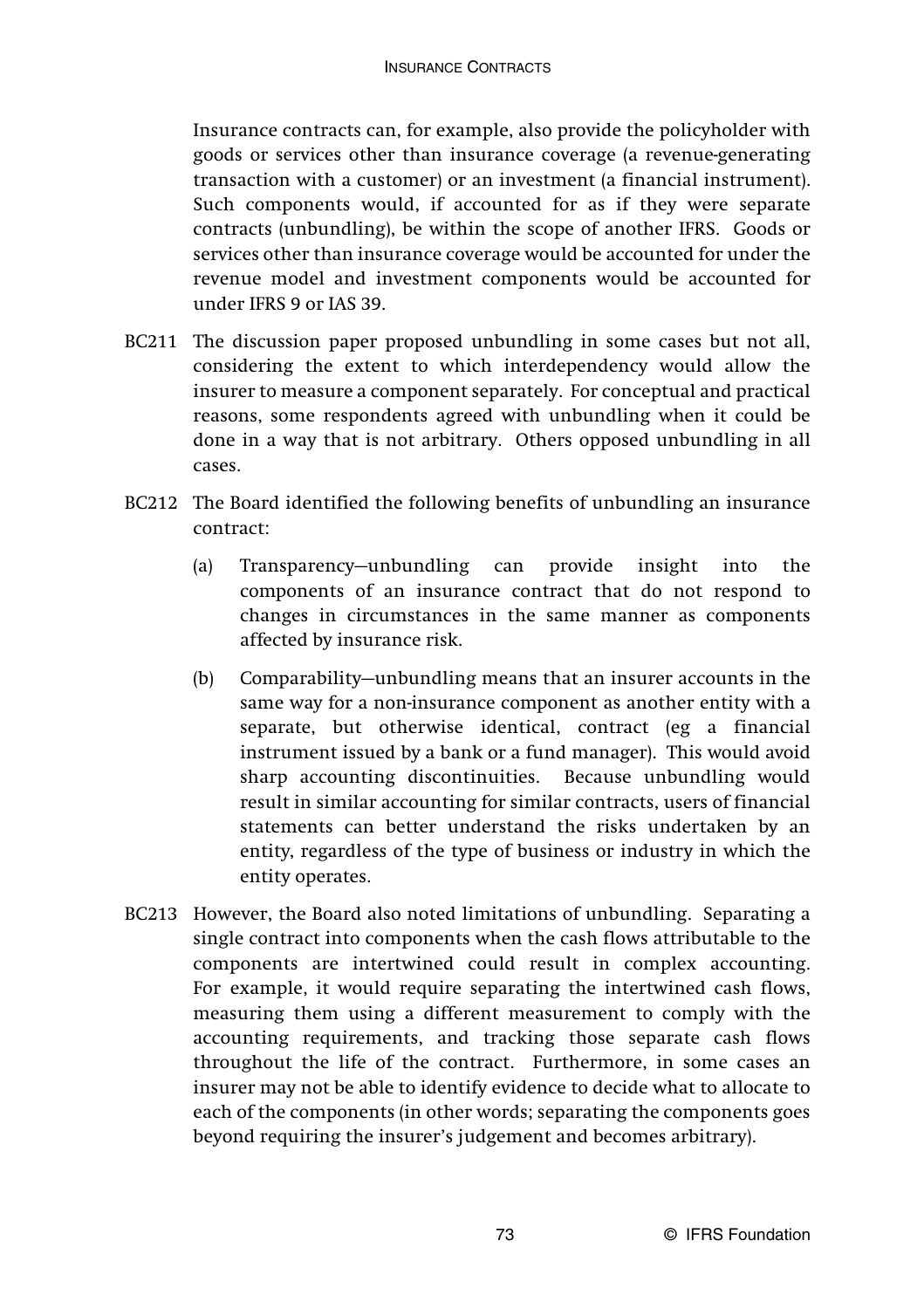Insurance contracts can, for example, also provide the policyholder with goods or services other than insurance coverage (a revenue-generating transaction with a customer) or an investment (a financial instrument). Such components would, if accounted for as if they were separate contracts (unbundling), be within the scope of another IFRS. Goods or services other than insurance coverage would be accounted for under the revenue model and investment components would be accounted for under IFRS 9 or IAS 39.

BC211 The discussion paper proposed unbundling in some cases but not all, considering the extent to which interdependency would allow the insurer to measure a component separately. For conceptual and practical reasons, some respondents agreed with unbundling when it could be done in a way that is not arbitrary. Others opposed unbundling in all cases.

BC212 The Board identified the following benefits of unbundling an insurance contract:

(a) Transparency—unbundling can provide insight into the components of an insurance contract that do not respond to changes in circumstances in the same manner as components affected by insurance risk.

(b) Comparability—unbundling means that an insurer accounts in the same way for a non-insurance component as another entity with a separate, but otherwise identical, contract (eg a financial instrument issued by a bank or a fund manager). This would avoid sharp accounting discontinuities. Because unbundling would result in similar accounting for similar contracts, users of financial statements can better understand the risks undertaken by an entity, regardless of the type of business or industry in which the entity operates.

BC213 However, the Board also noted limitations of unbundling. Separating a single contract into components when the cash flows attributable to the components are intertwined could result in complex accounting. For example, it would require separating the intertwined cash flows, measuring them using a different measurement to comply with the accounting requirements, and tracking those separate cash flows throughout the life of the contract. Furthermore, in some cases an insurer may not be able to identify evidence to decide what to allocate to each of the components (in other words; separating the components goes beyond requiring the insurer's judgement and becomes arbitrary).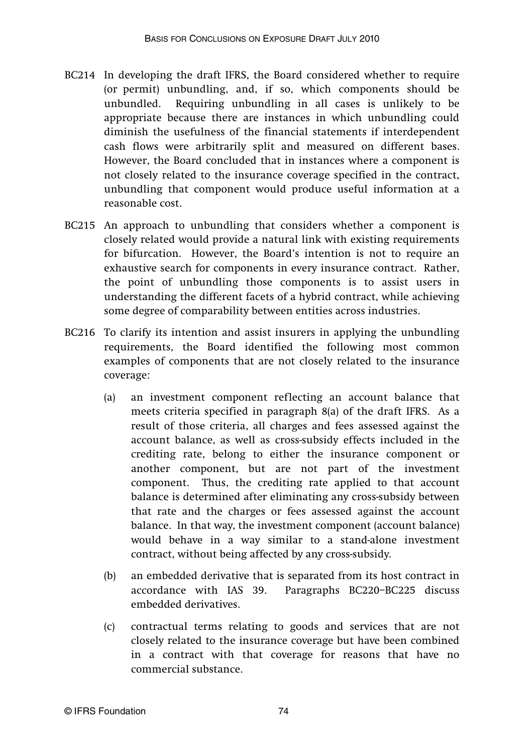BC214 In developing the draft IFRS, the Board considered whether to require (or permit) unbundling, and, if so, which components should be unbundled. Requiring unbundling in all cases is unlikely to be appropriate because there are instances in which unbundling could diminish the usefulness of the financial statements if interdependent cash flows were arbitrarily split and measured on different bases. However, the Board concluded that in instances where a component is not closely related to the insurance coverage specified in the contract, unbundling that component would produce useful information at a reasonable cost.

BC215 An approach to unbundling that considers whether a component is closely related would provide a natural link with existing requirements for bifurcation. However, the Board's intention is not to require an exhaustive search for components in every insurance contract. Rather, the point of unbundling those components is to assist users in understanding the different facets of a hybrid contract, while achieving some degree of comparability between entities across industries.

BC216 To clarify its intention and assist insurers in applying the unbundling requirements, the Board identified the following most common examples of components that are not closely related to the insurance coverage:

(a) an investment component reflecting an account balance that meets criteria specified in paragraph 8(a) of the draft IFRS. As a result of those criteria, all charges and fees assessed against the account balance, as well as cross-subsidy effects included in the crediting rate, belong to either the insurance component or another component, but are not part of the investment component. Thus, the crediting rate applied to that account balance is determined after eliminating any cross-subsidy between that rate and the charges or fees assessed against the account balance. In that way, the investment component (account balance) would behave in a way similar to a stand-alone investment contract, without being affected by any cross-subsidy.

(b) an embedded derivative that is separated from its host contract in accordance with IAS 39. Paragraphs BC220–BC225 discuss embedded derivatives.

(c) contractual terms relating to goods and services that are not closely related to the insurance coverage but have been combined in a contract with that coverage for reasons that have no commercial substance.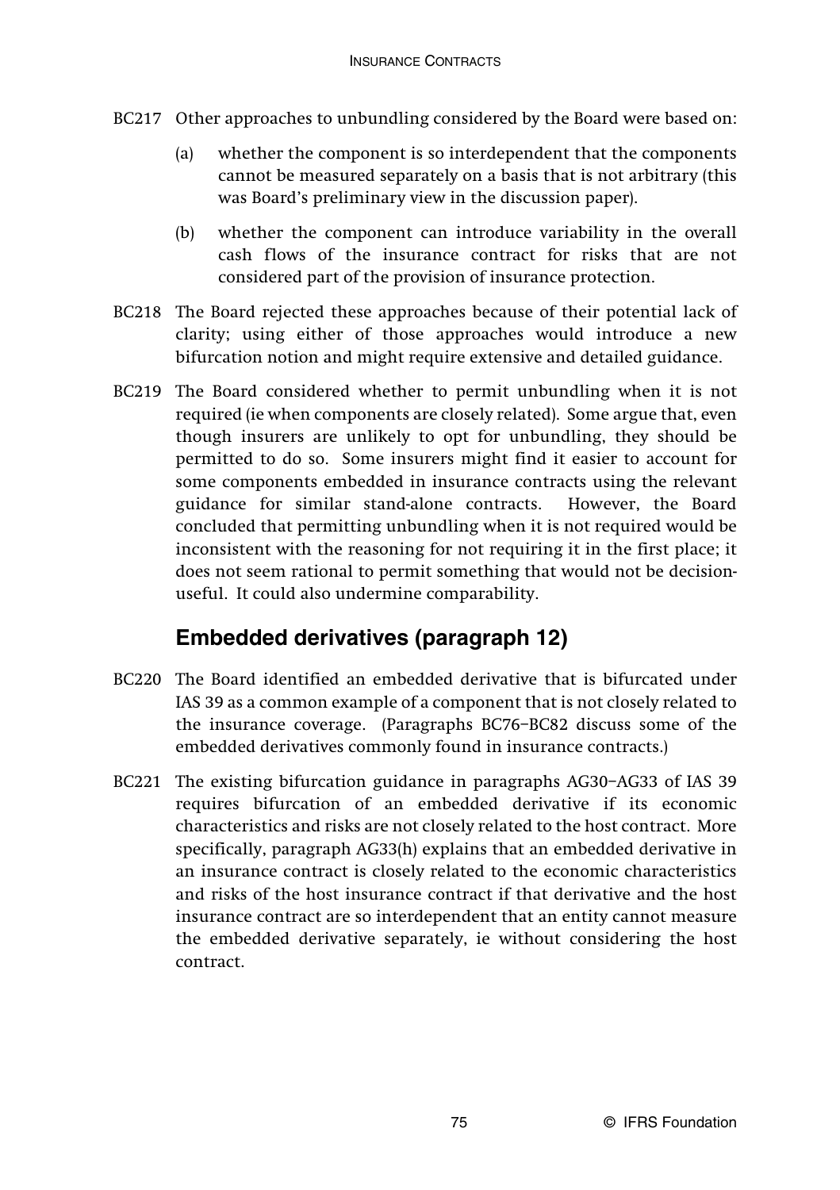BC217 Other approaches to unbundling considered by the Board were based on:

(a) whether the component is so interdependent that the components cannot be measured separately on a basis that is not arbitrary (this was Board's preliminary view in the discussion paper).

(b) whether the component can introduce variability in the overall cash flows of the insurance contract for risks that are not considered part of the provision of insurance protection.

BC218 The Board rejected these approaches because of their potential lack of clarity; using either of those approaches would introduce a new bifurcation notion and might require extensive and detailed guidance.

BC219 The Board considered whether to permit unbundling when it is not required (ie when components are closely related). Some argue that, even though insurers are unlikely to opt for unbundling, they should be permitted to do so. Some insurers might find it easier to account for some components embedded in insurance contracts using the relevant guidance for similar stand-alone contracts. However, the Board concluded that permitting unbundling when it is not required would be inconsistent with the reasoning for not requiring it in the first place; it does not seem rational to permit something that would not be decision-useful. It could also undermine comparability.

## Embedded derivatives (paragraph 12)

BC220 The Board identified an embedded derivative that is bifurcated under IAS 39 as a common example of a component that is not closely related to the insurance coverage. (Paragraphs BC76–BC82 discuss some of the embedded derivatives commonly found in insurance contracts.)

BC221 The existing bifurcation guidance in paragraphs AG30–AG33 of IAS 39 requires bifurcation of an embedded derivative if its economic characteristics and risks are not closely related to the host contract. More specifically, paragraph AG33(h) explains that an embedded derivative in an insurance contract is closely related to the economic characteristics and risks of the host insurance contract if that derivative and the host insurance contract are so interdependent that an entity cannot measure the embedded derivative separately, ie without considering the host contract.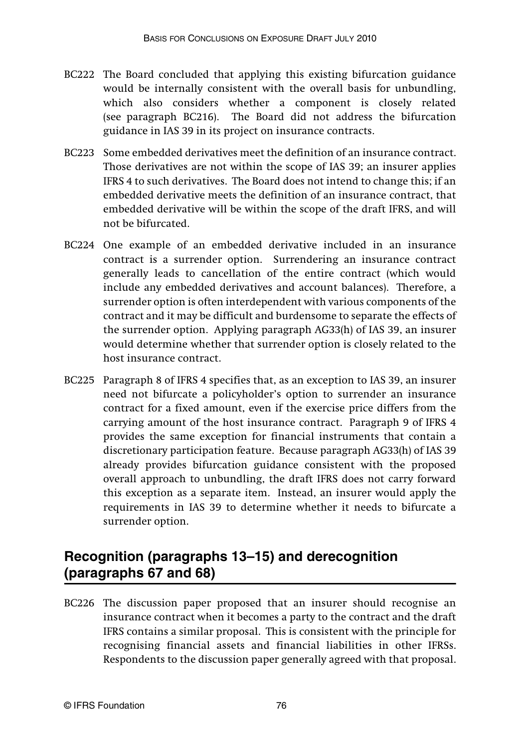BC222 The Board concluded that applying this existing bifurcation guidance would be internally consistent with the overall basis for unbundling, which also considers whether a component is closely related (see paragraph BC216). The Board did not address the bifurcation guidance in IAS 39 in its project on insurance contracts.

BC223 Some embedded derivatives meet the definition of an insurance contract. Those derivatives are not within the scope of IAS 39; an insurer applies IFRS 4 to such derivatives. The Board does not intend to change this; if an embedded derivative meets the definition of an insurance contract, that embedded derivative will be within the scope of the draft IFRS, and will not be bifurcated.

BC224 One example of an embedded derivative included in an insurance contract is a surrender option. Surrendering an insurance contract generally leads to cancellation of the entire contract (which would include any embedded derivatives and account balances). Therefore, a surrender option is often interdependent with various components of the contract and it may be difficult and burdensome to separate the effects of the surrender option. Applying paragraph AG33(h) of IAS 39, an insurer would determine whether that surrender option is closely related to the host insurance contract.

BC225 Paragraph 8 of IFRS 4 specifies that, as an exception to IAS 39, an insurer need not bifurcate a policyholder's option to surrender an insurance contract for a fixed amount, even if the exercise price differs from the carrying amount of the host insurance contract. Paragraph 9 of IFRS 4 provides the same exception for financial instruments that contain a discretionary participation feature. Because paragraph AG33(h) of IAS 39 already provides bifurcation guidance consistent with the proposed overall approach to unbundling, the draft IFRS does not carry forward this exception as a separate item. Instead, an insurer would apply the requirements in IAS 39 to determine whether it needs to bifurcate a surrender option.

## Recognition (paragraphs 13–15) and derecognition (paragraphs 67 and 68)

BC226 The discussion paper proposed that an insurer should recognise an insurance contract when it becomes a party to the contract and the draft IFRS contains a similar proposal. This is consistent with the principle for recognising financial assets and financial liabilities in other IFRSs. Respondents to the discussion paper generally agreed with that proposal.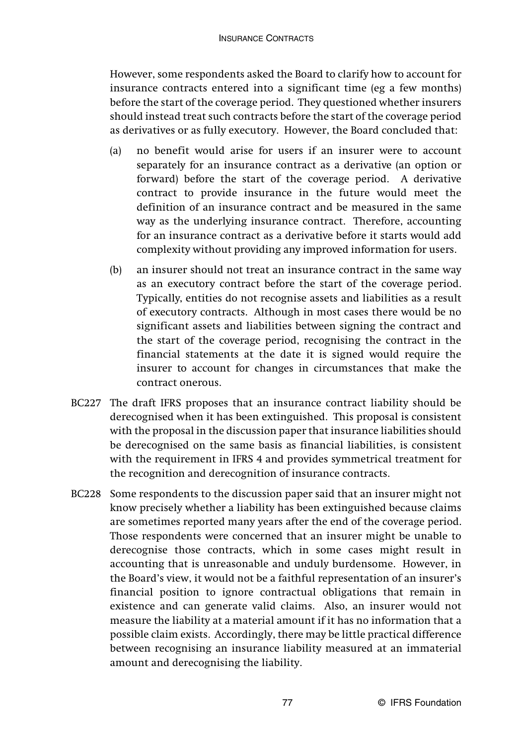However, some respondents asked the Board to clarify how to account for insurance contracts entered into a significant time (eg a few months) before the start of the coverage period. They questioned whether insurers should instead treat such contracts before the start of the coverage period as derivatives or as fully executory. However, the Board concluded that:

(a) no benefit would arise for users if an insurer were to account separately for an insurance contract as a derivative (an option or forward) before the start of the coverage period. A derivative contract to provide insurance in the future would meet the definition of an insurance contract and be measured in the same way as the underlying insurance contract. Therefore, accounting for an insurance contract as a derivative before it starts would add complexity without providing any improved information for users.

(b) an insurer should not treat an insurance contract in the same way as an executory contract before the start of the coverage period. Typically, entities do not recognise assets and liabilities as a result of executory contracts. Although in most cases there would be no significant assets and liabilities between signing the contract and the start of the coverage period, recognising the contract in the financial statements at the date it is signed would require the insurer to account for changes in circumstances that make the contract onerous.

BC227 The draft IFRS proposes that an insurance contract liability should be derecognised when it has been extinguished. This proposal is consistent with the proposal in the discussion paper that insurance liabilities should be derecognised on the same basis as financial liabilities, is consistent with the requirement in IFRS 4 and provides symmetrical treatment for the recognition and derecognition of insurance contracts.

BC228 Some respondents to the discussion paper said that an insurer might not know precisely whether a liability has been extinguished because claims are sometimes reported many years after the end of the coverage period. Those respondents were concerned that an insurer might be unable to derecognise those contracts, which in some cases might result in accounting that is unreasonable and unduly burdensome. However, in the Board's view, it would not be a faithful representation of an insurer's financial position to ignore contractual obligations that remain in existence and can generate valid claims. Also, an insurer would not measure the liability at a material amount if it has no information that a possible claim exists. Accordingly, there may be little practical difference between recognising an insurance liability measured at an immaterial amount and derecognising the liability.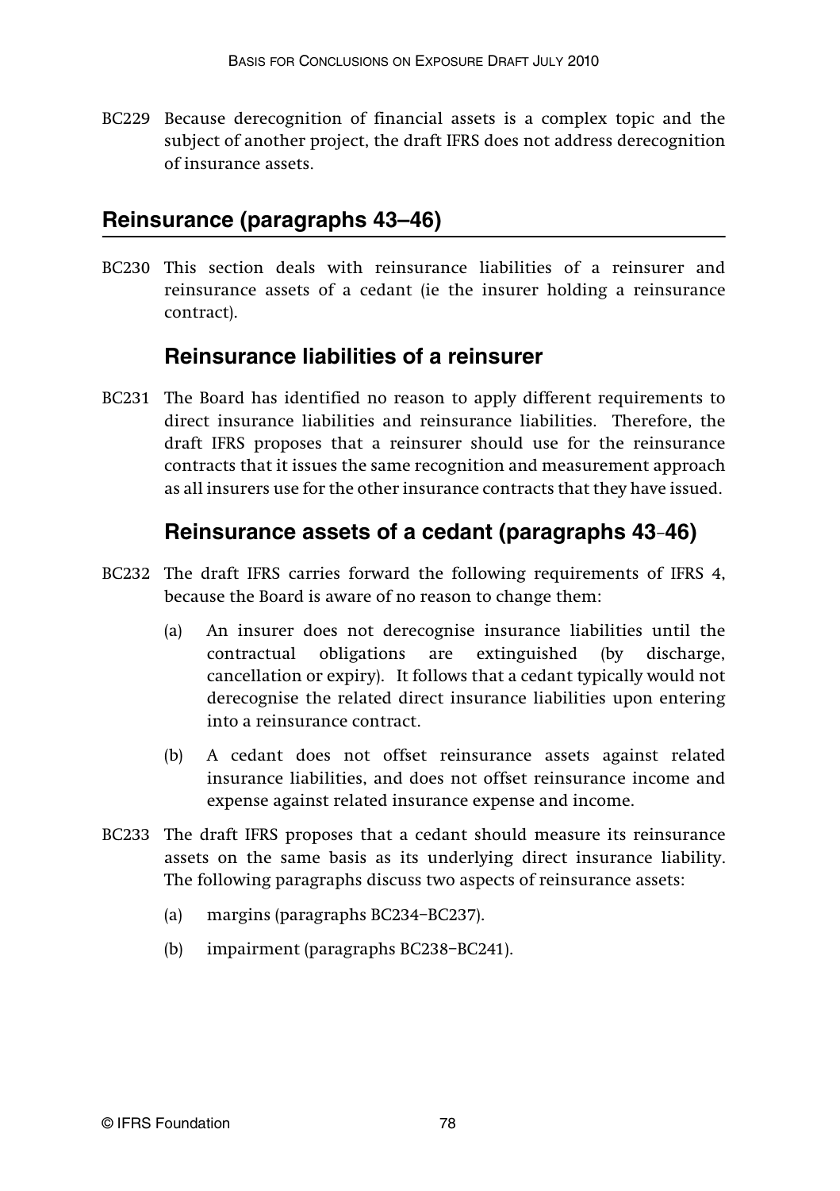BC229 Because derecognition of financial assets is a complex topic and the subject of another project, the draft IFRS does not address derecognition of insurance assets.

## Reinsurance (paragraphs 43–46)

BC230 This section deals with reinsurance liabilities of a reinsurer and reinsurance assets of a cedant (ie the insurer holding a reinsurance contract).

### Reinsurance liabilities of a reinsurer

BC231 The Board has identified no reason to apply different requirements to direct insurance liabilities and reinsurance liabilities. Therefore, the draft IFRS proposes that a reinsurer should use for the reinsurance contracts that it issues the same recognition and measurement approach as all insurers use for the other insurance contracts that they have issued.

### Reinsurance assets of a cedant (paragraphs 43–46)

BC232 The draft IFRS carries forward the following requirements of IFRS 4, because the Board is aware of no reason to change them:

(a) An insurer does not derecognise insurance liabilities until the contractual obligations are extinguished (by discharge, cancellation or expiry). It follows that a cedant typically would not derecognise the related direct insurance liabilities upon entering into a reinsurance contract.

(b) A cedant does not offset reinsurance assets against related insurance liabilities, and does not offset reinsurance income and expense against related insurance expense and income.

BC233 The draft IFRS proposes that a cedant should measure its reinsurance assets on the same basis as its underlying direct insurance liability. The following paragraphs discuss two aspects of reinsurance assets:

(a) margins (paragraphs BC234–BC237).

(b) impairment (paragraphs BC238–BC241).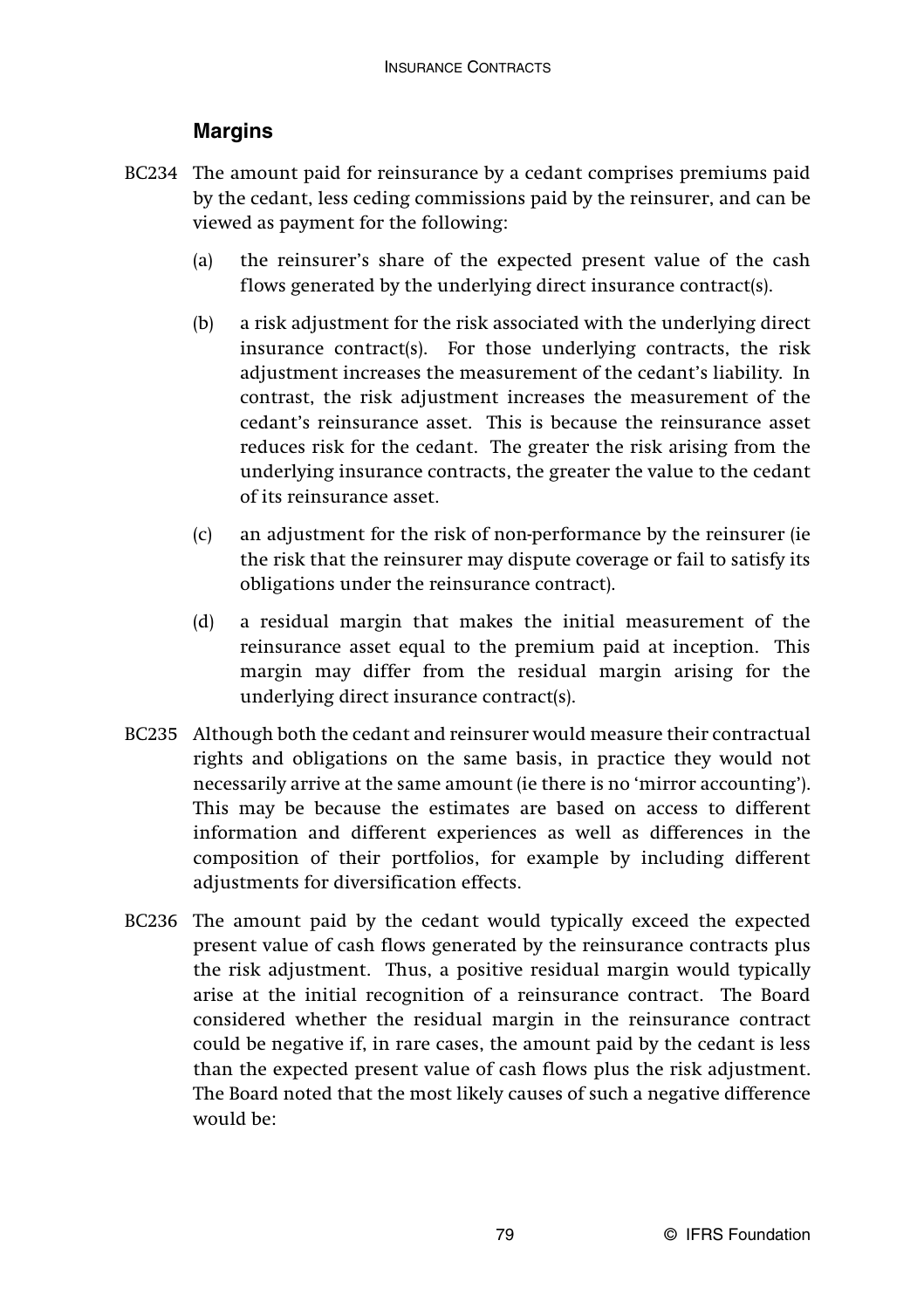## Margins

BC234 The amount paid for reinsurance by a cedant comprises premiums paid by the cedant, less ceding commissions paid by the reinsurer, and can be viewed as payment for the following:

(a) the reinsurer's share of the expected present value of the cash flows generated by the underlying direct insurance contract(s).

(b) a risk adjustment for the risk associated with the underlying direct insurance contract(s). For those underlying contracts, the risk adjustment increases the measurement of the cedant's liability. In contrast, the risk adjustment increases the measurement of the cedant's reinsurance asset. This is because the reinsurance asset reduces risk for the cedant. The greater the risk arising from the underlying insurance contracts, the greater the value to the cedant of its reinsurance asset.

(c) an adjustment for the risk of non-performance by the reinsurer (ie the risk that the reinsurer may dispute coverage or fail to satisfy its obligations under the reinsurance contract).

(d) a residual margin that makes the initial measurement of the reinsurance asset equal to the premium paid at inception. This margin may differ from the residual margin arising for the underlying direct insurance contract(s).

BC235 Although both the cedant and reinsurer would measure their contractual rights and obligations on the same basis, in practice they would not necessarily arrive at the same amount (ie there is no 'mirror accounting'). This may be because the estimates are based on access to different information and different experiences as well as differences in the composition of their portfolios, for example by including different adjustments for diversification effects.

BC236 The amount paid by the cedant would typically exceed the expected present value of cash flows generated by the reinsurance contracts plus the risk adjustment. Thus, a positive residual margin would typically arise at the initial recognition of a reinsurance contract. The Board considered whether the residual margin in the reinsurance contract could be negative if, in rare cases, the amount paid by the cedant is less than the expected present value of cash flows plus the risk adjustment. The Board noted that the most likely causes of such a negative difference would be: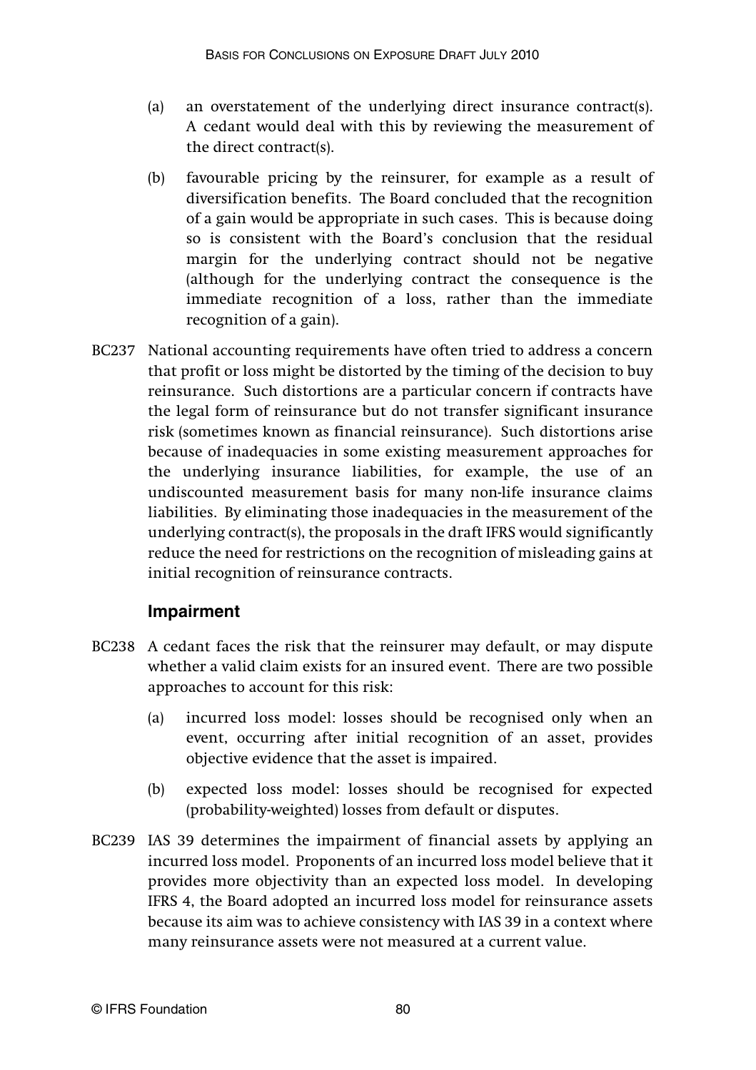(a) an overstatement of the underlying direct insurance contract(s). A cedant would deal with this by reviewing the measurement of the direct contract(s).

(b) favourable pricing by the reinsurer, for example as a result of diversification benefits. The Board concluded that the recognition of a gain would be appropriate in such cases. This is because doing so is consistent with the Board's conclusion that the residual margin for the underlying contract should not be negative (although for the underlying contract the consequence is the immediate recognition of a loss, rather than the immediate recognition of a gain).

BC237 National accounting requirements have often tried to address a concern that profit or loss might be distorted by the timing of the decision to buy reinsurance. Such distortions are a particular concern if contracts have the legal form of reinsurance but do not transfer significant insurance risk (sometimes known as financial reinsurance). Such distortions arise because of inadequacies in some existing measurement approaches for the underlying insurance liabilities, for example, the use of an undiscounted measurement basis for many non-life insurance claims liabilities. By eliminating those inadequacies in the measurement of the underlying contract(s), the proposals in the draft IFRS would significantly reduce the need for restrictions on the recognition of misleading gains at initial recognition of reinsurance contracts.

## Impairment

BC238 A cedant faces the risk that the reinsurer may default, or may dispute whether a valid claim exists for an insured event. There are two possible approaches to account for this risk:

(a) incurred loss model: losses should be recognised only when an event, occurring after initial recognition of an asset, provides objective evidence that the asset is impaired.

(b) expected loss model: losses should be recognised for expected (probability-weighted) losses from default or disputes.

BC239 IAS 39 determines the impairment of financial assets by applying an incurred loss model. Proponents of an incurred loss model believe that it provides more objectivity than an expected loss model. In developing IFRS 4, the Board adopted an incurred loss model for reinsurance assets because its aim was to achieve consistency with IAS 39 in a context where many reinsurance assets were not measured at a current value.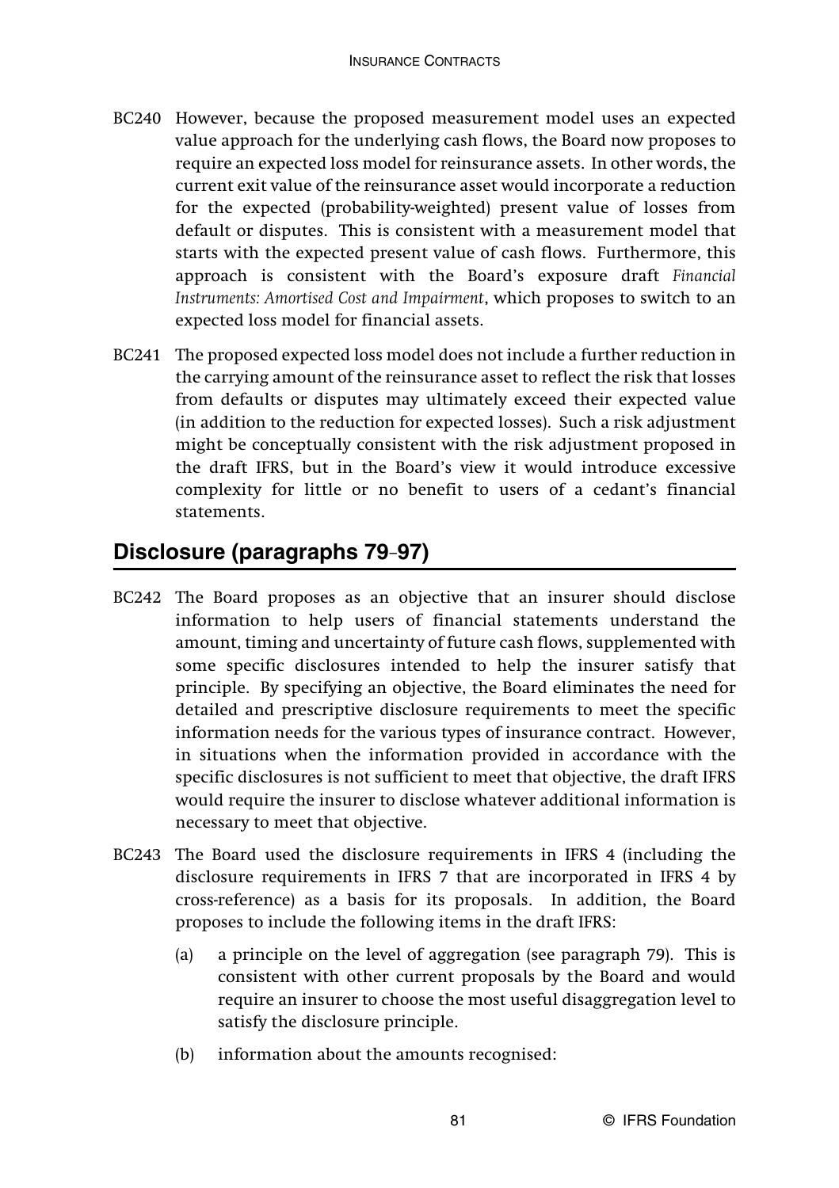BC240 However, because the proposed measurement model uses an expected value approach for the underlying cash flows, the Board now proposes to require an expected loss model for reinsurance assets. In other words, the current exit value of the reinsurance asset would incorporate a reduction for the expected (probability-weighted) present value of losses from default or disputes. This is consistent with a measurement model that starts with the expected present value of cash flows. Furthermore, this approach is consistent with the Board's exposure draft *Financial Instruments: Amortised Cost and Impairment*, which proposes to switch to an expected loss model for financial assets.

BC241 The proposed expected loss model does not include a further reduction in the carrying amount of the reinsurance asset to reflect the risk that losses from defaults or disputes may ultimately exceed their expected value (in addition to the reduction for expected losses). Such a risk adjustment might be conceptually consistent with the risk adjustment proposed in the draft IFRS, but in the Board's view it would introduce excessive complexity for little or no benefit to users of a cedant's financial statements.

## Disclosure (paragraphs 79–97)

BC242 The Board proposes as an objective that an insurer should disclose information to help users of financial statements understand the amount, timing and uncertainty of future cash flows, supplemented with some specific disclosures intended to help the insurer satisfy that principle. By specifying an objective, the Board eliminates the need for detailed and prescriptive disclosure requirements to meet the specific information needs for the various types of insurance contract. However, in situations when the information provided in accordance with the specific disclosures is not sufficient to meet that objective, the draft IFRS would require the insurer to disclose whatever additional information is necessary to meet that objective.

BC243 The Board used the disclosure requirements in IFRS 4 (including the disclosure requirements in IFRS 7 that are incorporated in IFRS 4 by cross-reference) as a basis for its proposals. In addition, the Board proposes to include the following items in the draft IFRS:

(a) a principle on the level of aggregation (see paragraph 79). This is consistent with other current proposals by the Board and would require an insurer to choose the most useful disaggregation level to satisfy the disclosure principle.

(b) information about the amounts recognised: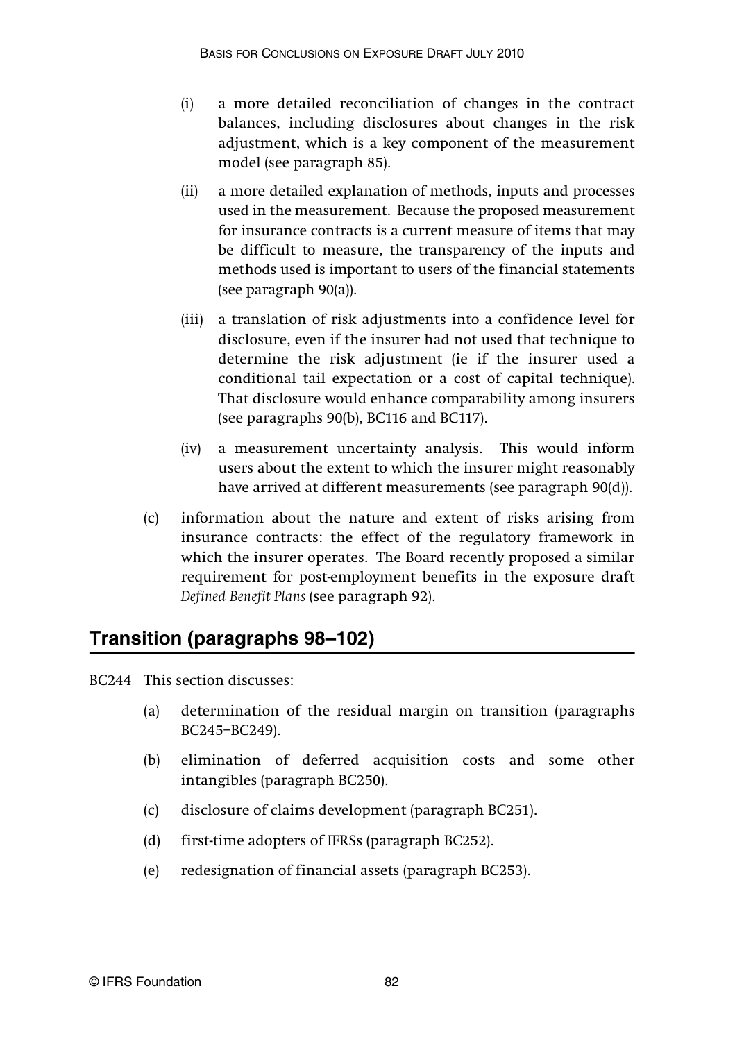(i) a more detailed reconciliation of changes in the contract balances, including disclosures about changes in the risk adjustment, which is a key component of the measurement model (see paragraph 85).

(ii) a more detailed explanation of methods, inputs and processes used in the measurement. Because the proposed measurement for insurance contracts is a current measure of items that may be difficult to measure, the transparency of the inputs and methods used is important to users of the financial statements (see paragraph 90(a)).

(iii) a translation of risk adjustments into a confidence level for disclosure, even if the insurer had not used that technique to determine the risk adjustment (ie if the insurer used a conditional tail expectation or a cost of capital technique). That disclosure would enhance comparability among insurers (see paragraphs 90(b), BC116 and BC117).

(iv) a measurement uncertainty analysis. This would inform users about the extent to which the insurer might reasonably have arrived at different measurements (see paragraph 90(d)).

(c) information about the nature and extent of risks arising from insurance contracts: the effect of the regulatory framework in which the insurer operates. The Board recently proposed a similar requirement for post-employment benefits in the exposure draft *Defined Benefit Plans* (see paragraph 92).

## Transition (paragraphs 98–102)

BC244 This section discusses:

(a) determination of the residual margin on transition (paragraphs BC245–BC249).

(b) elimination of deferred acquisition costs and some other intangibles (paragraph BC250).

(c) disclosure of claims development (paragraph BC251).

(d) first-time adopters of IFRSs (paragraph BC252).

(e) redesignation of financial assets (paragraph BC253).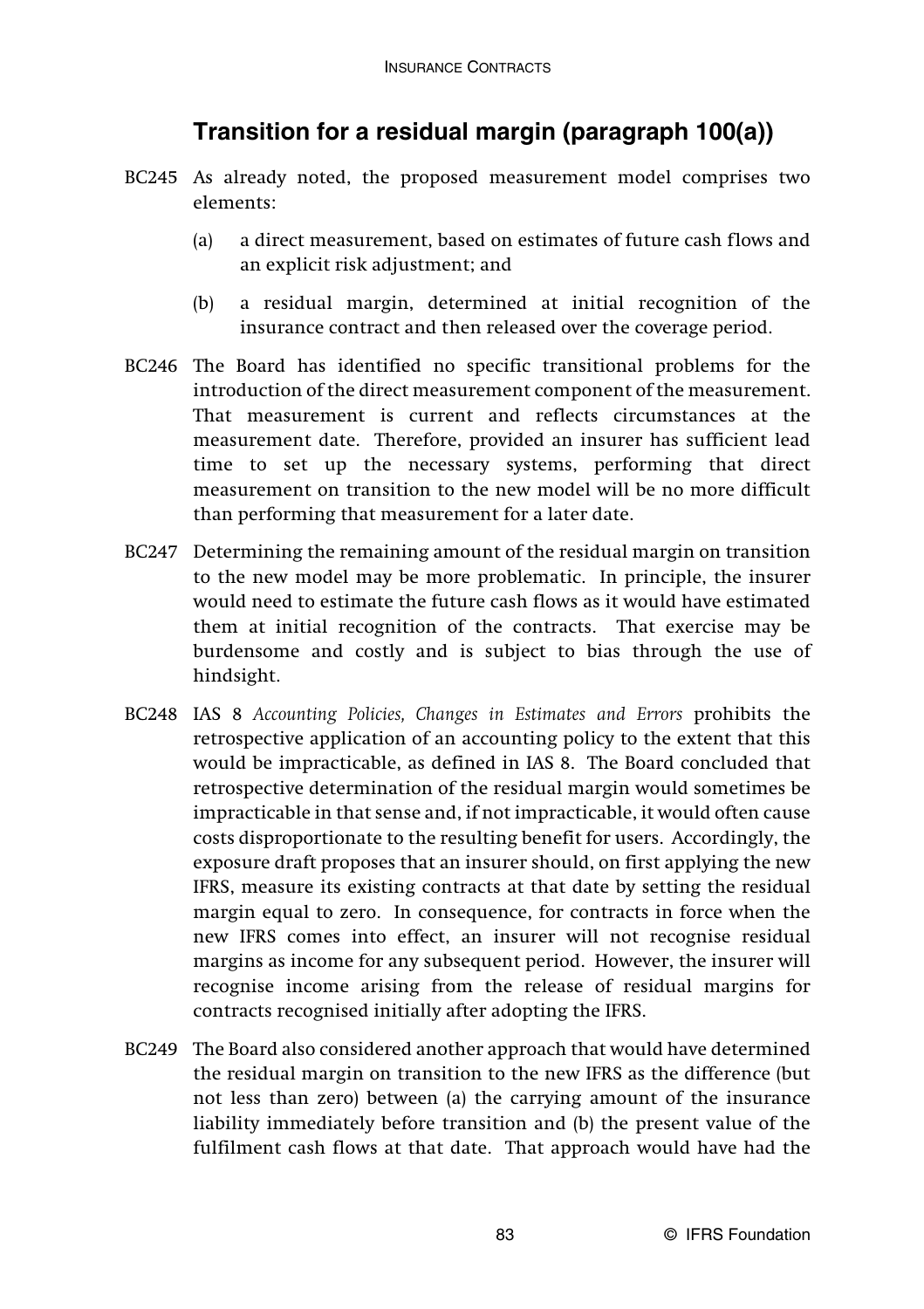## Transition for a residual margin (paragraph 100(a))

BC245 As already noted, the proposed measurement model comprises two elements:

(a) a direct measurement, based on estimates of future cash flows and an explicit risk adjustment; and

(b) a residual margin, determined at initial recognition of the insurance contract and then released over the coverage period.

BC246 The Board has identified no specific transitional problems for the introduction of the direct measurement component of the measurement. That measurement is current and reflects circumstances at the measurement date. Therefore, provided an insurer has sufficient lead time to set up the necessary systems, performing that direct measurement on transition to the new model will be no more difficult than performing that measurement for a later date.

BC247 Determining the remaining amount of the residual margin on transition to the new model may be more problematic. In principle, the insurer would need to estimate the future cash flows as it would have estimated them at initial recognition of the contracts. That exercise may be burdensome and costly and is subject to bias through the use of hindsight.

BC248 IAS 8 *Accounting Policies, Changes in Estimates and Errors* prohibits the retrospective application of an accounting policy to the extent that this would be impracticable, as defined in IAS 8. The Board concluded that retrospective determination of the residual margin would sometimes be impracticable in that sense and, if not impracticable, it would often cause costs disproportionate to the resulting benefit for users. Accordingly, the exposure draft proposes that an insurer should, on first applying the new IFRS, measure its existing contracts at that date by setting the residual margin equal to zero. In consequence, for contracts in force when the new IFRS comes into effect, an insurer will not recognise residual margins as income for any subsequent period. However, the insurer will recognise income arising from the release of residual margins for contracts recognised initially after adopting the IFRS.

BC249 The Board also considered another approach that would have determined the residual margin on transition to the new IFRS as the difference (but not less than zero) between (a) the carrying amount of the insurance liability immediately before transition and (b) the present value of the fulfilment cash flows at that date. That approach would have had the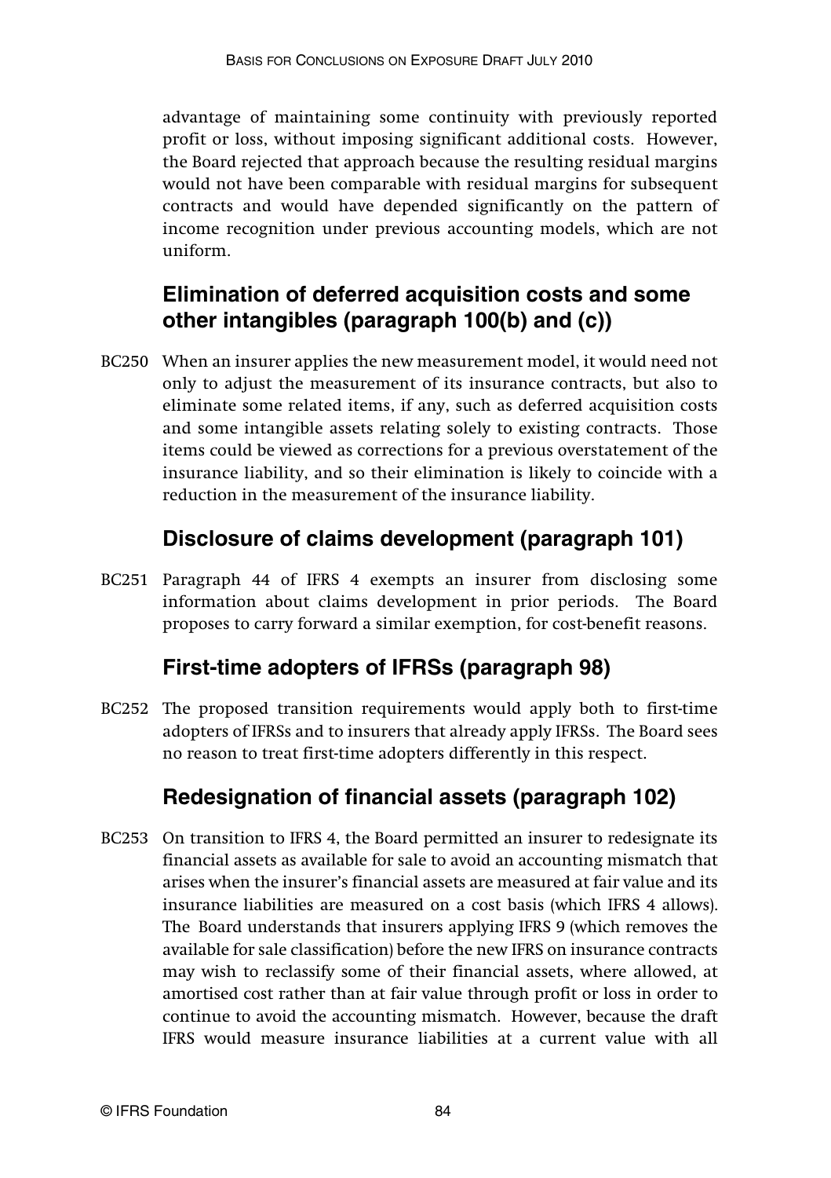advantage of maintaining some continuity with previously reported profit or loss, without imposing significant additional costs. However, the Board rejected that approach because the resulting residual margins would not have been comparable with residual margins for subsequent contracts and would have depended significantly on the pattern of income recognition under previous accounting models, which are not uniform.

## Elimination of deferred acquisition costs and some other intangibles (paragraph 100(b) and (c))

BC250 When an insurer applies the new measurement model, it would need not only to adjust the measurement of its insurance contracts, but also to eliminate some related items, if any, such as deferred acquisition costs and some intangible assets relating solely to existing contracts. Those items could be viewed as corrections for a previous overstatement of the insurance liability, and so their elimination is likely to coincide with a reduction in the measurement of the insurance liability.

## Disclosure of claims development (paragraph 101)

BC251 Paragraph 44 of IFRS 4 exempts an insurer from disclosing some information about claims development in prior periods. The Board proposes to carry forward a similar exemption, for cost-benefit reasons.

## First-time adopters of IFRSs (paragraph 98)

BC252 The proposed transition requirements would apply both to first-time adopters of IFRSs and to insurers that already apply IFRSs. The Board sees no reason to treat first-time adopters differently in this respect.

## Redesignation of financial assets (paragraph 102)

BC253 On transition to IFRS 4, the Board permitted an insurer to redesignate its financial assets as available for sale to avoid an accounting mismatch that arises when the insurer's financial assets are measured at fair value and its insurance liabilities are measured on a cost basis (which IFRS 4 allows). The Board understands that insurers applying IFRS 9 (which removes the available for sale classification) before the new IFRS on insurance contracts may wish to reclassify some of their financial assets, where allowed, at amortised cost rather than at fair value through profit or loss in order to continue to avoid the accounting mismatch. However, because the draft IFRS would measure insurance liabilities at a current value with all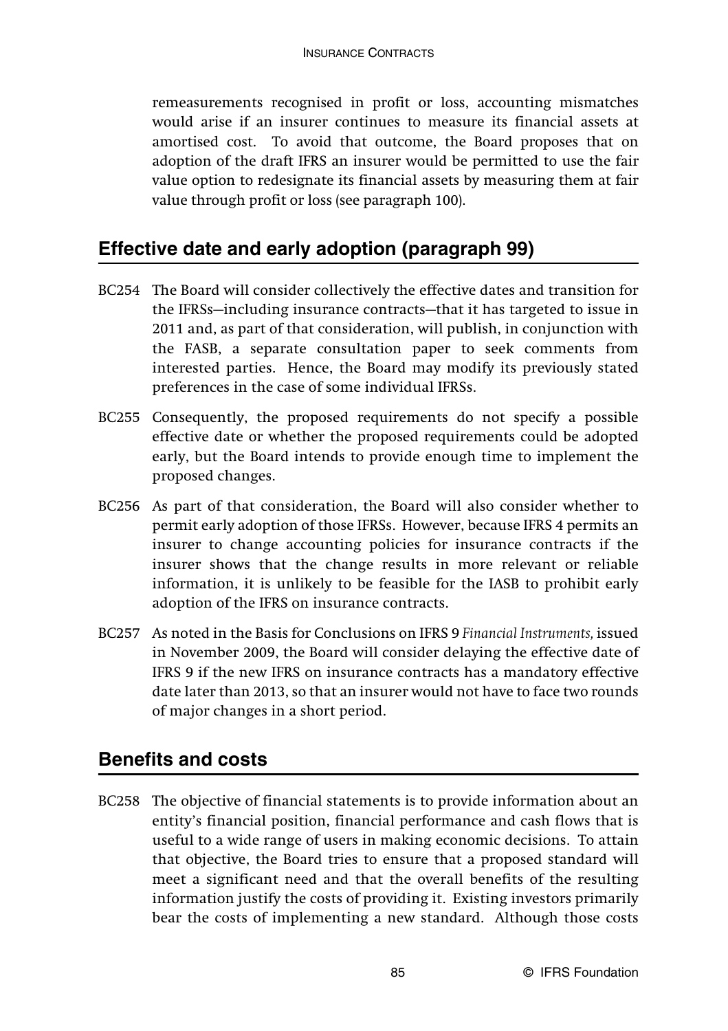remeasurements recognised in profit or loss, accounting mismatches would arise if an insurer continues to measure its financial assets at amortised cost. To avoid that outcome, the Board proposes that on adoption of the draft IFRS an insurer would be permitted to use the fair value option to redesignate its financial assets by measuring them at fair value through profit or loss (see paragraph 100).

## Effective date and early adoption (paragraph 99)

BC254 The Board will consider collectively the effective dates and transition for the IFRSs—including insurance contracts—that it has targeted to issue in 2011 and, as part of that consideration, will publish, in conjunction with the FASB, a separate consultation paper to seek comments from interested parties. Hence, the Board may modify its previously stated preferences in the case of some individual IFRSs.

BC255 Consequently, the proposed requirements do not specify a possible effective date or whether the proposed requirements could be adopted early, but the Board intends to provide enough time to implement the proposed changes.

BC256 As part of that consideration, the Board will also consider whether to permit early adoption of those IFRSs. However, because IFRS 4 permits an insurer to change accounting policies for insurance contracts if the insurer shows that the change results in more relevant or reliable information, it is unlikely to be feasible for the IASB to prohibit early adoption of the IFRS on insurance contracts.

BC257 As noted in the Basis for Conclusions on IFRS 9 *Financial Instruments,* issued in November 2009, the Board will consider delaying the effective date of IFRS 9 if the new IFRS on insurance contracts has a mandatory effective date later than 2013, so that an insurer would not have to face two rounds of major changes in a short period.

## Benefits and costs

BC258 The objective of financial statements is to provide information about an entity's financial position, financial performance and cash flows that is useful to a wide range of users in making economic decisions. To attain that objective, the Board tries to ensure that a proposed standard will meet a significant need and that the overall benefits of the resulting information justify the costs of providing it. Existing investors primarily bear the costs of implementing a new standard. Although those costs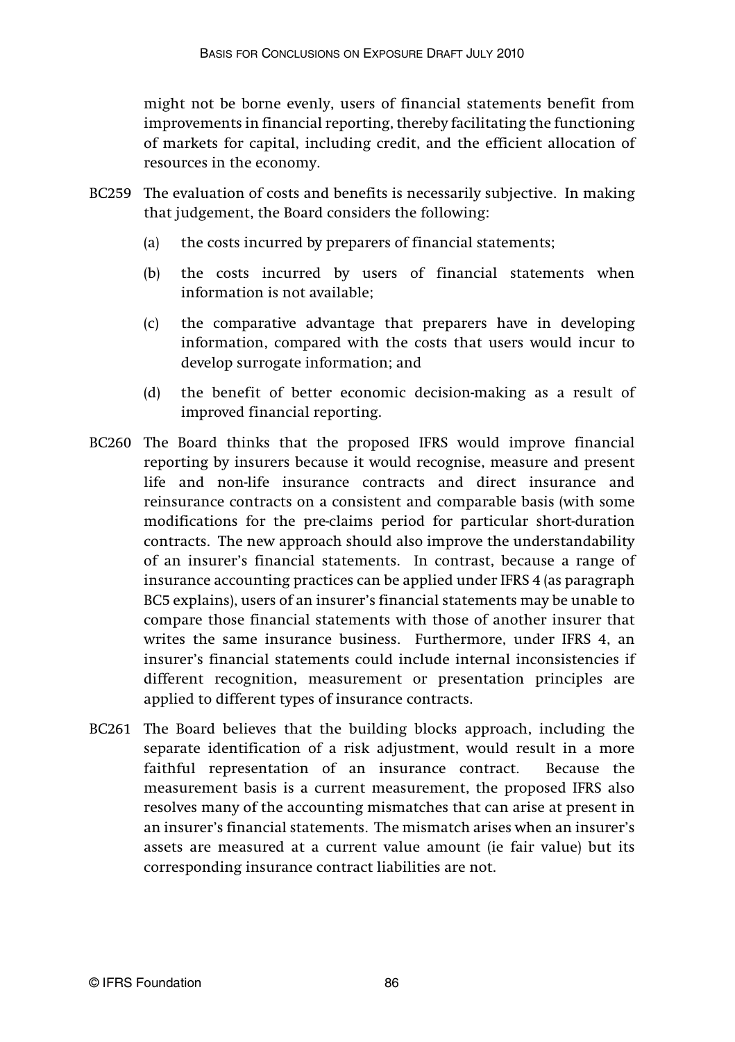might not be borne evenly, users of financial statements benefit from improvements in financial reporting, thereby facilitating the functioning of markets for capital, including credit, and the efficient allocation of resources in the economy.

BC259 The evaluation of costs and benefits is necessarily subjective. In making that judgement, the Board considers the following:

(a) the costs incurred by preparers of financial statements;

(b) the costs incurred by users of financial statements when information is not available;

(c) the comparative advantage that preparers have in developing information, compared with the costs that users would incur to develop surrogate information; and

(d) the benefit of better economic decision-making as a result of improved financial reporting.

BC260 The Board thinks that the proposed IFRS would improve financial reporting by insurers because it would recognise, measure and present life and non-life insurance contracts and direct insurance and reinsurance contracts on a consistent and comparable basis (with some modifications for the pre-claims period for particular short-duration contracts. The new approach should also improve the understandability of an insurer's financial statements. In contrast, because a range of insurance accounting practices can be applied under IFRS 4 (as paragraph BC5 explains), users of an insurer's financial statements may be unable to compare those financial statements with those of another insurer that writes the same insurance business. Furthermore, under IFRS 4, an insurer's financial statements could include internal inconsistencies if different recognition, measurement or presentation principles are applied to different types of insurance contracts.

BC261 The Board believes that the building blocks approach, including the separate identification of a risk adjustment, would result in a more faithful representation of an insurance contract. Because the measurement basis is a current measurement, the proposed IFRS also resolves many of the accounting mismatches that can arise at present in an insurer's financial statements. The mismatch arises when an insurer's assets are measured at a current value amount (ie fair value) but its corresponding insurance contract liabilities are not.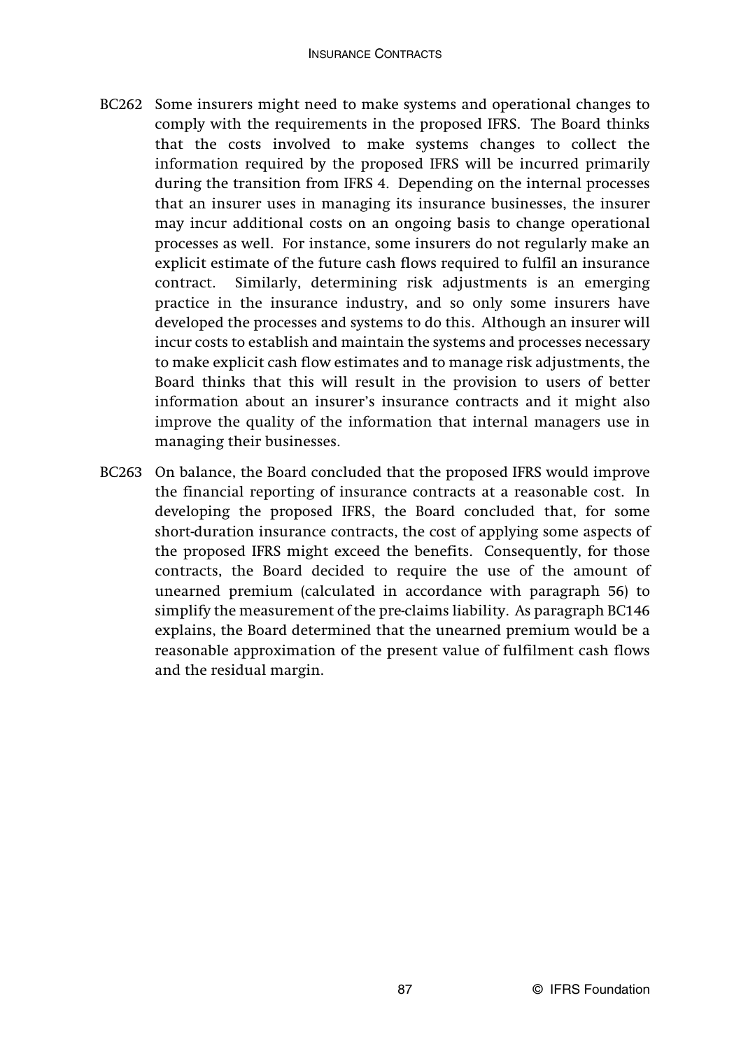BC262 Some insurers might need to make systems and operational changes to comply with the requirements in the proposed IFRS. The Board thinks that the costs involved to make systems changes to collect the information required by the proposed IFRS will be incurred primarily during the transition from IFRS 4. Depending on the internal processes that an insurer uses in managing its insurance businesses, the insurer may incur additional costs on an ongoing basis to change operational processes as well. For instance, some insurers do not regularly make an explicit estimate of the future cash flows required to fulfil an insurance contract. Similarly, determining risk adjustments is an emerging practice in the insurance industry, and so only some insurers have developed the processes and systems to do this. Although an insurer will incur costs to establish and maintain the systems and processes necessary to make explicit cash flow estimates and to manage risk adjustments, the Board thinks that this will result in the provision to users of better information about an insurer's insurance contracts and it might also improve the quality of the information that internal managers use in managing their businesses.

BC263 On balance, the Board concluded that the proposed IFRS would improve the financial reporting of insurance contracts at a reasonable cost. In developing the proposed IFRS, the Board concluded that, for some short-duration insurance contracts, the cost of applying some aspects of the proposed IFRS might exceed the benefits. Consequently, for those contracts, the Board decided to require the use of the amount of unearned premium (calculated in accordance with paragraph 56) to simplify the measurement of the pre-claims liability. As paragraph BC146 explains, the Board determined that the unearned premium would be a reasonable approximation of the present value of fulfilment cash flows and the residual margin.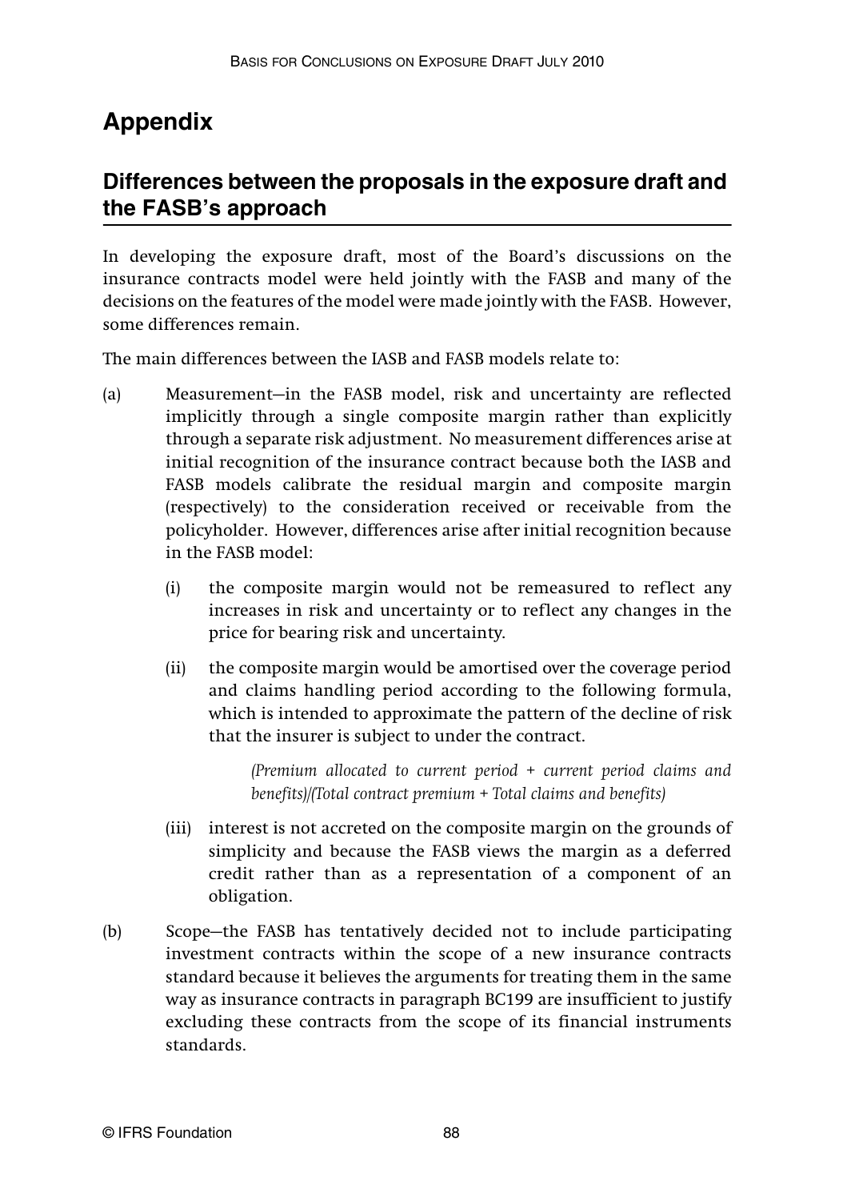## Appendix

### Differences between the proposals in the exposure draft and the FASB's approach

In developing the exposure draft, most of the Board's discussions on the insurance contracts model were held jointly with the FASB and many of the decisions on the features of the model were made jointly with the FASB. However, some differences remain.

The main differences between the IASB and FASB models relate to:

(a) Measurement—in the FASB model, risk and uncertainty are reflected implicitly through a single composite margin rather than explicitly through a separate risk adjustment. No measurement differences arise at initial recognition of the insurance contract because both the IASB and FASB models calibrate the residual margin and composite margin (respectively) to the consideration received or receivable from the policyholder. However, differences arise after initial recognition because in the FASB model:

  (i) the composite margin would not be remeasured to reflect any increases in risk and uncertainty or to reflect any changes in the price for bearing risk and uncertainty.

  (ii) the composite margin would be amortised over the coverage period and claims handling period according to the following formula, which is intended to approximate the pattern of the decline of risk that the insurer is subject to under the contract.

    *(Premium allocated to current period + current period claims and benefits)/(Total contract premium + Total claims and benefits)*

  (iii) interest is not accreted on the composite margin on the grounds of simplicity and because the FASB views the margin as a deferred credit rather than as a representation of a component of an obligation.

(b) Scope—the FASB has tentatively decided not to include participating investment contracts within the scope of a new insurance contracts standard because it believes the arguments for treating them in the same way as insurance contracts in paragraph BC199 are insufficient to justify excluding these contracts from the scope of its financial instruments standards.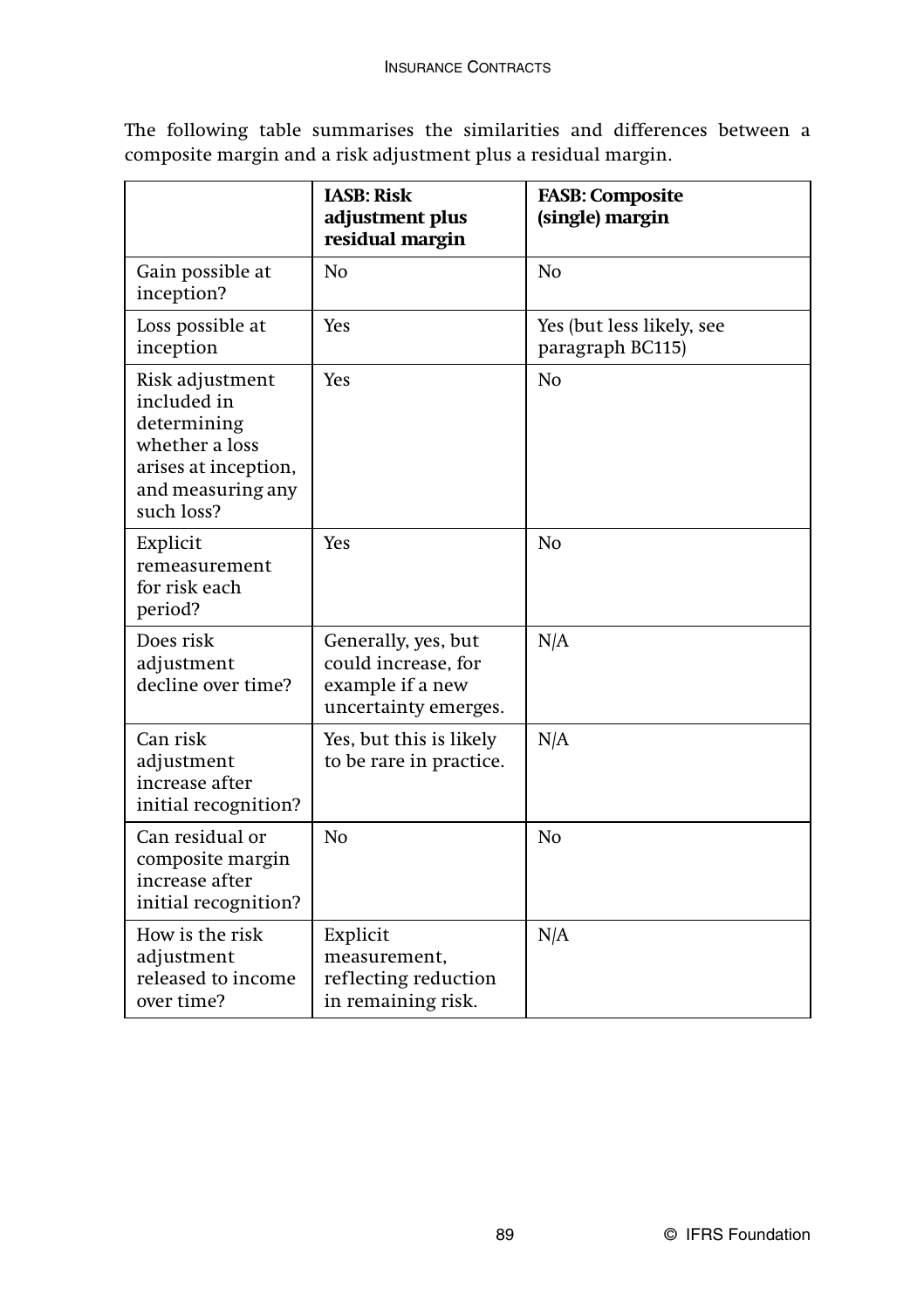The following table summarises the similarities and differences between a composite margin and a risk adjustment plus a residual margin.

| | **IASB: Risk adjustment plus residual margin** | **FASB: Composite (single) margin** |
|---|---|---|
| Gain possible at inception? | No | No |
| Loss possible at inception | Yes | Yes (but less likely, see paragraph BC115) |
| Risk adjustment included in determining whether a loss arises at inception, and measuring any such loss? | Yes | No |
| Explicit remeasurement for risk each period? | Yes | No |
| Does risk adjustment decline over time? | Generally, yes, but could increase, for example if a new uncertainty emerges. | N/A |
| Can risk adjustment increase after initial recognition? | Yes, but this is likely to be rare in practice. | N/A |
| Can residual or composite margin increase after initial recognition? | No | No |
| How is the risk adjustment released to income over time? | Explicit measurement, reflecting reduction in remaining risk. | N/A |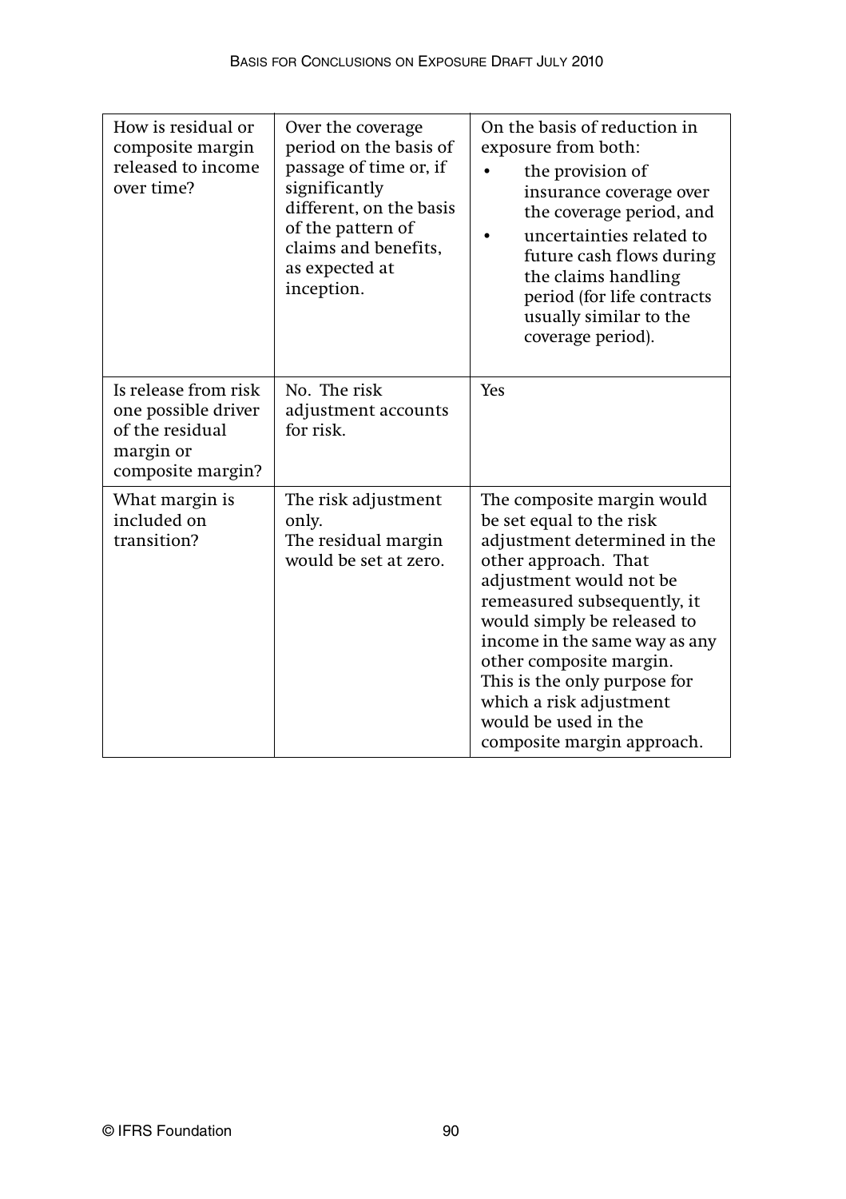| | | |
|---|---|---|
| How is residual or composite margin released to income over time? | Over the coverage period on the basis of passage of time or, if significantly different, on the basis of the pattern of claims and benefits, as expected at inception. | On the basis of reduction in exposure from both:<br>• the provision of insurance coverage over the coverage period, and<br>• uncertainties related to future cash flows during the claims handling period (for life contracts usually similar to the coverage period). |
| Is release from risk one possible driver of the residual margin or composite margin? | No. The risk adjustment accounts for risk. | Yes |
| What margin is included on transition? | The risk adjustment only.<br>The residual margin would be set at zero. | The composite margin would be set equal to the risk adjustment determined in the other approach. That adjustment would not be remeasured subsequently, it would simply be released to income in the same way as any other composite margin. This is the only purpose for which a risk adjustment would be used in the composite margin approach. |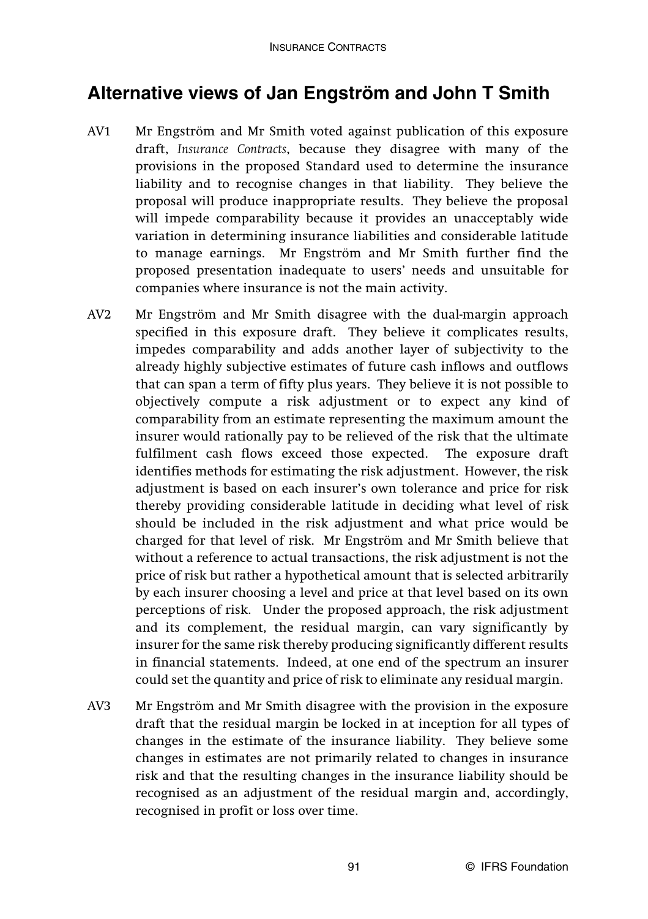## Alternative views of Jan Engström and John T Smith

AV1 Mr Engström and Mr Smith voted against publication of this exposure draft, *Insurance Contracts*, because they disagree with many of the provisions in the proposed Standard used to determine the insurance liability and to recognise changes in that liability. They believe the proposal will produce inappropriate results. They believe the proposal will impede comparability because it provides an unacceptably wide variation in determining insurance liabilities and considerable latitude to manage earnings. Mr Engström and Mr Smith further find the proposed presentation inadequate to users' needs and unsuitable for companies where insurance is not the main activity.

AV2 Mr Engström and Mr Smith disagree with the dual-margin approach specified in this exposure draft. They believe it complicates results, impedes comparability and adds another layer of subjectivity to the already highly subjective estimates of future cash inflows and outflows that can span a term of fifty plus years. They believe it is not possible to objectively compute a risk adjustment or to expect any kind of comparability from an estimate representing the maximum amount the insurer would rationally pay to be relieved of the risk that the ultimate fulfilment cash flows exceed those expected. The exposure draft identifies methods for estimating the risk adjustment. However, the risk adjustment is based on each insurer's own tolerance and price for risk thereby providing considerable latitude in deciding what level of risk should be included in the risk adjustment and what price would be charged for that level of risk. Mr Engström and Mr Smith believe that without a reference to actual transactions, the risk adjustment is not the price of risk but rather a hypothetical amount that is selected arbitrarily by each insurer choosing a level and price at that level based on its own perceptions of risk. Under the proposed approach, the risk adjustment and its complement, the residual margin, can vary significantly by insurer for the same risk thereby producing significantly different results in financial statements. Indeed, at one end of the spectrum an insurer could set the quantity and price of risk to eliminate any residual margin.

AV3 Mr Engström and Mr Smith disagree with the provision in the exposure draft that the residual margin be locked in at inception for all types of changes in the estimate of the insurance liability. They believe some changes in estimates are not primarily related to changes in insurance risk and that the resulting changes in the insurance liability should be recognised as an adjustment of the residual margin and, accordingly, recognised in profit or loss over time.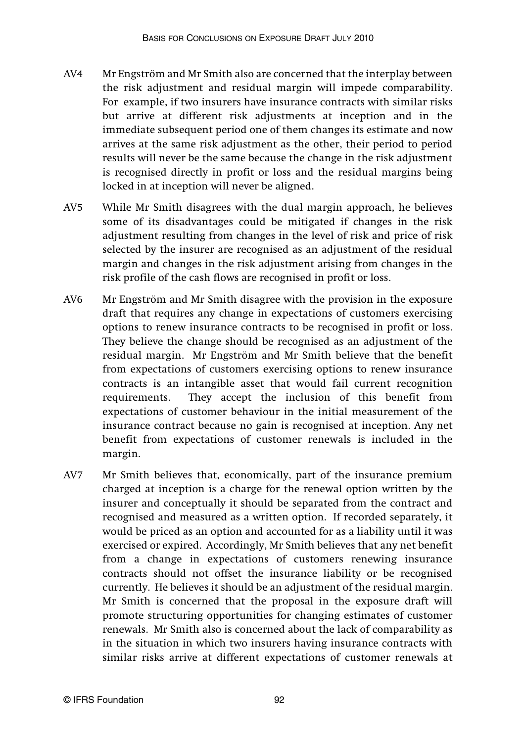AV4 Mr Engström and Mr Smith also are concerned that the interplay between the risk adjustment and residual margin will impede comparability. For example, if two insurers have insurance contracts with similar risks but arrive at different risk adjustments at inception and in the immediate subsequent period one of them changes its estimate and now arrives at the same risk adjustment as the other, their period to period results will never be the same because the change in the risk adjustment is recognised directly in profit or loss and the residual margins being locked in at inception will never be aligned.

AV5 While Mr Smith disagrees with the dual margin approach, he believes some of its disadvantages could be mitigated if changes in the risk adjustment resulting from changes in the level of risk and price of risk selected by the insurer are recognised as an adjustment of the residual margin and changes in the risk adjustment arising from changes in the risk profile of the cash flows are recognised in profit or loss.

AV6 Mr Engström and Mr Smith disagree with the provision in the exposure draft that requires any change in expectations of customers exercising options to renew insurance contracts to be recognised in profit or loss. They believe the change should be recognised as an adjustment of the residual margin. Mr Engström and Mr Smith believe that the benefit from expectations of customers exercising options to renew insurance contracts is an intangible asset that would fail current recognition requirements. They accept the inclusion of this benefit from expectations of customer behaviour in the initial measurement of the insurance contract because no gain is recognised at inception. Any net benefit from expectations of customer renewals is included in the margin.

AV7 Mr Smith believes that, economically, part of the insurance premium charged at inception is a charge for the renewal option written by the insurer and conceptually it should be separated from the contract and recognised and measured as a written option. If recorded separately, it would be priced as an option and accounted for as a liability until it was exercised or expired. Accordingly, Mr Smith believes that any net benefit from a change in expectations of customers renewing insurance contracts should not offset the insurance liability or be recognised currently. He believes it should be an adjustment of the residual margin. Mr Smith is concerned that the proposal in the exposure draft will promote structuring opportunities for changing estimates of customer renewals. Mr Smith also is concerned about the lack of comparability as in the situation in which two insurers having insurance contracts with similar risks arrive at different expectations of customer renewals at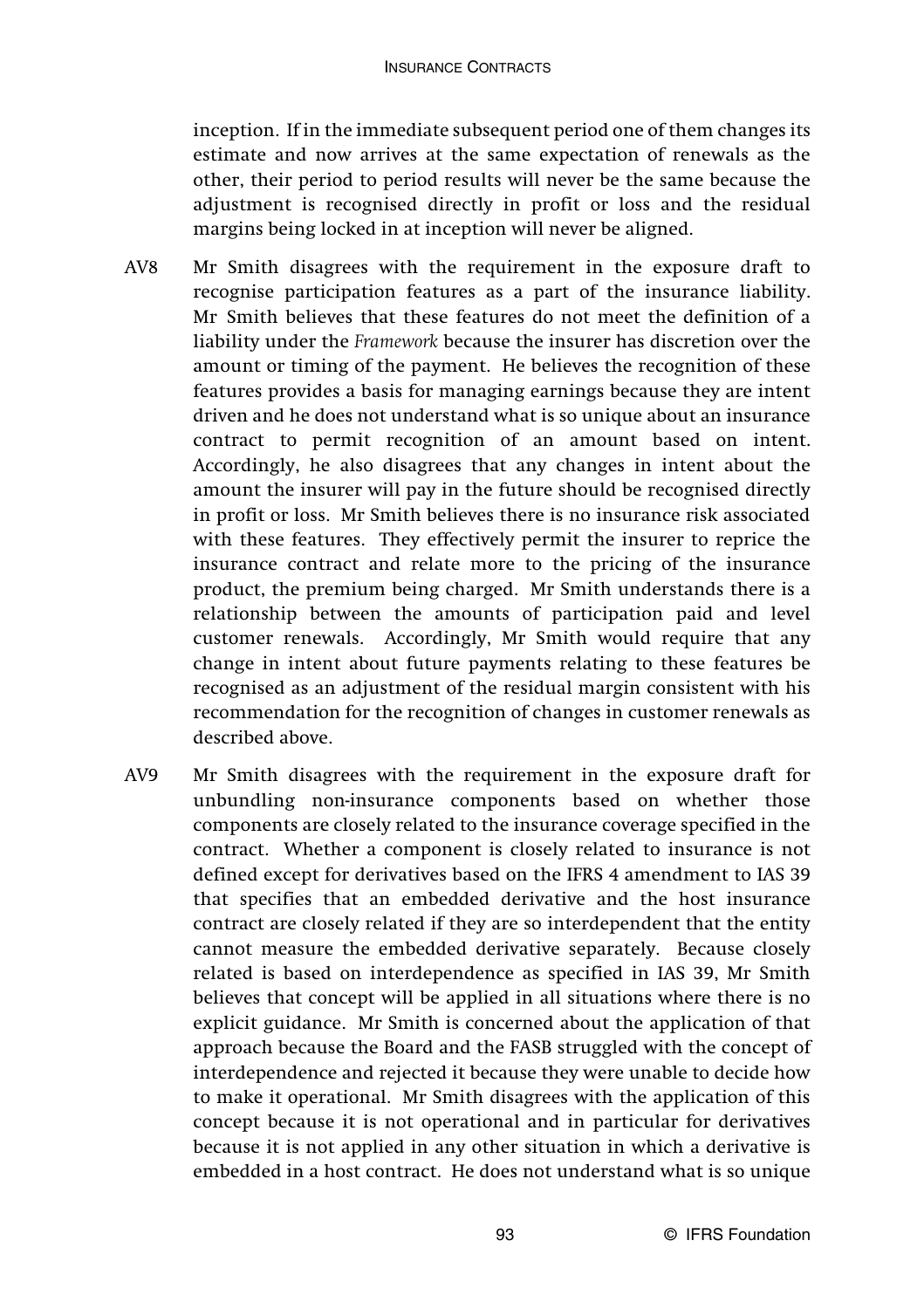inception. If in the immediate subsequent period one of them changes its estimate and now arrives at the same expectation of renewals as the other, their period to period results will never be the same because the adjustment is recognised directly in profit or loss and the residual margins being locked in at inception will never be aligned.

AV8 Mr Smith disagrees with the requirement in the exposure draft to recognise participation features as a part of the insurance liability. Mr Smith believes that these features do not meet the definition of a liability under the *Framework* because the insurer has discretion over the amount or timing of the payment. He believes the recognition of these features provides a basis for managing earnings because they are intent driven and he does not understand what is so unique about an insurance contract to permit recognition of an amount based on intent. Accordingly, he also disagrees that any changes in intent about the amount the insurer will pay in the future should be recognised directly in profit or loss. Mr Smith believes there is no insurance risk associated with these features. They effectively permit the insurer to reprice the insurance contract and relate more to the pricing of the insurance product, the premium being charged. Mr Smith understands there is a relationship between the amounts of participation paid and level customer renewals. Accordingly, Mr Smith would require that any change in intent about future payments relating to these features be recognised as an adjustment of the residual margin consistent with his recommendation for the recognition of changes in customer renewals as described above.

AV9 Mr Smith disagrees with the requirement in the exposure draft for unbundling non-insurance components based on whether those components are closely related to the insurance coverage specified in the contract. Whether a component is closely related to insurance is not defined except for derivatives based on the IFRS 4 amendment to IAS 39 that specifies that an embedded derivative and the host insurance contract are closely related if they are so interdependent that the entity cannot measure the embedded derivative separately. Because closely related is based on interdependence as specified in IAS 39, Mr Smith believes that concept will be applied in all situations where there is no explicit guidance. Mr Smith is concerned about the application of that approach because the Board and the FASB struggled with the concept of interdependence and rejected it because they were unable to decide how to make it operational. Mr Smith disagrees with the application of this concept because it is not operational and in particular for derivatives because it is not applied in any other situation in which a derivative is embedded in a host contract. He does not understand what is so unique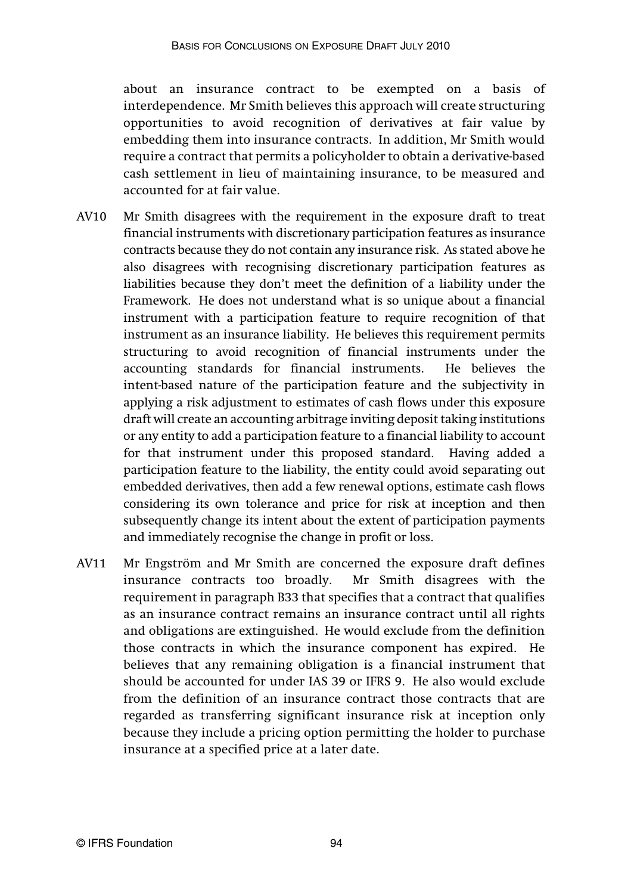about an insurance contract to be exempted on a basis of interdependence. Mr Smith believes this approach will create structuring opportunities to avoid recognition of derivatives at fair value by embedding them into insurance contracts. In addition, Mr Smith would require a contract that permits a policyholder to obtain a derivative-based cash settlement in lieu of maintaining insurance, to be measured and accounted for at fair value.

AV10 Mr Smith disagrees with the requirement in the exposure draft to treat financial instruments with discretionary participation features as insurance contracts because they do not contain any insurance risk. As stated above he also disagrees with recognising discretionary participation features as liabilities because they don't meet the definition of a liability under the Framework. He does not understand what is so unique about a financial instrument with a participation feature to require recognition of that instrument as an insurance liability. He believes this requirement permits structuring to avoid recognition of financial instruments under the accounting standards for financial instruments. He believes the intent-based nature of the participation feature and the subjectivity in applying a risk adjustment to estimates of cash flows under this exposure draft will create an accounting arbitrage inviting deposit taking institutions or any entity to add a participation feature to a financial liability to account for that instrument under this proposed standard. Having added a participation feature to the liability, the entity could avoid separating out embedded derivatives, then add a few renewal options, estimate cash flows considering its own tolerance and price for risk at inception and then subsequently change its intent about the extent of participation payments and immediately recognise the change in profit or loss.

AV11 Mr Engström and Mr Smith are concerned the exposure draft defines insurance contracts too broadly. Mr Smith disagrees with the requirement in paragraph B33 that specifies that a contract that qualifies as an insurance contract remains an insurance contract until all rights and obligations are extinguished. He would exclude from the definition those contracts in which the insurance component has expired. He believes that any remaining obligation is a financial instrument that should be accounted for under IAS 39 or IFRS 9. He also would exclude from the definition of an insurance contract those contracts that are regarded as transferring significant insurance risk at inception only because they include a pricing option permitting the holder to purchase insurance at a specified price at a later date.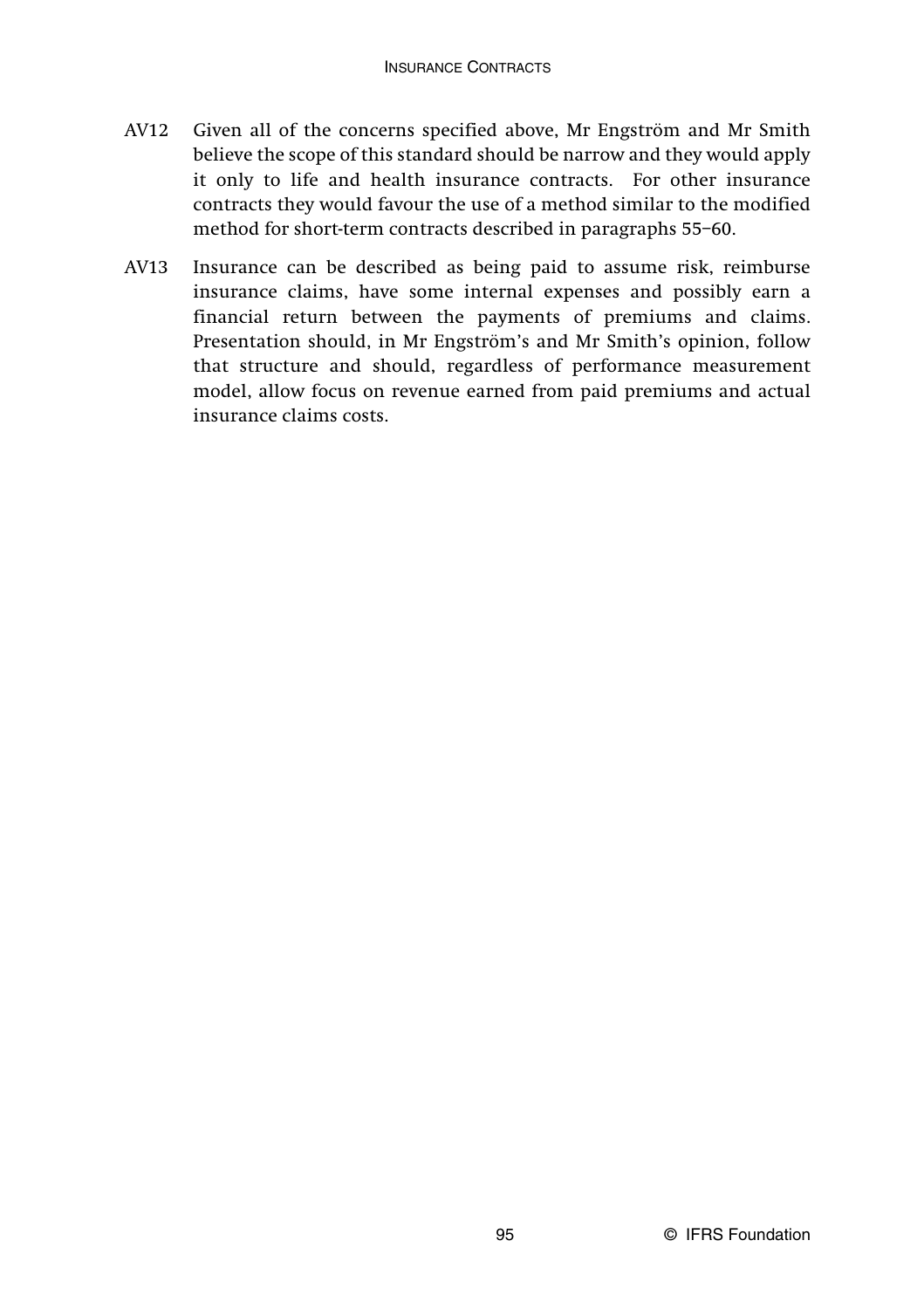AV12 Given all of the concerns specified above, Mr Engström and Mr Smith believe the scope of this standard should be narrow and they would apply it only to life and health insurance contracts. For other insurance contracts they would favour the use of a method similar to the modified method for short-term contracts described in paragraphs 55–60.

AV13 Insurance can be described as being paid to assume risk, reimburse insurance claims, have some internal expenses and possibly earn a financial return between the payments of premiums and claims. Presentation should, in Mr Engström's and Mr Smith's opinion, follow that structure and should, regardless of performance measurement model, allow focus on revenue earned from paid premiums and actual insurance claims costs.